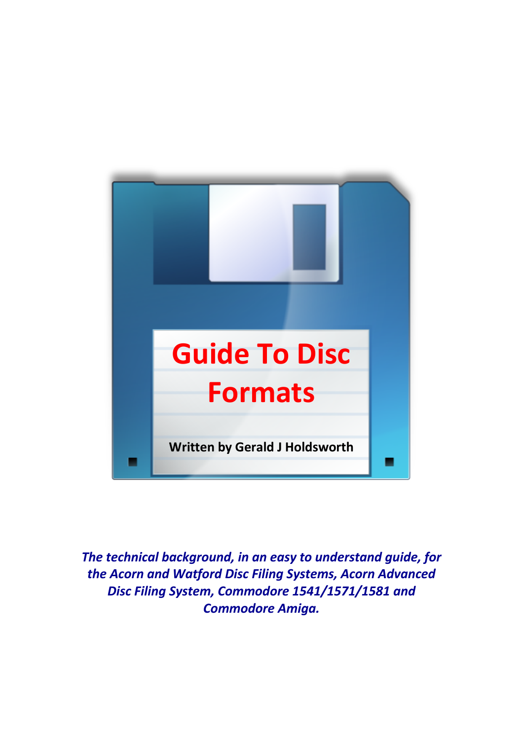# Guide To Disc Formats

**Written by Gerald J Holdsworth**

***The technical background, in an easy to understand guide, for the Acorn and Watford Disc Filing Systems, Acorn Advanced Disc Filing System, Commodore 1541/1571/1581 and Commodore Amiga.***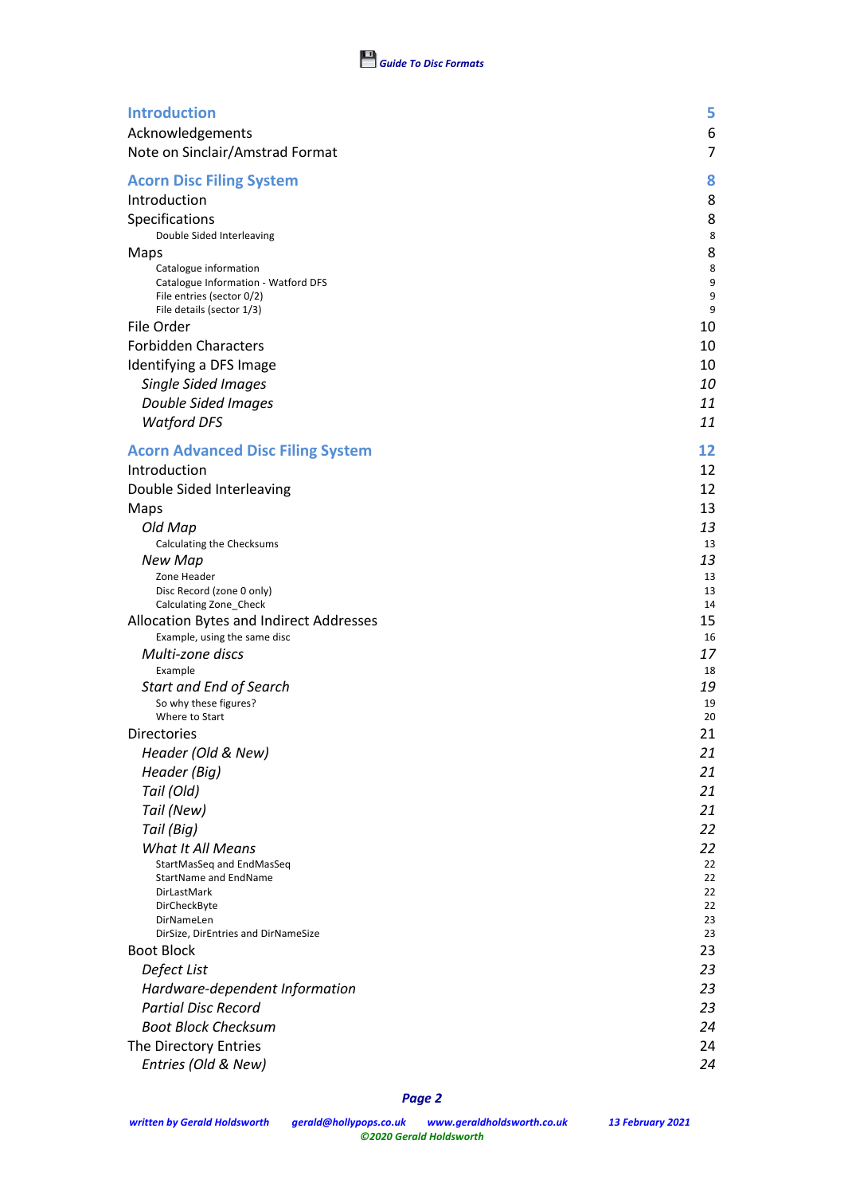| | |
|---|---|
| **Introduction** | **5** |
| Acknowledgements | 6 |
| Note on Sinclair/Amstrad Format | 7 |
| **Acorn Disc Filing System** | **8** |
| Introduction | 8 |
| Specifications | 8 |
| Double Sided Interleaving | 8 |
| Maps | 8 |
| Catalogue information | 8 |
| Catalogue Information - Watford DFS | 9 |
| File entries (sector 0/2) | 9 |
| File details (sector 1/3) | 9 |
| File Order | 10 |
| Forbidden Characters | 10 |
| Identifying a DFS Image | 10 |
| *Single Sided Images* | *10* |
| *Double Sided Images* | *11* |
| *Watford DFS* | *11* |
| **Acorn Advanced Disc Filing System** | **12** |
| Introduction | 12 |
| Double Sided Interleaving | 12 |
| Maps | 13 |
| *Old Map* | *13* |
| Calculating the Checksums | 13 |
| *New Map* | *13* |
| Zone Header | 13 |
| Disc Record (zone 0 only) | 13 |
| Calculating Zone_Check | 14 |
| Allocation Bytes and Indirect Addresses | 15 |
| Example, using the same disc | 16 |
| *Multi-zone discs* | *17* |
| Example | 18 |
| *Start and End of Search* | *19* |
| So why these figures? | 19 |
| Where to Start | 20 |
| Directories | 21 |
| *Header (Old & New)* | *21* |
| *Header (Big)* | *21* |
| *Tail (Old)* | *21* |
| *Tail (New)* | *21* |
| *Tail (Big)* | *22* |
| *What It All Means* | *22* |
| StartMasSeq and EndMasSeq | 22 |
| StartName and EndName | 22 |
| DirLastMark | 22 |
| DirCheckByte | 22 |
| DirNameLen | 23 |
| DirSize, DirEntries and DirNameSize | 23 |
| Boot Block | 23 |
| *Defect List* | *23* |
| *Hardware-dependent Information* | *23* |
| *Partial Disc Record* | *23* |
| *Boot Block Checksum* | *24* |
| The Directory Entries | 24 |
| *Entries (Old & New)* | *24* |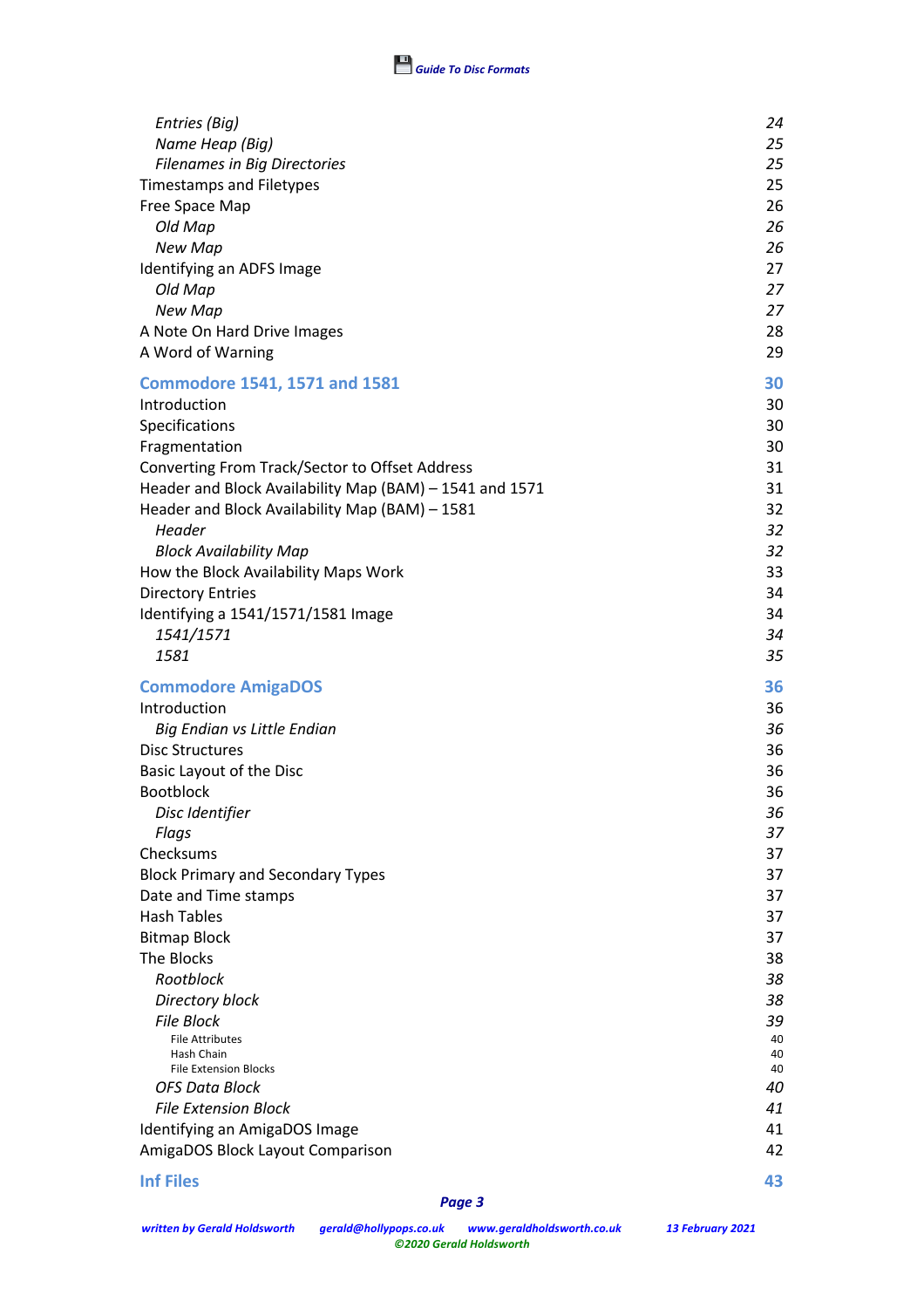| | |
|---|---|
| *Entries (Big)* | *24* |
| *Name Heap (Big)* | *25* |
| *Filenames in Big Directories* | *25* |
| Timestamps and Filetypes | 25 |
| Free Space Map | 26 |
| *Old Map* | *26* |
| *New Map* | *26* |
| Identifying an ADFS Image | 27 |
| *Old Map* | *27* |
| *New Map* | *27* |
| A Note On Hard Drive Images | 28 |
| A Word of Warning | 29 |
| **Commodore 1541, 1571 and 1581** | **30** |
| Introduction | 30 |
| Specifications | 30 |
| Fragmentation | 30 |
| Converting From Track/Sector to Offset Address | 31 |
| Header and Block Availability Map (BAM) – 1541 and 1571 | 31 |
| Header and Block Availability Map (BAM) – 1581 | 32 |
| *Header* | *32* |
| *Block Availability Map* | *32* |
| How the Block Availability Maps Work | 33 |
| Directory Entries | 34 |
| Identifying a 1541/1571/1581 Image | 34 |
| *1541/1571* | *34* |
| *1581* | *35* |
| **Commodore AmigaDOS** | **36** |
| Introduction | 36 |
| *Big Endian vs Little Endian* | *36* |
| Disc Structures | 36 |
| Basic Layout of the Disc | 36 |
| Bootblock | 36 |
| *Disc Identifier* | *36* |
| *Flags* | *37* |
| Checksums | 37 |
| Block Primary and Secondary Types | 37 |
| Date and Time stamps | 37 |
| Hash Tables | 37 |
| Bitmap Block | 37 |
| The Blocks | 38 |
| *Rootblock* | *38* |
| *Directory block* | *38* |
| *File Block* | *39* |
| File Attributes | 40 |
| Hash Chain | 40 |
| File Extension Blocks | 40 |
| *OFS Data Block* | *40* |
| *File Extension Block* | *41* |
| Identifying an AmigaDOS Image | 41 |
| AmigaDOS Block Layout Comparison | 42 |
| **Inf Files** | **43** |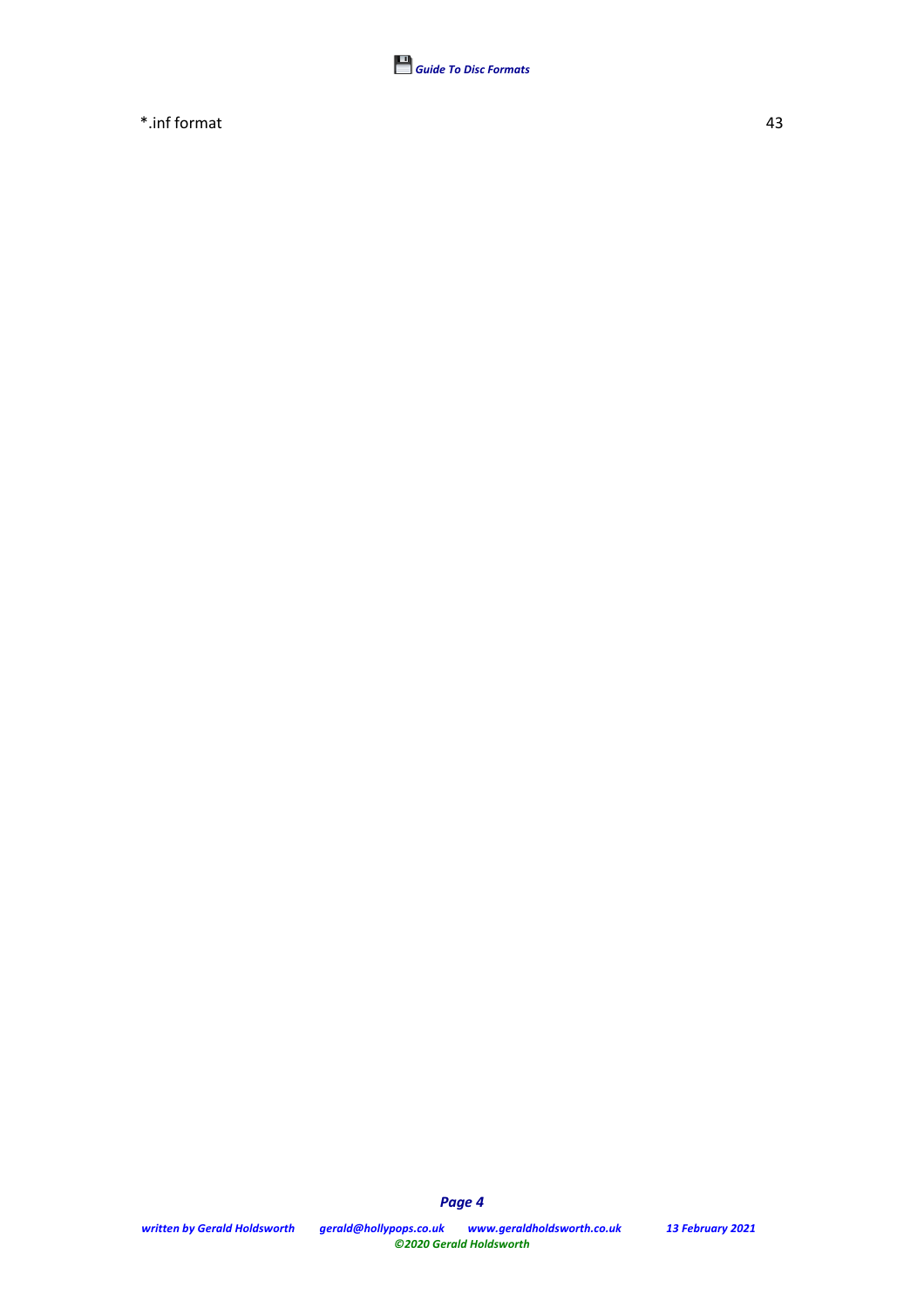*.inf format 43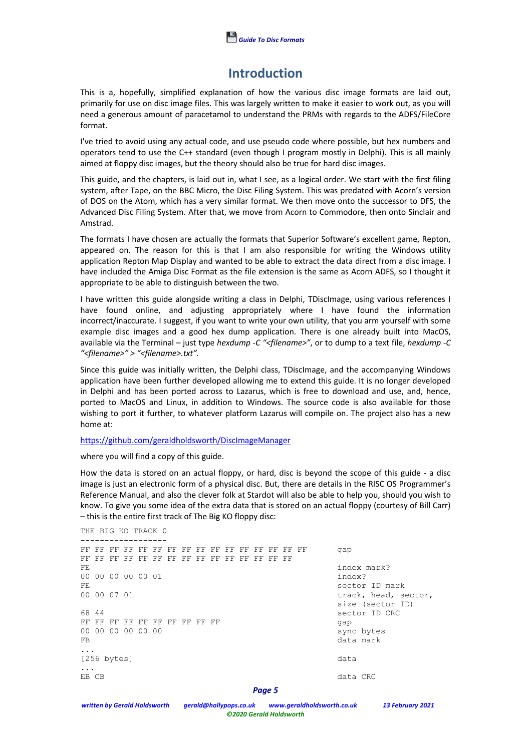# Introduction

This is a, hopefully, simplified explanation of how the various disc image formats are laid out, primarily for use on disc image files. This was largely written to make it easier to work out, as you will need a generous amount of paracetamol to understand the PRMs with regards to the ADFS/FileCore format.

I've tried to avoid using any actual code, and use pseudo code where possible, but hex numbers and operators tend to use the C++ standard (even though I program mostly in Delphi). This is all mainly aimed at floppy disc images, but the theory should also be true for hard disc images.

This guide, and the chapters, is laid out in, what I see, as a logical order. We start with the first filing system, after Tape, on the BBC Micro, the Disc Filing System. This was predated with Acorn's version of DOS on the Atom, which has a very similar format. We then move onto the successor to DFS, the Advanced Disc Filing System. After that, we move from Acorn to Commodore, then onto Sinclair and Amstrad.

The formats I have chosen are actually the formats that Superior Software's excellent game, Repton, appeared on. The reason for this is that I am also responsible for writing the Windows utility application Repton Map Display and wanted to be able to extract the data direct from a disc image. I have included the Amiga Disc Format as the file extension is the same as Acorn ADFS, so I thought it appropriate to be able to distinguish between the two.

I have written this guide alongside writing a class in Delphi, TDiscImage, using various references I have found online, and adjusting appropriately where I have found the information incorrect/inaccurate. I suggest, if you want to write your own utility, that you arm yourself with some example disc images and a good hex dump application. There is one already built into MacOS, available via the Terminal – just type *hexdump -C "<filename>"*, or to dump to a text file, *hexdump -C "<filename>" > "<filename>.txt"*.

Since this guide was initially written, the Delphi class, TDiscImage, and the accompanying Windows application have been further developed allowing me to extend this guide. It is no longer developed in Delphi and has been ported across to Lazarus, which is free to download and use, and, hence, ported to MacOS and Linux, in addition to Windows. The source code is also available for those wishing to port it further, to whatever platform Lazarus will compile on. The project also has a new home at:

https://github.com/geraldholdsworth/DiscImageManager

where you will find a copy of this guide.

How the data is stored on an actual floppy, or hard, disc is beyond the scope of this guide - a disc image is just an electronic form of a physical disc. But, there are details in the RISC OS Programmer's Reference Manual, and also the clever folk at Stardot will also be able to help you, should you wish to know. To give you some idea of the extra data that is stored on an actual floppy (courtesy of Bill Carr) – this is the entire first track of The Big KO floppy disc:

```
THE BIG KO TRACK 0
------------------
FF FF FF FF FF FF FF FF FF FF FF FF FF FF FF            gap
FF FF FF FF FF FF FF FF FF FF FF FF FF FF FF
FE                                                      index mark?
00 00 00 00 00 01                                       index?
FE                                                      sector ID mark
00 00 07 01                                             track, head, sector,
                                                        size (sector ID)
68 44                                                   sector ID CRC
FF FF FF FF FF FF FF FF FF FF                           gap
00 00 00 00 00 00                                       sync bytes
FB                                                      data mark
...
[256 bytes]                                             data
...
EB CB                                                   data CRC
```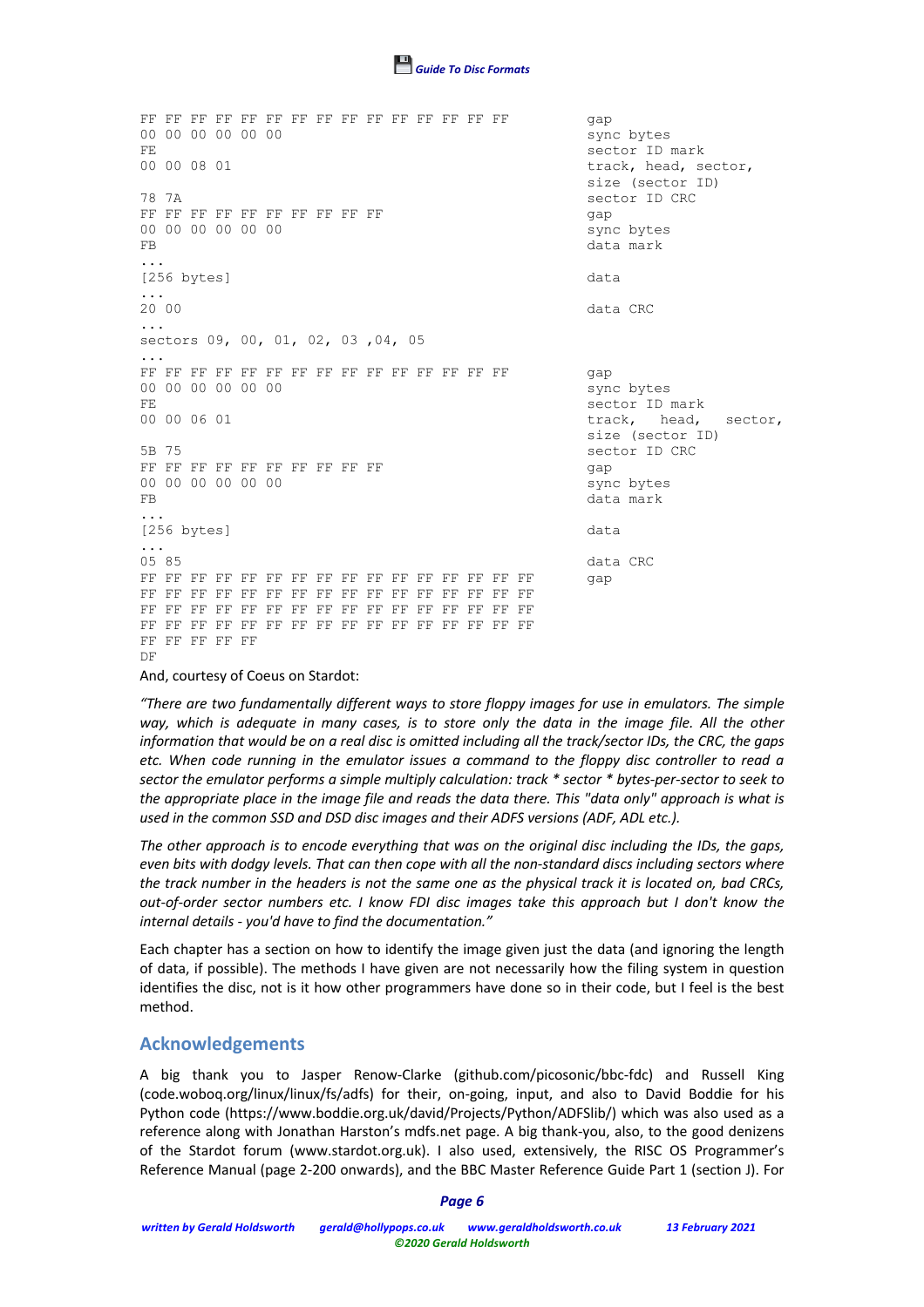```
FF FF FF FF FF FF FF FF FF FF FF FF FF FF FF          gap
00 00 00 00 00 00                                     sync bytes
FE                                                    sector ID mark
00 00 08 01                                           track, head, sector,
                                                      size (sector ID)
78 7A                                                 sector ID CRC
FF FF FF FF FF FF FF FF FF FF                         gap
00 00 00 00 00 00                                     sync bytes
FB                                                    data mark
...
[256 bytes]                                           data
...
20 00                                                 data CRC
...
sectors 09, 00, 01, 02, 03 ,04, 05
...
FF FF FF FF FF FF FF FF FF FF FF FF FF FF FF          gap
00 00 00 00 00 00                                     sync bytes
FE                                                    sector ID mark
00 00 06 01                                           track, head, sector,
                                                      size (sector ID)
5B 75                                                 sector ID CRC
FF FF FF FF FF FF FF FF FF FF                         gap
00 00 00 00 00 00                                     sync bytes
FB                                                    data mark
...
[256 bytes]                                           data
...
05 85                                                 data CRC
FF FF FF FF FF FF FF FF FF FF FF FF FF FF FF FF       gap
FF FF FF FF FF FF FF FF FF FF FF FF FF FF FF FF
FF FF FF FF FF FF FF FF FF FF FF FF FF FF FF FF
FF FF FF FF FF FF FF FF FF FF FF FF FF FF FF FF
FF FF FF FF FF
DF
```

And, courtesy of Coeus on Stardot:

*"There are two fundamentally different ways to store floppy images for use in emulators. The simple way, which is adequate in many cases, is to store only the data in the image file. All the other information that would be on a real disc is omitted including all the track/sector IDs, the CRC, the gaps etc. When code running in the emulator issues a command to the floppy disc controller to read a sector the emulator performs a simple multiply calculation: track * sector * bytes-per-sector to seek to the appropriate place in the image file and reads the data there. This "data only" approach is what is used in the common SSD and DSD disc images and their ADFS versions (ADF, ADL etc.).*

*The other approach is to encode everything that was on the original disc including the IDs, the gaps, even bits with dodgy levels. That can then cope with all the non-standard discs including sectors where the track number in the headers is not the same one as the physical track it is located on, bad CRCs, out-of-order sector numbers etc. I know FDI disc images take this approach but I don't know the internal details - you'd have to find the documentation."*

Each chapter has a section on how to identify the image given just the data (and ignoring the length of data, if possible). The methods I have given are not necessarily how the filing system in question identifies the disc, not is it how other programmers have done so in their code, but I feel is the best method.

## Acknowledgements

A big thank you to Jasper Renow-Clarke (github.com/picosonic/bbc-fdc) and Russell King (code.woboq.org/linux/linux/fs/adfs) for their, on-going, input, and also to David Boddie for his Python code (https://www.boddie.org.uk/david/Projects/Python/ADFSlib/) which was also used as a reference along with Jonathan Harston's mdfs.net page. A big thank-you, also, to the good denizens of the Stardot forum (www.stardot.org.uk). I also used, extensively, the RISC OS Programmer's Reference Manual (page 2-200 onwards), and the BBC Master Reference Guide Part 1 (section J). For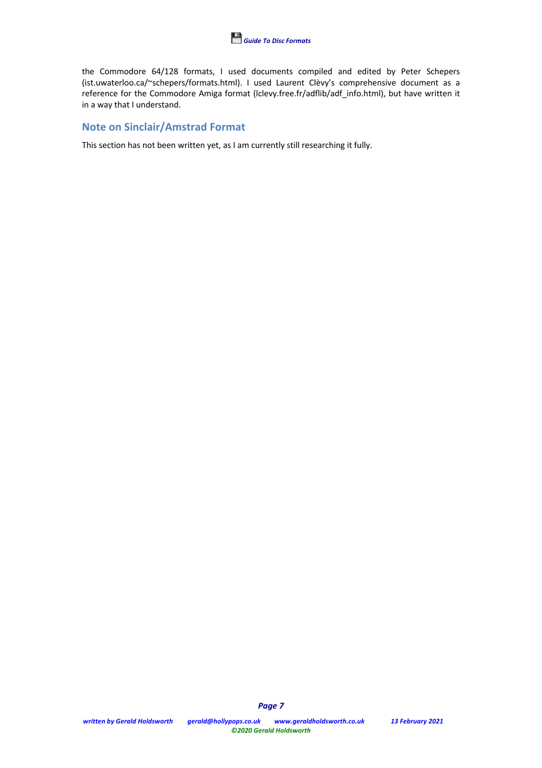the Commodore 64/128 formats, I used documents compiled and edited by Peter Schepers (ist.uwaterloo.ca/~schepers/formats.html). I used Laurent Clèvy's comprehensive document as a reference for the Commodore Amiga format (lclevy.free.fr/adflib/adf_info.html), but have written it in a way that I understand.

## Note on Sinclair/Amstrad Format

This section has not been written yet, as I am currently still researching it fully.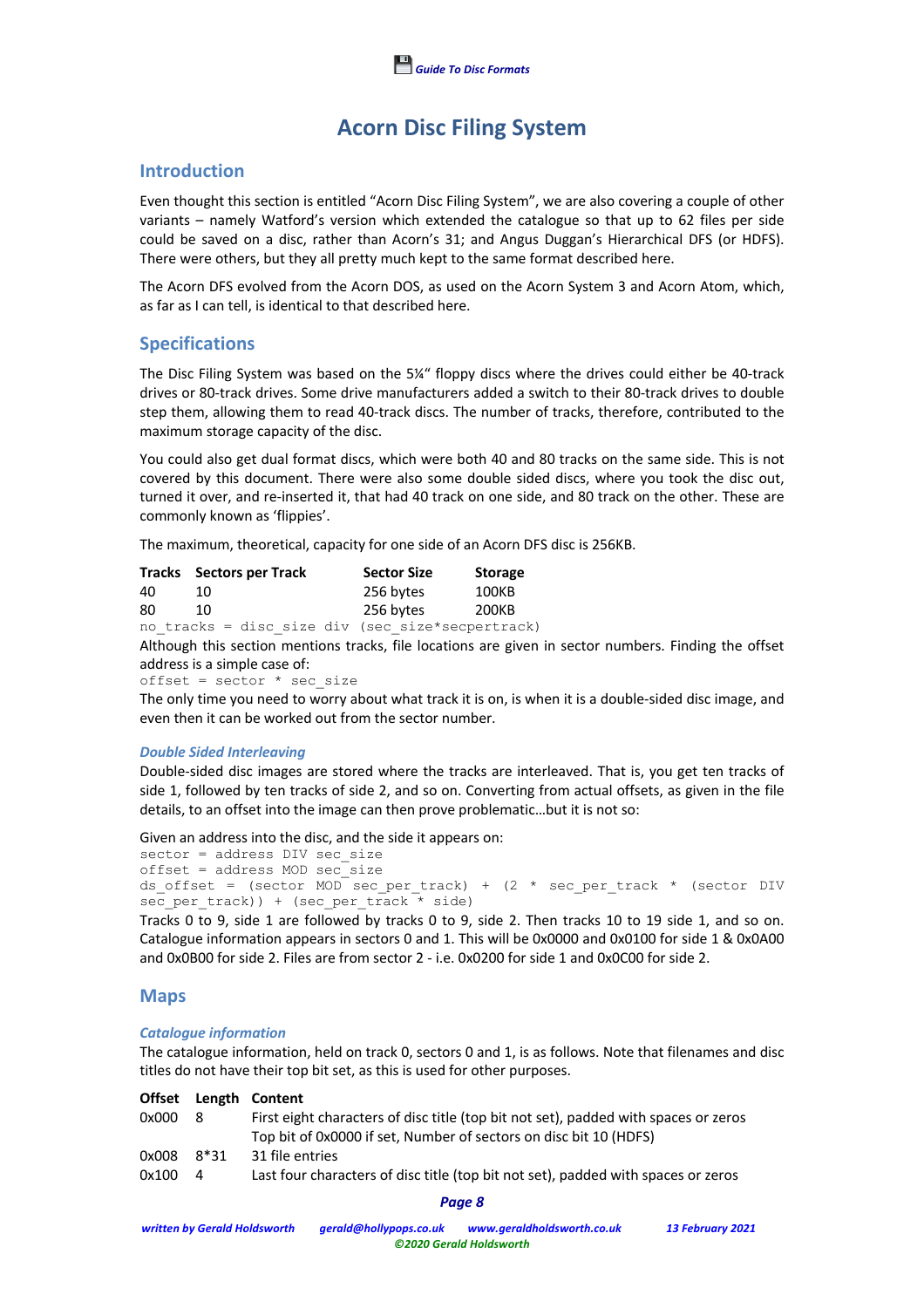# Acorn Disc Filing System

## Introduction

Even thought this section is entitled "Acorn Disc Filing System", we are also covering a couple of other variants – namely Watford's version which extended the catalogue so that up to 62 files per side could be saved on a disc, rather than Acorn's 31; and Angus Duggan's Hierarchical DFS (or HDFS). There were others, but they all pretty much kept to the same format described here.

The Acorn DFS evolved from the Acorn DOS, as used on the Acorn System 3 and Acorn Atom, which, as far as I can tell, is identical to that described here.

## Specifications

The Disc Filing System was based on the 5¼" floppy discs where the drives could either be 40-track drives or 80-track drives. Some drive manufacturers added a switch to their 80-track drives to double step them, allowing them to read 40-track discs. The number of tracks, therefore, contributed to the maximum storage capacity of the disc.

You could also get dual format discs, which were both 40 and 80 tracks on the same side. This is not covered by this document. There were also some double sided discs, where you took the disc out, turned it over, and re-inserted it, that had 40 track on one side, and 80 track on the other. These are commonly known as 'flippies'.

The maximum, theoretical, capacity for one side of an Acorn DFS disc is 256KB.

| Tracks | Sectors per Track | Sector Size | Storage |
|---|---|---|---|
| 40 | 10 | 256 bytes | 100KB |
| 80 | 10 | 256 bytes | 200KB |

```
no_tracks = disc_size div (sec_size*secpertrack)
```

Although this section mentions tracks, file locations are given in sector numbers. Finding the offset address is a simple case of:

```
offset = sector * sec_size
```

The only time you need to worry about what track it is on, is when it is a double-sided disc image, and even then it can be worked out from the sector number.

### *Double Sided Interleaving*

Double-sided disc images are stored where the tracks are interleaved. That is, you get ten tracks of side 1, followed by ten tracks of side 2, and so on. Converting from actual offsets, as given in the file details, to an offset into the image can then prove problematic…but it is not so:

Given an address into the disc, and the side it appears on:

```
sector = address DIV sec_size
offset = address MOD sec_size
ds_offset = (sector MOD sec_per_track) + (2 * sec_per_track * (sector DIV sec_per_track)) + (sec_per_track * side)
```

Tracks 0 to 9, side 1 are followed by tracks 0 to 9, side 2. Then tracks 10 to 19 side 1, and so on. Catalogue information appears in sectors 0 and 1. This will be 0x0000 and 0x0100 for side 1 & 0x0A00 and 0x0B00 for side 2. Files are from sector 2 - i.e. 0x0200 for side 1 and 0x0C00 for side 2.

## Maps

### *Catalogue information*

The catalogue information, held on track 0, sectors 0 and 1, is as follows. Note that filenames and disc titles do not have their top bit set, as this is used for other purposes.

| Offset | Length | Content |
|---|---|---|
| 0x000 | 8 | First eight characters of disc title (top bit not set), padded with spaces or zeros<br>Top bit of 0x0000 if set, Number of sectors on disc bit 10 (HDFS) |
| 0x008 | 8*31 | 31 file entries |
| 0x100 | 4 | Last four characters of disc title (top bit not set), padded with spaces or zeros |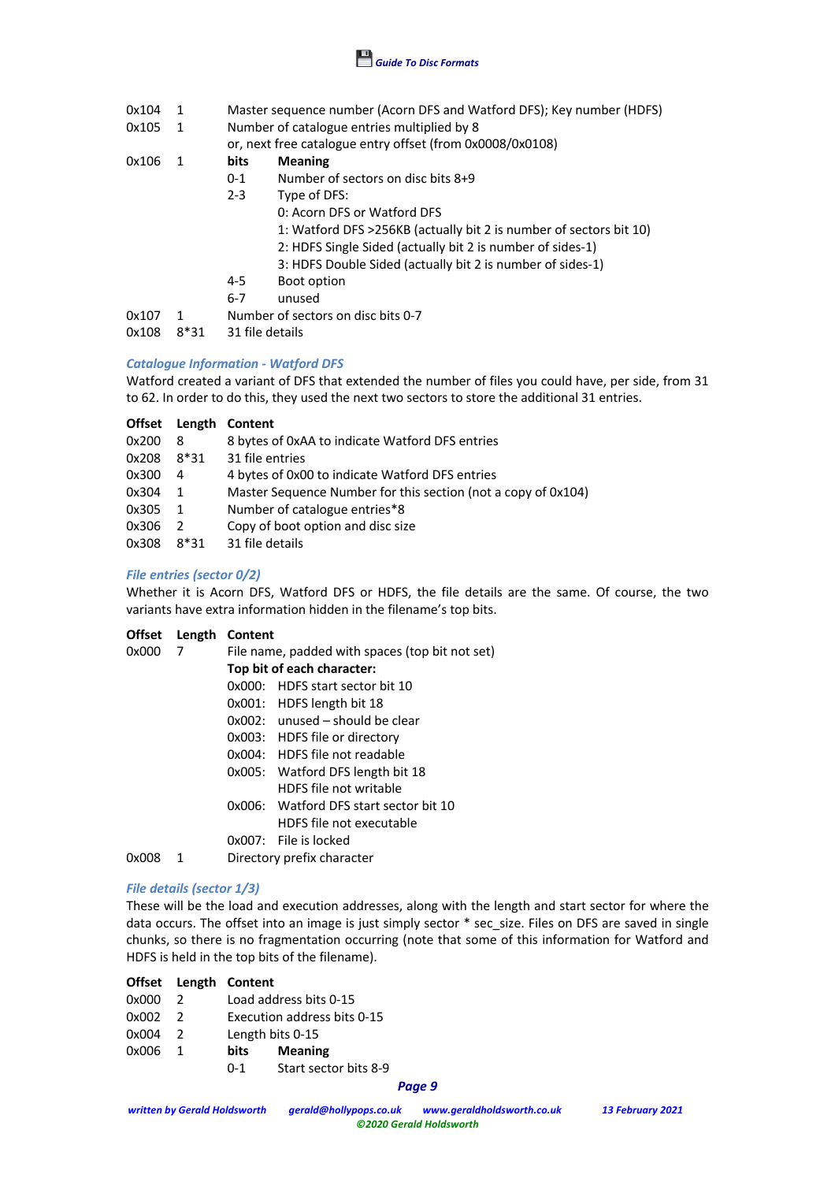| Offset | Length | Content |
|---|---|---|
| 0x104 | 1 | Master sequence number (Acorn DFS and Watford DFS); Key number (HDFS) |
| 0x105 | 1 | Number of catalogue entries multiplied by 8<br>or, next free catalogue entry offset (from 0x0008/0x0108) |
| 0x106 | 1 | **bits** — **Meaning**<br>0-1 — Number of sectors on disc bits 8+9<br>2-3 — Type of DFS:<br>0: Acorn DFS or Watford DFS<br>1: Watford DFS >256KB (actually bit 2 is number of sectors bit 10)<br>2: HDFS Single Sided (actually bit 2 is number of sides-1)<br>3: HDFS Double Sided (actually bit 2 is number of sides-1)<br>4-5 — Boot option<br>6-7 — unused |
| 0x107 | 1 | Number of sectors on disc bits 0-7 |
| 0x108 | 8*31 | 31 file details |

### Catalogue Information - Watford DFS

Watford created a variant of DFS that extended the number of files you could have, per side, from 31 to 62. In order to do this, they used the next two sectors to store the additional 31 entries.

| Offset | Length | Content |
|---|---|---|
| 0x200 | 8 | 8 bytes of 0xAA to indicate Watford DFS entries |
| 0x208 | 8*31 | 31 file entries |
| 0x300 | 4 | 4 bytes of 0x00 to indicate Watford DFS entries |
| 0x304 | 1 | Master Sequence Number for this section (not a copy of 0x104) |
| 0x305 | 1 | Number of catalogue entries*8 |
| 0x306 | 2 | Copy of boot option and disc size |
| 0x308 | 8*31 | 31 file details |

### File entries (sector 0/2)

Whether it is Acorn DFS, Watford DFS or HDFS, the file details are the same. Of course, the two variants have extra information hidden in the filename's top bits.

| Offset | Length | Content |
|---|---|---|
| 0x000 | 7 | File name, padded with spaces (top bit not set)<br>**Top bit of each character:**<br>0x000: HDFS start sector bit 10<br>0x001: HDFS length bit 18<br>0x002: unused – should be clear<br>0x003: HDFS file or directory<br>0x004: HDFS file not readable<br>0x005: Watford DFS length bit 18<br>HDFS file not writable<br>0x006: Watford DFS start sector bit 10<br>HDFS file not executable<br>0x007: File is locked |
| 0x008 | 1 | Directory prefix character |

### File details (sector 1/3)

These will be the load and execution addresses, along with the length and start sector for where the data occurs. The offset into an image is just simply sector * sec_size. Files on DFS are saved in single chunks, so there is no fragmentation occurring (note that some of this information for Watford and HDFS is held in the top bits of the filename).

| Offset | Length | Content |
|---|---|---|
| 0x000 | 2 | Load address bits 0-15 |
| 0x002 | 2 | Execution address bits 0-15 |
| 0x004 | 2 | Length bits 0-15 |
| 0x006 | 1 | **bits** — **Meaning**<br>0-1 — Start sector bits 8-9 |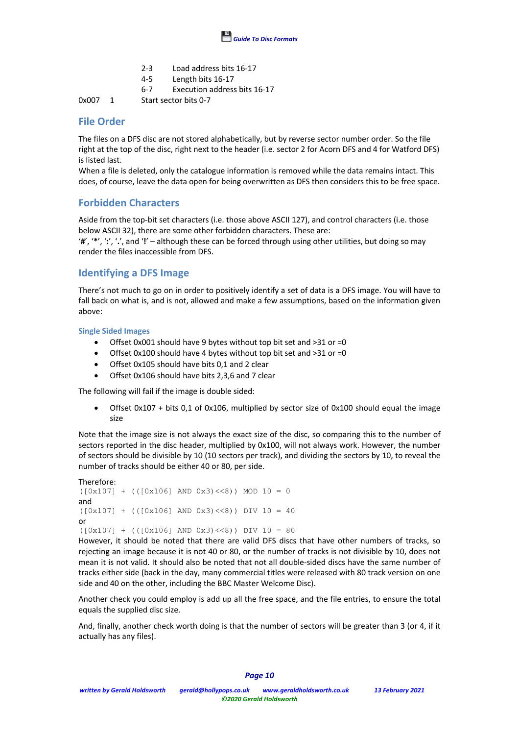| | | | |
|---|---|---|---|
| | | 2-3 | Load address bits 16-17 |
| | | 4-5 | Length bits 16-17 |
| | | 6-7 | Execution address bits 16-17 |
| 0x007 | 1 | Start sector bits 0-7 | |

## File Order

The files on a DFS disc are not stored alphabetically, but by reverse sector number order. So the file right at the top of the disc, right next to the header (i.e. sector 2 for Acorn DFS and 4 for Watford DFS) is listed last.

When a file is deleted, only the catalogue information is removed while the data remains intact. This does, of course, leave the data open for being overwritten as DFS then considers this to be free space.

## Forbidden Characters

Aside from the top-bit set characters (i.e. those above ASCII 127), and control characters (i.e. those below ASCII 32), there are some other forbidden characters. These are:

'**#**', '**\***', '**:**', '**.**', and '**!**' – although these can be forced through using other utilities, but doing so may render the files inaccessible from DFS.

## Identifying a DFS Image

There's not much to go on in order to positively identify a set of data is a DFS image. You will have to fall back on what is, and is not, allowed and make a few assumptions, based on the information given above:

### Single Sided Images

- Offset 0x001 should have 9 bytes without top bit set and >31 or =0
- Offset 0x100 should have 4 bytes without top bit set and >31 or =0
- Offset 0x105 should have bits 0,1 and 2 clear
- Offset 0x106 should have bits 2,3,6 and 7 clear

The following will fail if the image is double sided:

- Offset 0x107 + bits 0,1 of 0x106, multiplied by sector size of 0x100 should equal the image size

Note that the image size is not always the exact size of the disc, so comparing this to the number of sectors reported in the disc header, multiplied by 0x100, will not always work. However, the number of sectors should be divisible by 10 (10 sectors per track), and dividing the sectors by 10, to reveal the number of tracks should be either 40 or 80, per side.

Therefore:

```
([0x107] + (([0x106] AND 0x3)<<8)) MOD 10 = 0
```

and

```
([0x107] + (([0x106] AND 0x3)<<8)) DIV 10 = 40
```

or

```
([0x107] + (([0x106] AND 0x3)<<8)) DIV 10 = 80
```

However, it should be noted that there are valid DFS discs that have other numbers of tracks, so rejecting an image because it is not 40 or 80, or the number of tracks is not divisible by 10, does not mean it is not valid. It should also be noted that not all double-sided discs have the same number of tracks either side (back in the day, many commercial titles were released with 80 track version on one side and 40 on the other, including the BBC Master Welcome Disc).

Another check you could employ is add up all the free space, and the file entries, to ensure the total equals the supplied disc size.

And, finally, another check worth doing is that the number of sectors will be greater than 3 (or 4, if it actually has any files).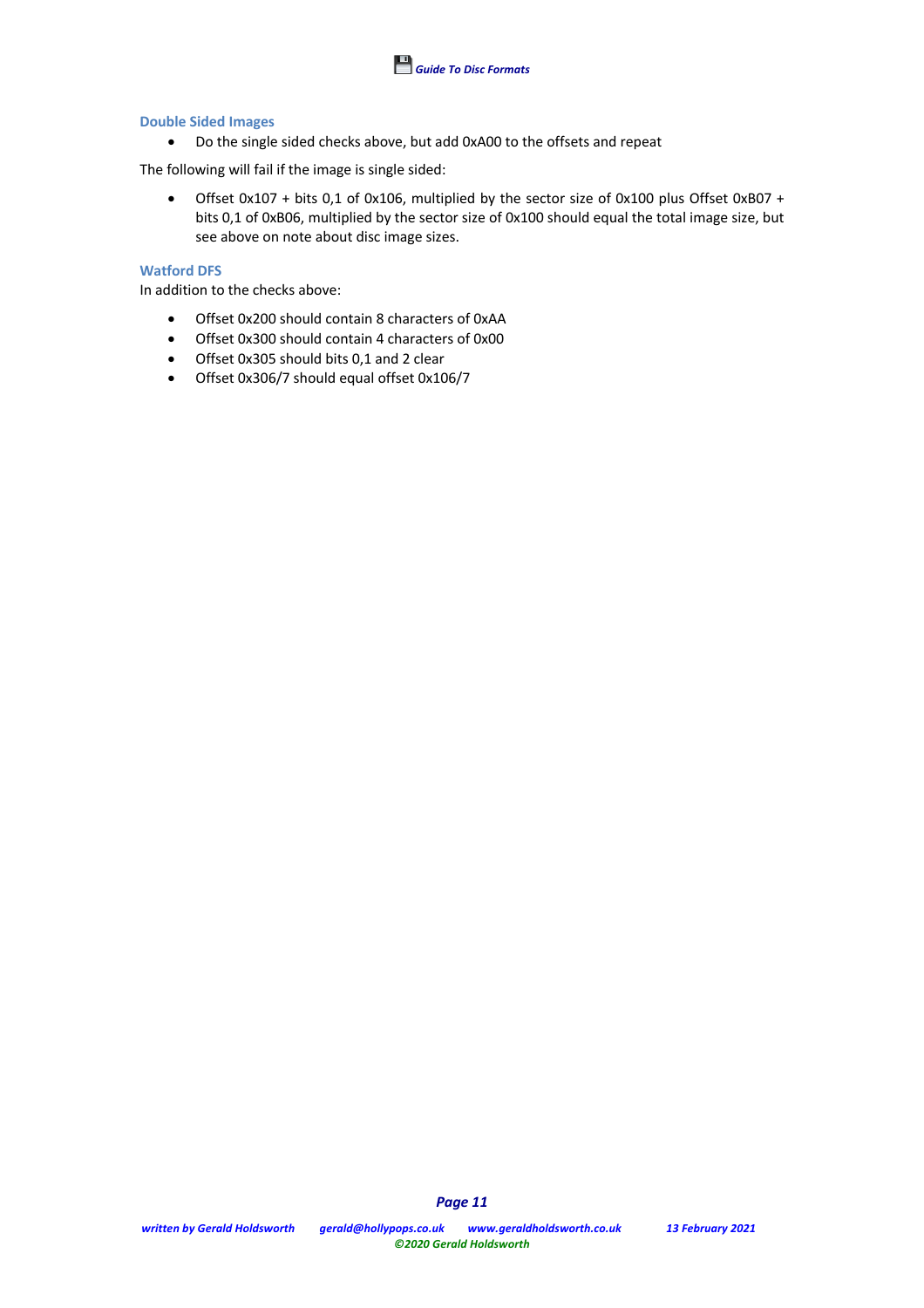### Double Sided Images

- Do the single sided checks above, but add 0xA00 to the offsets and repeat

The following will fail if the image is single sided:

- Offset 0x107 + bits 0,1 of 0x106, multiplied by the sector size of 0x100 plus Offset 0xB07 + bits 0,1 of 0xB06, multiplied by the sector size of 0x100 should equal the total image size, but see above on note about disc image sizes.

### Watford DFS

In addition to the checks above:

- Offset 0x200 should contain 8 characters of 0xAA
- Offset 0x300 should contain 4 characters of 0x00
- Offset 0x305 should bits 0,1 and 2 clear
- Offset 0x306/7 should equal offset 0x106/7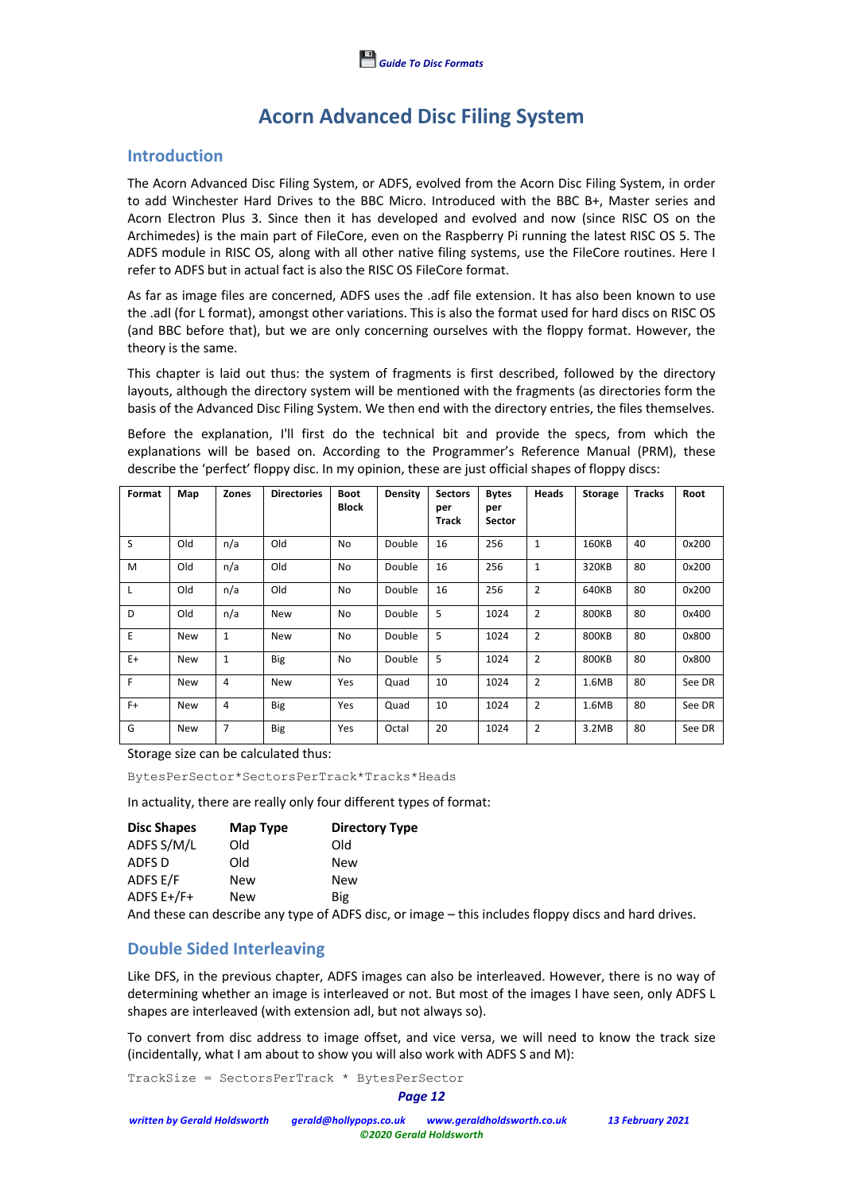# Acorn Advanced Disc Filing System

## Introduction

The Acorn Advanced Disc Filing System, or ADFS, evolved from the Acorn Disc Filing System, in order to add Winchester Hard Drives to the BBC Micro. Introduced with the BBC B+, Master series and Acorn Electron Plus 3. Since then it has developed and evolved and now (since RISC OS on the Archimedes) is the main part of FileCore, even on the Raspberry Pi running the latest RISC OS 5. The ADFS module in RISC OS, along with all other native filing systems, use the FileCore routines. Here I refer to ADFS but in actual fact is also the RISC OS FileCore format.

As far as image files are concerned, ADFS uses the .adf file extension. It has also been known to use the .adl (for L format), amongst other variations. This is also the format used for hard discs on RISC OS (and BBC before that), but we are only concerning ourselves with the floppy format. However, the theory is the same.

This chapter is laid out thus: the system of fragments is first described, followed by the directory layouts, although the directory system will be mentioned with the fragments (as directories form the basis of the Advanced Disc Filing System. We then end with the directory entries, the files themselves.

Before the explanation, I'll first do the technical bit and provide the specs, from which the explanations will be based on. According to the Programmer's Reference Manual (PRM), these describe the 'perfect' floppy disc. In my opinion, these are just official shapes of floppy discs:

| Format | Map | Zones | Directories | Boot Block | Density | Sectors per Track | Bytes per Sector | Heads | Storage | Tracks | Root |
|---|---|---|---|---|---|---|---|---|---|---|---|
| S | Old | n/a | Old | No | Double | 16 | 256 | 1 | 160KB | 40 | 0x200 |
| M | Old | n/a | Old | No | Double | 16 | 256 | 1 | 320KB | 80 | 0x200 |
| L | Old | n/a | Old | No | Double | 16 | 256 | 2 | 640KB | 80 | 0x200 |
| D | Old | n/a | New | No | Double | 5 | 1024 | 2 | 800KB | 80 | 0x400 |
| E | New | 1 | New | No | Double | 5 | 1024 | 2 | 800KB | 80 | 0x800 |
| E+ | New | 1 | Big | No | Double | 5 | 1024 | 2 | 800KB | 80 | 0x800 |
| F | New | 4 | New | Yes | Quad | 10 | 1024 | 2 | 1.6MB | 80 | See DR |
| F+ | New | 4 | Big | Yes | Quad | 10 | 1024 | 2 | 1.6MB | 80 | See DR |
| G | New | 7 | Big | Yes | Octal | 20 | 1024 | 2 | 3.2MB | 80 | See DR |

Storage size can be calculated thus:

```
BytesPerSector*SectorsPerTrack*Tracks*Heads
```

In actuality, there are really only four different types of format:

| Disc Shapes | Map Type | Directory Type |
|---|---|---|
| ADFS S/M/L | Old | Old |
| ADFS D | Old | New |
| ADFS E/F | New | New |
| ADFS E+/F+ | New | Big |

And these can describe any type of ADFS disc, or image – this includes floppy discs and hard drives.

## Double Sided Interleaving

Like DFS, in the previous chapter, ADFS images can also be interleaved. However, there is no way of determining whether an image is interleaved or not. But most of the images I have seen, only ADFS L shapes are interleaved (with extension adl, but not always so).

To convert from disc address to image offset, and vice versa, we will need to know the track size (incidentally, what I am about to show you will also work with ADFS S and M):

```
TrackSize = SectorsPerTrack * BytesPerSector
```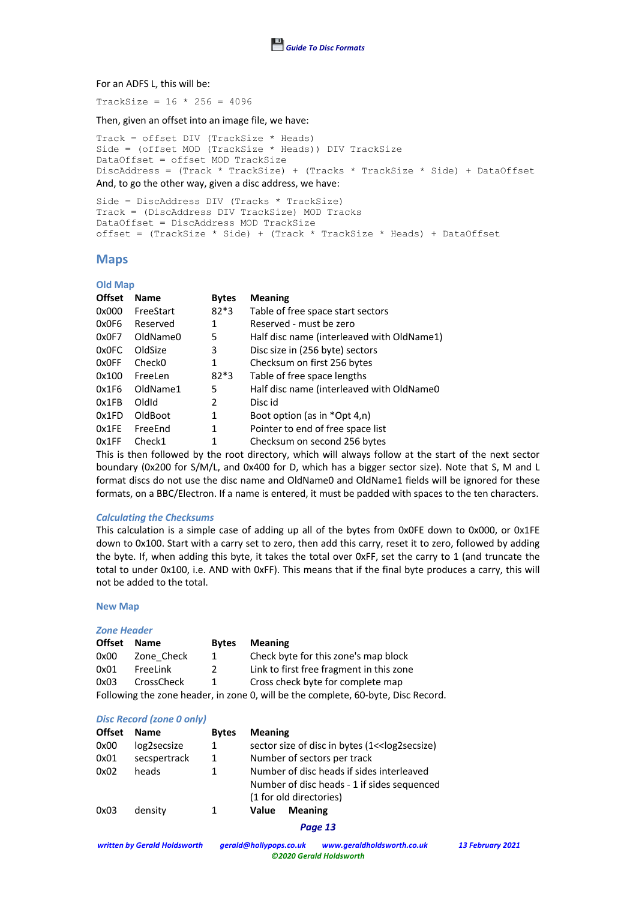For an ADFS L, this will be:

```
TrackSize = 16 * 256 = 4096
```

Then, given an offset into an image file, we have:

```
Track = offset DIV (TrackSize * Heads)
Side = (offset MOD (TrackSize * Heads)) DIV TrackSize
DataOffset = offset MOD TrackSize
DiscAddress = (Track * TrackSize) + (Tracks * TrackSize * Side) + DataOffset
```

And, to go the other way, given a disc address, we have:

```
Side = DiscAddress DIV (Tracks * TrackSize)
Track = (DiscAddress DIV TrackSize) MOD Tracks
DataOffset = DiscAddress MOD TrackSize
offset = (TrackSize * Side) + (Track * TrackSize * Heads) + DataOffset
```

## Maps

### Old Map

| Offset | Name | Bytes | Meaning |
|---|---|---|---|
| 0x000 | FreeStart | 82*3 | Table of free space start sectors |
| 0x0F6 | Reserved | 1 | Reserved - must be zero |
| 0x0F7 | OldName0 | 5 | Half disc name (interleaved with OldName1) |
| 0x0FC | OldSize | 3 | Disc size in (256 byte) sectors |
| 0x0FF | Check0 | 1 | Checksum on first 256 bytes |
| 0x100 | FreeLen | 82*3 | Table of free space lengths |
| 0x1F6 | OldName1 | 5 | Half disc name (interleaved with OldName0 |
| 0x1FB | OldId | 2 | Disc id |
| 0x1FD | OldBoot | 1 | Boot option (as in *Opt 4,n) |
| 0x1FE | FreeEnd | 1 | Pointer to end of free space list |
| 0x1FF | Check1 | 1 | Checksum on second 256 bytes |

This is then followed by the root directory, which will always follow at the start of the next sector boundary (0x200 for S/M/L, and 0x400 for D, which has a bigger sector size). Note that S, M and L format discs do not use the disc name and OldName0 and OldName1 fields will be ignored for these formats, on a BBC/Electron. If a name is entered, it must be padded with spaces to the ten characters.

#### *Calculating the Checksums*

This calculation is a simple case of adding up all of the bytes from 0x0FE down to 0x000, or 0x1FE down to 0x100. Start with a carry set to zero, then add this carry, reset it to zero, followed by adding the byte. If, when adding this byte, it takes the total over 0xFF, set the carry to 1 (and truncate the total to under 0x100, i.e. AND with 0xFF). This means that if the final byte produces a carry, this will not be added to the total.

### New Map

#### *Zone Header*

| Offset | Name | Bytes | Meaning |
|---|---|---|---|
| 0x00 | Zone_Check | 1 | Check byte for this zone's map block |
| 0x01 | FreeLink | 2 | Link to first free fragment in this zone |
| 0x03 | CrossCheck | 1 | Cross check byte for complete map |

Following the zone header, in zone 0, will be the complete, 60-byte, Disc Record.

#### *Disc Record (zone 0 only)*

| Offset | Name | Bytes | Meaning |
|---|---|---|---|
| 0x00 | log2secsize | 1 | sector size of disc in bytes (1<<log2secsize) |
| 0x01 | secspertrack | 1 | Number of sectors per track |
| 0x02 | heads | 1 | Number of disc heads if sides interleaved<br>Number of disc heads - 1 if sides sequenced<br>(1 for old directories) |
| 0x03 | density | 1 | **Value** **Meaning** |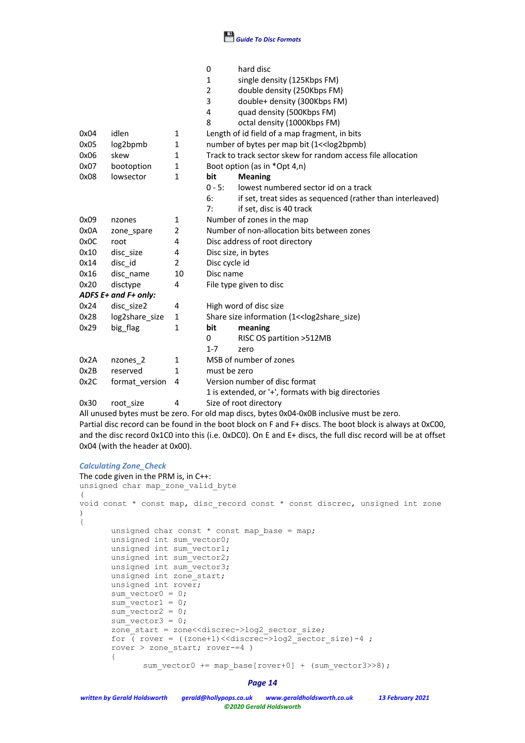| | | | | |
|---|---|---|---|---|
| | | | 0 | hard disc |
| | | | 1 | single density (125Kbps FM) |
| | | | 2 | double density (250Kbps FM) |
| | | | 3 | double+ density (300Kbps FM) |
| | | | 4 | quad density (500Kbps FM) |
| | | | 8 | octal density (1000Kbps FM) |
| 0x04 | idlen | 1 | Length of id field of a map fragment, in bits | |
| 0x05 | log2bpmb | 1 | number of bytes per map bit (1<<log2bpmb) | |
| 0x06 | skew | 1 | Track to track sector skew for random access file allocation | |
| 0x07 | bootoption | 1 | Boot option (as in *Opt 4,n) | |
| 0x08 | lowsector | 1 | **bit** | **Meaning** |
| | | | 0 - 5: | lowest numbered sector id on a track |
| | | | 6: | if set, treat sides as sequenced (rather than interleaved) |
| | | | 7: | if set, disc is 40 track |
| 0x09 | nzones | 1 | Number of zones in the map | |
| 0x0A | zone_spare | 2 | Number of non-allocation bits between zones | |
| 0x0C | root | 4 | Disc address of root directory | |
| 0x10 | disc_size | 4 | Disc size, in bytes | |
| 0x14 | disc_id | 2 | Disc cycle id | |
| 0x16 | disc_name | 10 | Disc name | |
| 0x20 | disctype | 4 | File type given to disc | |
| ***ADFS E+ and F+ only:*** | | | | |
| 0x24 | disc_size2 | 4 | High word of disc size | |
| 0x28 | log2share_size | 1 | Share size information (1<<log2share_size) | |
| 0x29 | big_flag | 1 | **bit** | **meaning** |
| | | | 0 | RISC OS partition >512MB |
| | | | 1-7 | zero |
| 0x2A | nzones_2 | 1 | MSB of number of zones | |
| 0x2B | reserved | 1 | must be zero | |
| 0x2C | format_version | 4 | Version number of disc format | |
| | | | 1 is extended, or '+', formats with big directories | |
| 0x30 | root_size | 4 | Size of root directory | |

All unused bytes must be zero. For old map discs, bytes 0x04-0x0B inclusive must be zero.

Partial disc record can be found in the boot block on F and F+ discs. The boot block is always at 0xC00, and the disc record 0x1C0 into this (i.e. 0xDC0). On E and E+ discs, the full disc record will be at offset 0x04 (with the header at 0x00).

### *Calculating Zone_Check*

The code given in the PRM is, in C++:

```
unsigned char map_zone_valid_byte
(
void const * const map, disc_record const * const discrec, unsigned int zone
)
{
        unsigned char const * const map_base = map;
        unsigned int sum_vector0;
        unsigned int sum_vector1;
        unsigned int sum_vector2;
        unsigned int sum_vector3;
        unsigned int zone_start;
        unsigned int rover;
        sum_vector0 = 0;
        sum_vector1 = 0;
        sum_vector2 = 0;
        sum_vector3 = 0;
        zone_start = zone<<discrec->log2_sector_size;
        for ( rover = ((zone+1)<<discrec->log2_sector_size)-4 ;
        rover > zone_start; rover-=4 )
        {
                sum_vector0 += map_base[rover+0] + (sum_vector3>>8);
```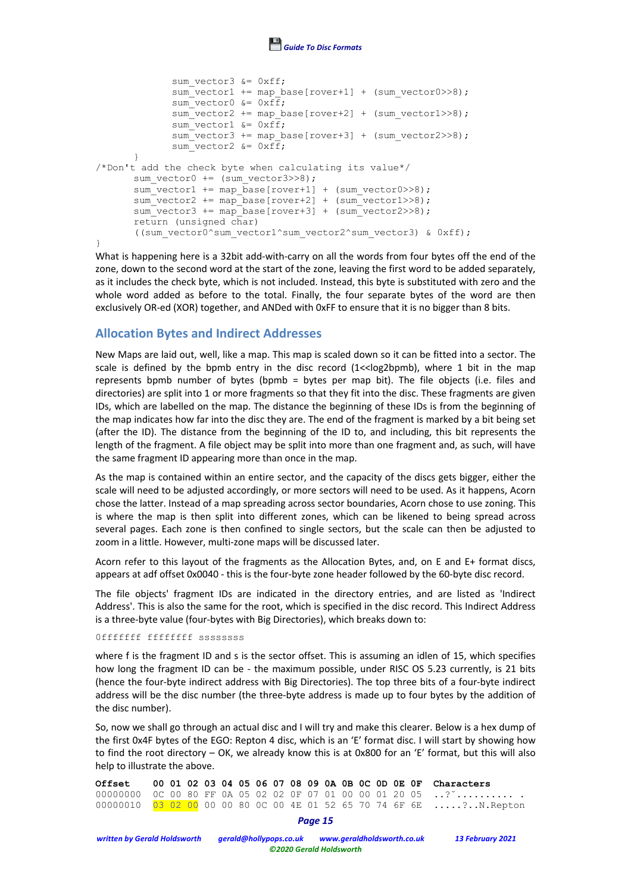```
            sum_vector3 &= 0xff;
            sum_vector1 += map_base[rover+1] + (sum_vector0>>8);
            sum_vector0 &= 0xff;
            sum_vector2 += map_base[rover+2] + (sum_vector1>>8);
            sum_vector1 &= 0xff;
            sum_vector3 += map_base[rover+3] + (sum_vector2>>8);
            sum_vector2 &= 0xff;
        }
/*Don't add the check byte when calculating its value*/
        sum_vector0 += (sum_vector3>>8);
        sum_vector1 += map_base[rover+1] + (sum_vector0>>8);
        sum_vector2 += map_base[rover+2] + (sum_vector1>>8);
        sum_vector3 += map_base[rover+3] + (sum_vector2>>8);
        return (unsigned char)
        ((sum_vector0^sum_vector1^sum_vector2^sum_vector3) & 0xff);
}
```

What is happening here is a 32bit add-with-carry on all the words from four bytes off the end of the zone, down to the second word at the start of the zone, leaving the first word to be added separately, as it includes the check byte, which is not included. Instead, this byte is substituted with zero and the whole word added as before to the total. Finally, the four separate bytes of the word are then exclusively OR-ed (XOR) together, and ANDed with 0xFF to ensure that it is no bigger than 8 bits.

## Allocation Bytes and Indirect Addresses

New Maps are laid out, well, like a map. This map is scaled down so it can be fitted into a sector. The scale is defined by the bpmb entry in the disc record (1<<log2bpmb), where 1 bit in the map represents bpmb number of bytes (bpmb = bytes per map bit). The file objects (i.e. files and directories) are split into 1 or more fragments so that they fit into the disc. These fragments are given IDs, which are labelled on the map. The distance the beginning of these IDs is from the beginning of the map indicates how far into the disc they are. The end of the fragment is marked by a bit being set (after the ID). The distance from the beginning of the ID to, and including, this bit represents the length of the fragment. A file object may be split into more than one fragment and, as such, will have the same fragment ID appearing more than once in the map.

As the map is contained within an entire sector, and the capacity of the discs gets bigger, either the scale will need to be adjusted accordingly, or more sectors will need to be used. As it happens, Acorn chose the latter. Instead of a map spreading across sector boundaries, Acorn chose to use zoning. This is where the map is then split into different zones, which can be likened to being spread across several pages. Each zone is then confined to single sectors, but the scale can then be adjusted to zoom in a little. However, multi-zone maps will be discussed later.

Acorn refer to this layout of the fragments as the Allocation Bytes, and, on E and E+ format discs, appears at adf offset 0x0040 - this is the four-byte zone header followed by the 60-byte disc record.

The file objects' fragment IDs are indicated in the directory entries, and are listed as 'Indirect Address'. This is also the same for the root, which is specified in the disc record. This Indirect Address is a three-byte value (four-bytes with Big Directories), which breaks down to:

```
0fffffff ffffffff ssssssss
```

where f is the fragment ID and s is the sector offset. This is assuming an idlen of 15, which specifies how long the fragment ID can be - the maximum possible, under RISC OS 5.23 currently, is 21 bits (hence the four-byte indirect address with Big Directories). The top three bits of a four-byte indirect address will be the disc number (the three-byte address is made up to four bytes by the addition of the disc number).

So, now we shall go through an actual disc and I will try and make this clearer. Below is a hex dump of the first 0x4F bytes of the EGO: Repton 4 disc, which is an 'E' format disc. I will start by showing how to find the root directory – OK, we already know this is at 0x800 for an 'E' format, but this will also help to illustrate the above.

| Offset | 00 | 01 | 02 | 03 | 04 | 05 | 06 | 07 | 08 | 09 | 0A | 0B | 0C | 0D | 0E | 0F | Characters |
|---|---|---|---|---|---|---|---|---|---|---|---|---|---|---|---|---|---|
| 00000000 | 0C | 00 | 80 | FF | 0A | 05 | 02 | 02 | 0F | 07 | 01 | 00 | 00 | 01 | 20 | 05 | ..?˘.......... . |
| 00000010 | 03 | 02 | 00 | 00 | 00 | 80 | 0C | 00 | 4E | 01 | 52 | 65 | 70 | 74 | 6F | 6E | .....?..N.Repton |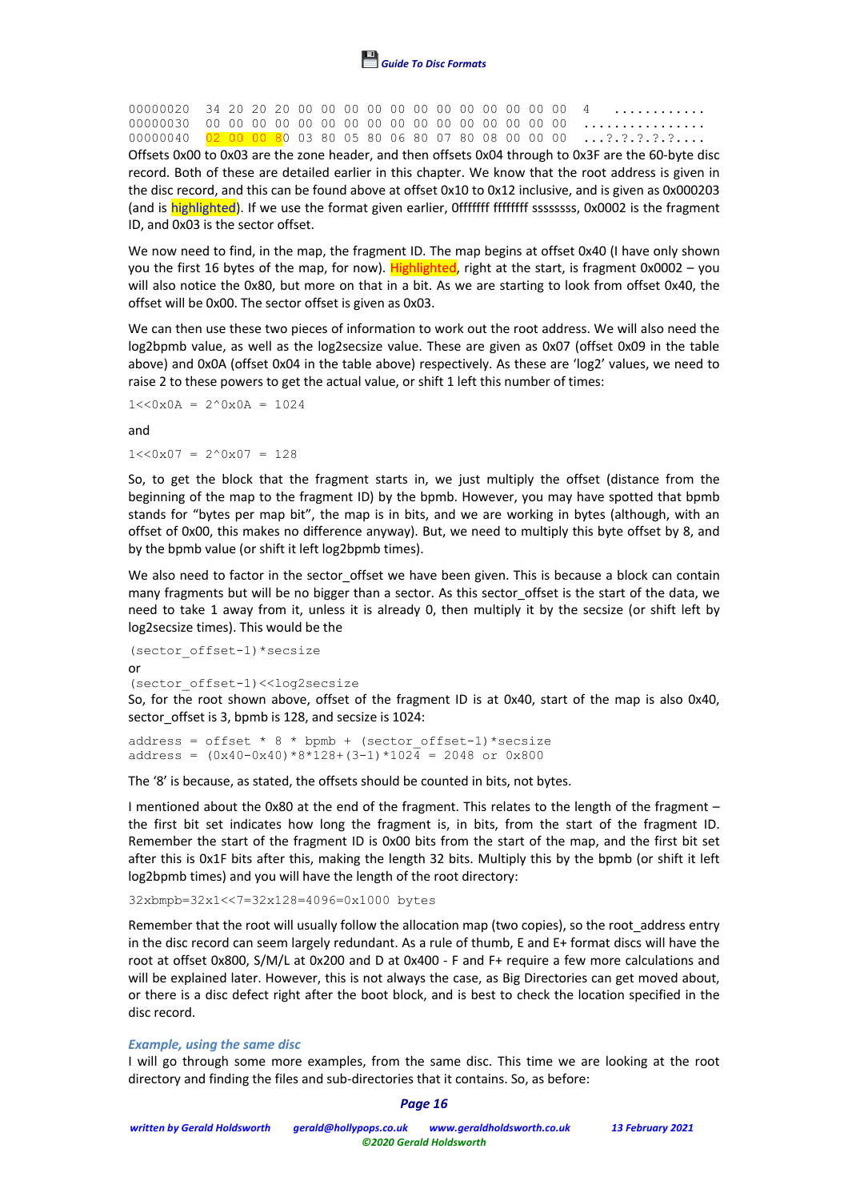```
00000020  34 20 20 20 00 00 00 00 00 00 00 00 00 00 00 00  4   ............
00000030  00 00 00 00 00 00 00 00 00 00 00 00 00 00 00 00  ................
00000040  02 00 00 80 03 80 05 80 06 80 07 80 08 00 00 00  ...?.?.?.?.?....
```

Offsets 0x00 to 0x03 are the zone header, and then offsets 0x04 through to 0x3F are the 60-byte disc record. Both of these are detailed earlier in this chapter. We know that the root address is given in the disc record, and this can be found above at offset 0x10 to 0x12 inclusive, and is given as 0x000203 (and is highlighted). If we use the format given earlier, 0ffffff ffffffff ssssssss, 0x0002 is the fragment ID, and 0x03 is the sector offset.

We now need to find, in the map, the fragment ID. The map begins at offset 0x40 (I have only shown you the first 16 bytes of the map, for now). Highlighted, right at the start, is fragment 0x0002 – you will also notice the 0x80, but more on that in a bit. As we are starting to look from offset 0x40, the offset will be 0x00. The sector offset is given as 0x03.

We can then use these two pieces of information to work out the root address. We will also need the log2bpmb value, as well as the log2secsize value. These are given as 0x07 (offset 0x09 in the table above) and 0x0A (offset 0x04 in the table above) respectively. As these are 'log2' values, we need to raise 2 to these powers to get the actual value, or shift 1 left this number of times:

```
1<<0x0A = 2^0x0A = 1024
```

and

```
1<<0x07 = 2^0x07 = 128
```

So, to get the block that the fragment starts in, we just multiply the offset (distance from the beginning of the map to the fragment ID) by the bpmb. However, you may have spotted that bpmb stands for "bytes per map bit", the map is in bits, and we are working in bytes (although, with an offset of 0x00, this makes no difference anyway). But, we need to multiply this byte offset by 8, and by the bpmb value (or shift it left log2bpmb times).

We also need to factor in the sector_offset we have been given. This is because a block can contain many fragments but will be no bigger than a sector. As this sector_offset is the start of the data, we need to take 1 away from it, unless it is already 0, then multiply it by the secsize (or shift left by log2secsize times). This would be the

```
(sector_offset-1)*secsize
```

or

```
(sector_offset-1)<<log2secsize
```

So, for the root shown above, offset of the fragment ID is at 0x40, start of the map is also 0x40, sector_offset is 3, bpmb is 128, and secsize is 1024:

```
address = offset * 8 * bpmb + (sector_offset-1)*secsize
address = (0x40-0x40)*8*128+(3-1)*1024 = 2048 or 0x800
```

The '8' is because, as stated, the offsets should be counted in bits, not bytes.

I mentioned about the 0x80 at the end of the fragment. This relates to the length of the fragment – the first bit set indicates how long the fragment is, in bits, from the start of the fragment ID. Remember the start of the fragment ID is 0x00 bits from the start of the map, and the first bit set after this is 0x1F bits after this, making the length 32 bits. Multiply this by the bpmb (or shift it left log2bpmb times) and you will have the length of the root directory:

```
32xbmpb=32x1<<7=32x128=4096=0x1000 bytes
```

Remember that the root will usually follow the allocation map (two copies), so the root_address entry in the disc record can seem largely redundant. As a rule of thumb, E and E+ format discs will have the root at offset 0x800, S/M/L at 0x200 and D at 0x400 - F and F+ require a few more calculations and will be explained later. However, this is not always the case, as Big Directories can get moved about, or there is a disc defect right after the boot block, and is best to check the location specified in the disc record.

### *Example, using the same disc*

I will go through some more examples, from the same disc. This time we are looking at the root directory and finding the files and sub-directories that it contains. So, as before: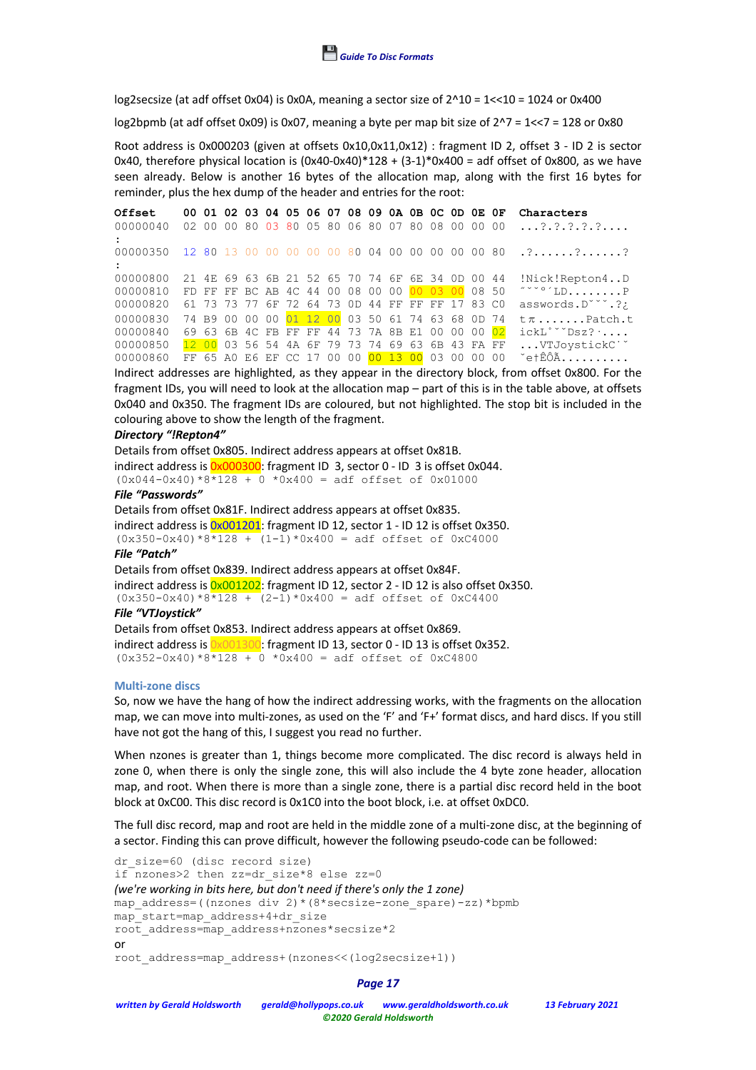log2secsize (at adf offset 0x04) is 0x0A, meaning a sector size of 2^10 = 1<<10 = 1024 or 0x400

log2bpmb (at adf offset 0x09) is 0x07, meaning a byte per map bit size of 2^7 = 1<<7 = 128 or 0x80

Root address is 0x000203 (given at offsets 0x10,0x11,0x12) : fragment ID 2, offset 3 - ID 2 is sector 0x40, therefore physical location is (0x40-0x40)*128 + (3-1)*0x400 = adf offset of 0x800, as we have seen already. Below is another 16 bytes of the allocation map, along with the first 16 bytes for reminder, plus the hex dump of the header and entries for the root:

```
Offset    00 01 02 03 04 05 06 07 08 09 0A 0B 0C 0D 0E 0F  Characters
00000040  02 00 00 80 03 80 05 80 06 80 07 80 08 00 00 00  ...?.?.?.?.....
:
00000350  12 80 13 00 00 00 00 00 80 04 00 00 00 00 00 80  .?......?......?
:
00000800  21 4E 69 63 6B 21 52 65 70 74 6F 6E 34 0D 00 44  !Nick!Repton4..D
00000810  FD FF FF BC AB 4C 44 00 08 00 00 00 03 00 08 50  ˝˘˘º´LD........P
00000820  61 73 73 77 6F 72 64 73 0D 44 FF FF FF 17 83 C0  asswords.D˘˘˘.?¿
00000830  74 B9 00 00 00 01 12 00 03 50 61 74 63 68 0D 74  tπ.......Patch.t
00000840  69 63 6B 4C FB FF FF 44 73 7A 8B E1 00 00 00 02  ickL˚˘˘Dsz?·....
00000850  12 00 03 56 54 4A 6F 79 73 74 69 63 6B 43 FA FF  ...VTJoystickC˙˘
00000860  FF 65 A0 E6 EF CC 17 00 00 00 13 00 03 00 00 00  ˘e†ÊÔÃ..........
```

Indirect addresses are highlighted, as they appear in the directory block, from offset 0x800. For the fragment IDs, you will need to look at the allocation map – part of this is in the table above, at offsets 0x040 and 0x350. The fragment IDs are coloured, but not highlighted. The stop bit is included in the colouring above to show the length of the fragment.

***Directory "!Repton4"***

Details from offset 0x805. Indirect address appears at offset 0x81B.

indirect address is 0x000300: fragment ID 3, sector 0 - ID 3 is offset 0x044.

```
(0x044-0x40)*8*128 + 0 *0x400 = adf offset of 0x01000
```

***File "Passwords"***

Details from offset 0x81F. Indirect address appears at offset 0x835.

indirect address is 0x001201: fragment ID 12, sector 1 - ID 12 is offset 0x350.

```
(0x350-0x40)*8*128 + (1-1)*0x400 = adf offset of 0xC4000
```

***File "Patch"***

Details from offset 0x839. Indirect address appears at offset 0x84F.

indirect address is 0x001202: fragment ID 12, sector 2 - ID 12 is also offset 0x350.

```
(0x350-0x40)*8*128 + (2-1)*0x400 = adf offset of 0xC4400
```

***File "VTJoystick"***

Details from offset 0x853. Indirect address appears at offset 0x869.

indirect address is 0x001300: fragment ID 13, sector 0 - ID 13 is offset 0x352.

```
(0x352-0x40)*8*128 + 0 *0x400 = adf offset of 0xC4800
```

## Multi-zone discs

So, now we have the hang of how the indirect addressing works, with the fragments on the allocation map, we can move into multi-zones, as used on the 'F' and 'F+' format discs, and hard discs. If you still have not got the hang of this, I suggest you read no further.

When nzones is greater than 1, things become more complicated. The disc record is always held in zone 0, when there is only the single zone, this will also include the 4 byte zone header, allocation map, and root. When there is more than a single zone, there is a partial disc record held in the boot block at 0xC00. This disc record is 0x1C0 into the boot block, i.e. at offset 0xDC0.

The full disc record, map and root are held in the middle zone of a multi-zone disc, at the beginning of a sector. Finding this can prove difficult, however the following pseudo-code can be followed:

```
dr_size=60 (disc record size)
if nzones>2 then zz=dr_size*8 else zz=0
```

*(we're working in bits here, but don't need if there's only the 1 zone)*

```
map_address=((nzones div 2)*(8*secsize-zone_spare)-zz)*bpmb
map_start=map_address+4+dr_size
root_address=map_address+nzones*secsize*2
```

or

```
root_address=map_address+(nzones<<(log2secsize+1))
```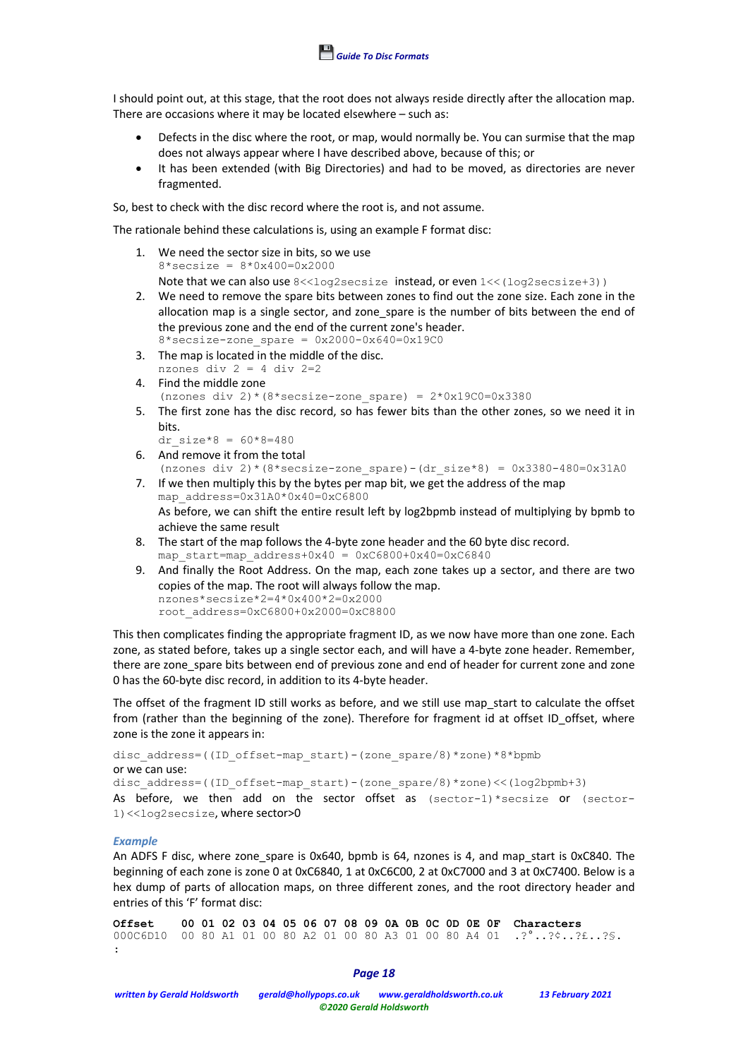I should point out, at this stage, that the root does not always reside directly after the allocation map. There are occasions where it may be located elsewhere – such as:

- Defects in the disc where the root, or map, would normally be. You can surmise that the map does not always appear where I have described above, because of this; or
- It has been extended (with Big Directories) and had to be moved, as directories are never fragmented.

So, best to check with the disc record where the root is, and not assume.

The rationale behind these calculations is, using an example F format disc:

1. We need the sector size in bits, so we use
   `8*secsize = 8*0x400=0x2000`
   Note that we can also use `8<<log2secsize` instead, or even `1<<(log2secsize+3))`
2. We need to remove the spare bits between zones to find out the zone size. Each zone in the allocation map is a single sector, and zone_spare is the number of bits between the end of the previous zone and the end of the current zone's header.
   `8*secsize-zone_spare = 0x2000-0x640=0x19C0`
3. The map is located in the middle of the disc.
   `nzones div 2 = 4 div 2=2`
4. Find the middle zone
   `(nzones div 2)*(8*secsize-zone_spare) = 2*0x19C0=0x3380`
5. The first zone has the disc record, so has fewer bits than the other zones, so we need it in bits.
   `dr_size*8 = 60*8=480`
6. And remove it from the total
   `(nzones div 2)*(8*secsize-zone_spare)-(dr_size*8) = 0x3380-480=0x31A0`
7. If we then multiply this by the bytes per map bit, we get the address of the map
   `map_address=0x31A0*0x40=0xC6800`
   As before, we can shift the entire result left by log2bpmb instead of multiplying by bpmb to achieve the same result
8. The start of the map follows the 4-byte zone header and the 60 byte disc record.
   `map_start=map_address+0x40 = 0xC6800+0x40=0xC6840`
9. And finally the Root Address. On the map, each zone takes up a sector, and there are two copies of the map. The root will always follow the map.
   `nzones*secsize*2=4*0x400*2=0x2000`
   `root_address=0xC6800+0x2000=0xC8800`

This then complicates finding the appropriate fragment ID, as we now have more than one zone. Each zone, as stated before, takes up a single sector each, and will have a 4-byte zone header. Remember, there are zone_spare bits between end of previous zone and end of header for current zone and zone 0 has the 60-byte disc record, in addition to its 4-byte header.

The offset of the fragment ID still works as before, and we still use map_start to calculate the offset from (rather than the beginning of the zone). Therefore for fragment id at offset ID_offset, where zone is the zone it appears in:

```
disc_address=((ID_offset-map_start)-(zone_spare/8)*zone)*8*bpmb
```

or we can use:

```
disc_address=((ID_offset-map_start)-(zone_spare/8)*zone)<<(log2bpmb+3)
```

As before, we then add on the sector offset as `(sector-1)*secsize` or `(sector-1)<<log2secsize`, where sector>0

### *Example*

An ADFS F disc, where zone_spare is 0x640, bpmb is 64, nzones is 4, and map_start is 0xC840. The beginning of each zone is zone 0 at 0xC6840, 1 at 0xC6C00, 2 at 0xC7000 and 3 at 0xC7400. Below is a hex dump of parts of allocation maps, on three different zones, and the root directory header and entries of this 'F' format disc:

```
Offset    00 01 02 03 04 05 06 07 08 09 0A 0B 0C 0D 0E 0F  Characters
000C6D10  00 80 A1 01 00 80 A2 01 00 80 A3 01 00 80 A4 01  .?°..?¢..?£..?$.
:
```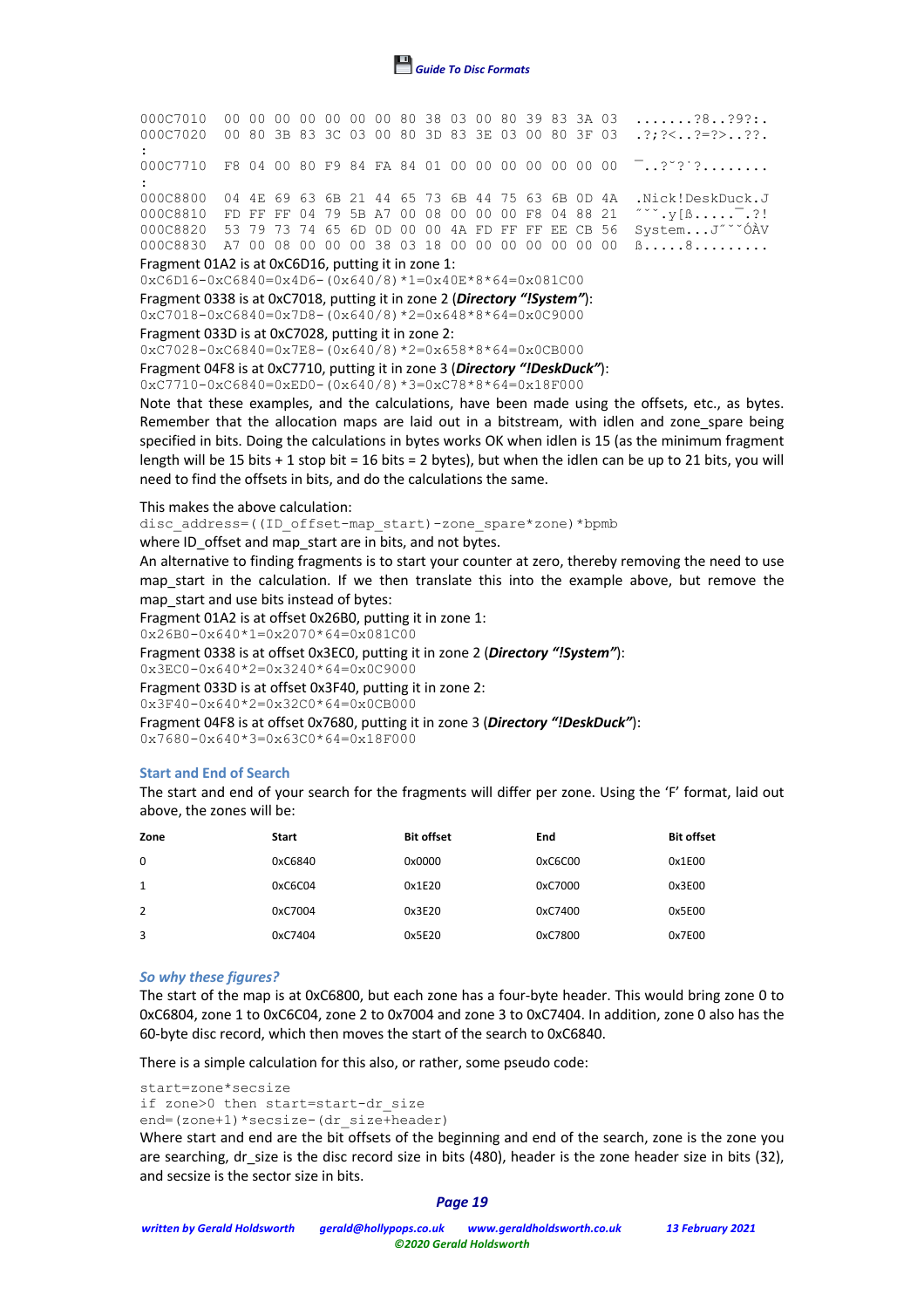```
000C7010  00 00 00 00 00 00 00 80 38 03 00 80 39 83 3A 03  .......?8..?9?:.
000C7020  00 80 3B 83 3C 03 00 80 3D 83 3E 03 00 80 3F 03  .?;?<..?=?>..??.
:
000C7710  F8 04 00 80 F9 84 FA 84 01 00 00 00 00 00 00 00  ¯..?˘?˙?........
:
000C8800  04 4E 69 63 6B 21 44 65 73 6B 44 75 63 6B 0D 4A  .Nick!DeskDuck.J
000C8810  FD FF FF 04 79 5B A7 00 08 00 00 00 F8 04 88 21  ˝˘˘.y[ß.....¯.?!
000C8820  53 79 73 74 65 6D 0D 00 00 4A FD FF FF EE CB 56  System...J˝˘˘ÓÀV
000C8830  A7 00 08 00 00 00 38 03 18 00 00 00 00 00 00 00  ß.....8.........
```

Fragment 01A2 is at 0xC6D16, putting it in zone 1:

`0xC6D16-0xC6840=0x4D6-(0x640/8)*1=0x40E*8*64=0x081C00`

Fragment 0338 is at 0xC7018, putting it in zone 2 (***Directory "!System"***):

`0xC7018-0xC6840=0x7D8-(0x640/8)*2=0x648*8*64=0x0C9000`

Fragment 033D is at 0xC7028, putting it in zone 2:

`0xC7028-0xC6840=0x7E8-(0x640/8)*2=0x658*8*64=0x0CB000`

Fragment 04F8 is at 0xC7710, putting it in zone 3 (***Directory "!DeskDuck"***):

`0xC7710-0xC6840=0xED0-(0x640/8)*3=0xC78*8*64=0x18F000`

Note that these examples, and the calculations, have been made using the offsets, etc., as bytes. Remember that the allocation maps are laid out in a bitstream, with idlen and zone_spare being specified in bits. Doing the calculations in bytes works OK when idlen is 15 (as the minimum fragment length will be 15 bits + 1 stop bit = 16 bits = 2 bytes), but when the idlen can be up to 21 bits, you will need to find the offsets in bits, and do the calculations the same.

This makes the above calculation:

`disc_address=((ID_offset-map_start)-zone_spare*zone)*bpmb`

where ID_offset and map_start are in bits, and not bytes.

An alternative to finding fragments is to start your counter at zero, thereby removing the need to use map_start in the calculation. If we then translate this into the example above, but remove the map_start and use bits instead of bytes:

Fragment 01A2 is at offset 0x26B0, putting it in zone 1:

`0x26B0-0x640*1=0x2070*64=0x081C00`

Fragment 0338 is at offset 0x3EC0, putting it in zone 2 (***Directory "!System"***):

`0x3EC0-0x640*2=0x3240*64=0x0C9000`

Fragment 033D is at offset 0x3F40, putting it in zone 2:

`0x3F40-0x640*2=0x32C0*64=0x0CB000`

Fragment 04F8 is at offset 0x7680, putting it in zone 3 (***Directory "!DeskDuck"***):

`0x7680-0x640*3=0x63C0*64=0x18F000`

## Start and End of Search

The start and end of your search for the fragments will differ per zone. Using the 'F' format, laid out above, the zones will be:

| Zone | Start | Bit offset | End | Bit offset |
|---|---|---|---|---|
| 0 | 0xC6840 | 0x0000 | 0xC6C00 | 0x1E00 |
| 1 | 0xC6C04 | 0x1E20 | 0xC7000 | 0x3E00 |
| 2 | 0xC7004 | 0x3E20 | 0xC7400 | 0x5E00 |
| 3 | 0xC7404 | 0x5E20 | 0xC7800 | 0x7E00 |

### *So why these figures?*

The start of the map is at 0xC6800, but each zone has a four-byte header. This would bring zone 0 to 0xC6804, zone 1 to 0xC6C04, zone 2 to 0x7004 and zone 3 to 0xC7404. In addition, zone 0 also has the 60-byte disc record, which then moves the start of the search to 0xC6840.

There is a simple calculation for this also, or rather, some pseudo code:

```
start=zone*secsize
if zone>0 then start=start-dr_size
end=(zone+1)*secsize-(dr_size+header)
```

Where start and end are the bit offsets of the beginning and end of the search, zone is the zone you are searching, dr_size is the disc record size in bits (480), header is the zone header size in bits (32), and secsize is the sector size in bits.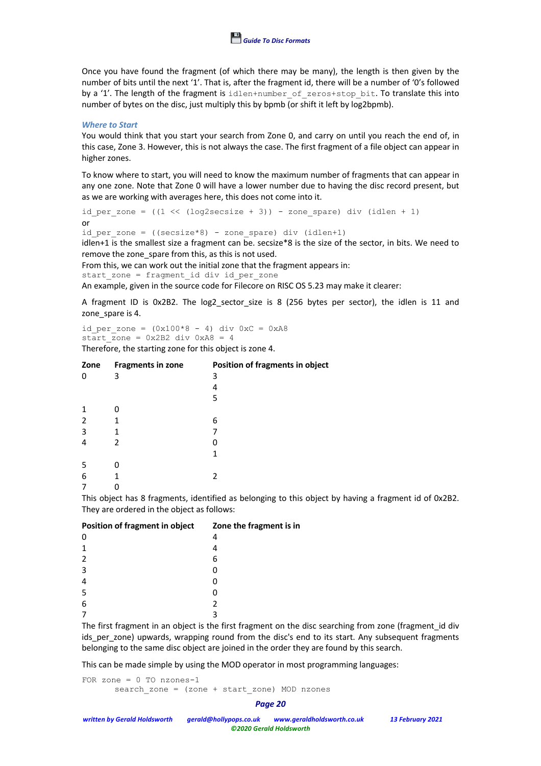Once you have found the fragment (of which there may be many), the length is then given by the number of bits until the next '1'. That is, after the fragment id, there will be a number of '0's followed by a '1'. The length of the fragment is `idlen+number_of_zeros+stop_bit`. To translate this into number of bytes on the disc, just multiply this by bpmb (or shift it left by log2bpmb).

### *Where to Start*

You would think that you start your search from Zone 0, and carry on until you reach the end of, in this case, Zone 3. However, this is not always the case. The first fragment of a file object can appear in higher zones.

To know where to start, you will need to know the maximum number of fragments that can appear in any one zone. Note that Zone 0 will have a lower number due to having the disc record present, but as we are working with averages here, this does not come into it.

```
id_per_zone = ((1 << (log2secsize + 3)) - zone_spare) div (idlen + 1)
```

or

```
id_per_zone = ((secsize*8) - zone_spare) div (idlen+1)
```

idlen+1 is the smallest size a fragment can be. secsize*8 is the size of the sector, in bits. We need to remove the zone_spare from this, as this is not used.

From this, we can work out the initial zone that the fragment appears in:

```
start_zone = fragment_id div id_per_zone
```

An example, given in the source code for Filecore on RISC OS 5.23 may make it clearer:

A fragment ID is 0x2B2. The log2_sector_size is 8 (256 bytes per sector), the idlen is 11 and zone_spare is 4.

```
id_per_zone = (0x100*8 - 4) div 0xC = 0xA8
start_zone = 0x2B2 div 0xA8 = 4
```

Therefore, the starting zone for this object is zone 4.

| Zone | Fragments in zone | Position of fragments in object |
|---|---|---|
| 0 | 3 | 3 |
| | | 4 |
| | | 5 |
| 1 | 0 | |
| 2 | 1 | 6 |
| 3 | 1 | 7 |
| 4 | 2 | 0 |
| | | 1 |
| 5 | 0 | |
| 6 | 1 | 2 |
| 7 | 0 | |

This object has 8 fragments, identified as belonging to this object by having a fragment id of 0x2B2. They are ordered in the object as follows:

| Position of fragment in object | Zone the fragment is in |
|---|---|
| 0 | 4 |
| 1 | 4 |
| 2 | 6 |
| 3 | 0 |
| 4 | 0 |
| 5 | 0 |
| 6 | 2 |
| 7 | 3 |

The first fragment in an object is the first fragment on the disc searching from zone (fragment_id div ids_per_zone) upwards, wrapping round from the disc's end to its start. Any subsequent fragments belonging to the same disc object are joined in the order they are found by this search.

This can be made simple by using the MOD operator in most programming languages:

```
FOR zone = 0 TO nzones-1
       search_zone = (zone + start_zone) MOD nzones
```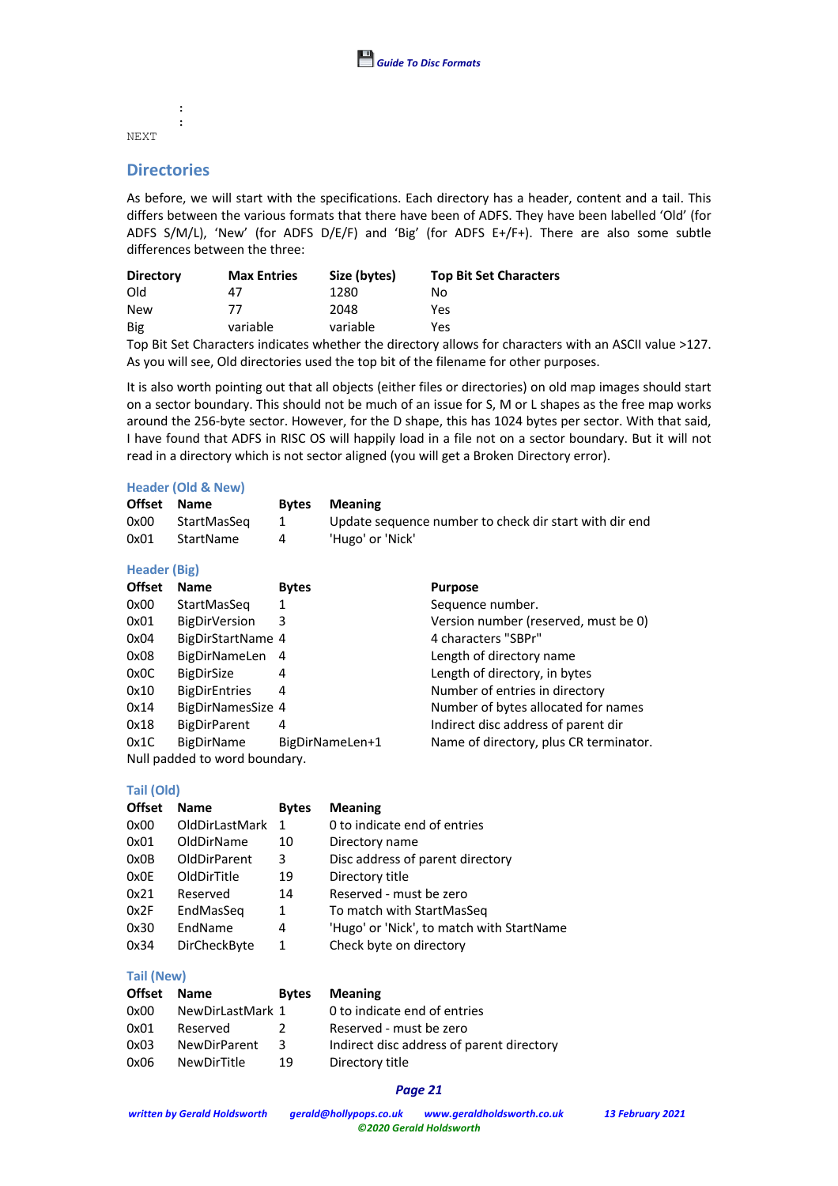```
        :
        :
NEXT
```

## Directories

As before, we will start with the specifications. Each directory has a header, content and a tail. This differs between the various formats that there have been of ADFS. They have been labelled 'Old' (for ADFS S/M/L), 'New' (for ADFS D/E/F) and 'Big' (for ADFS E+/F+). There are also some subtle differences between the three:

| Directory | Max Entries | Size (bytes) | Top Bit Set Characters |
|---|---|---|---|
| Old | 47 | 1280 | No |
| New | 77 | 2048 | Yes |
| Big | variable | variable | Yes |

Top Bit Set Characters indicates whether the directory allows for characters with an ASCII value >127. As you will see, Old directories used the top bit of the filename for other purposes.

It is also worth pointing out that all objects (either files or directories) on old map images should start on a sector boundary. This should not be much of an issue for S, M or L shapes as the free map works around the 256-byte sector. However, for the D shape, this has 1024 bytes per sector. With that said, I have found that ADFS in RISC OS will happily load in a file not on a sector boundary. But it will not read in a directory which is not sector aligned (you will get a Broken Directory error).

### Header (Old & New)

| Offset | Name | Bytes | Meaning |
|---|---|---|---|
| 0x00 | StartMasSeq | 1 | Update sequence number to check dir start with dir end |
| 0x01 | StartName | 4 | 'Hugo' or 'Nick' |

### Header (Big)

| Offset | Name | Bytes | Purpose |
|---|---|---|---|
| 0x00 | StartMasSeq | 1 | Sequence number. |
| 0x01 | BigDirVersion | 3 | Version number (reserved, must be 0) |
| 0x04 | BigDirStartName | 4 | 4 characters "SBPr" |
| 0x08 | BigDirNameLen | 4 | Length of directory name |
| 0x0C | BigDirSize | 4 | Length of directory, in bytes |
| 0x10 | BigDirEntries | 4 | Number of entries in directory |
| 0x14 | BigDirNamesSize | 4 | Number of bytes allocated for names |
| 0x18 | BigDirParent | 4 | Indirect disc address of parent dir |
| 0x1C | BigDirName | BigDirNameLen+1 | Name of directory, plus CR terminator. |

Null padded to word boundary.

### Tail (Old)

| Offset | Name | Bytes | Meaning |
|---|---|---|---|
| 0x00 | OldDirLastMark | 1 | 0 to indicate end of entries |
| 0x01 | OldDirName | 10 | Directory name |
| 0x0B | OldDirParent | 3 | Disc address of parent directory |
| 0x0E | OldDirTitle | 19 | Directory title |
| 0x21 | Reserved | 14 | Reserved - must be zero |
| 0x2F | EndMasSeq | 1 | To match with StartMasSeq |
| 0x30 | EndName | 4 | 'Hugo' or 'Nick', to match with StartName |
| 0x34 | DirCheckByte | 1 | Check byte on directory |

### Tail (New)

| Offset | Name | Bytes | Meaning |
|---|---|---|---|
| 0x00 | NewDirLastMark | 1 | 0 to indicate end of entries |
| 0x01 | Reserved | 2 | Reserved - must be zero |
| 0x03 | NewDirParent | 3 | Indirect disc address of parent directory |
| 0x06 | NewDirTitle | 19 | Directory title |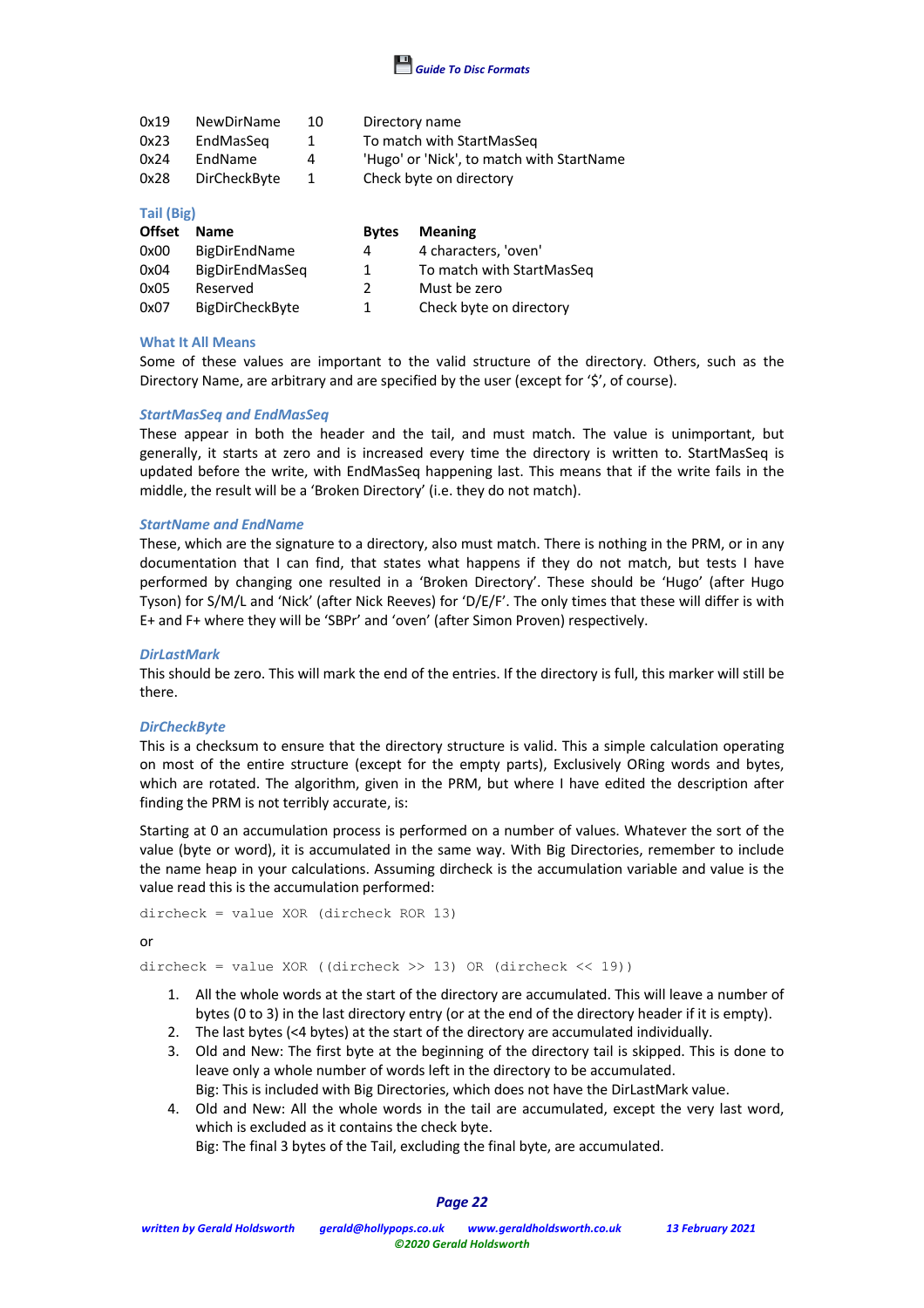| | | | |
|---|---|---|---|
| 0x19 | NewDirName | 10 | Directory name |
| 0x23 | EndMasSeq | 1 | To match with StartMasSeq |
| 0x24 | EndName | 4 | 'Hugo' or 'Nick', to match with StartName |
| 0x28 | DirCheckByte | 1 | Check byte on directory |

### Tail (Big)

| Offset | Name | Bytes | Meaning |
|---|---|---|---|
| 0x00 | BigDirEndName | 4 | 4 characters, 'oven' |
| 0x04 | BigDirEndMasSeq | 1 | To match with StartMasSeq |
| 0x05 | Reserved | 2 | Must be zero |
| 0x07 | BigDirCheckByte | 1 | Check byte on directory |

### What It All Means

Some of these values are important to the valid structure of the directory. Others, such as the Directory Name, are arbitrary and are specified by the user (except for '$', of course).

#### *StartMasSeq and EndMasSeq*

These appear in both the header and the tail, and must match. The value is unimportant, but generally, it starts at zero and is increased every time the directory is written to. StartMasSeq is updated before the write, with EndMasSeq happening last. This means that if the write fails in the middle, the result will be a 'Broken Directory' (i.e. they do not match).

#### *StartName and EndName*

These, which are the signature to a directory, also must match. There is nothing in the PRM, or in any documentation that I can find, that states what happens if they do not match, but tests I have performed by changing one resulted in a 'Broken Directory'. These should be 'Hugo' (after Hugo Tyson) for S/M/L and 'Nick' (after Nick Reeves) for 'D/E/F'. The only times that these will differ is with E+ and F+ where they will be 'SBPr' and 'oven' (after Simon Proven) respectively.

#### *DirLastMark*

This should be zero. This will mark the end of the entries. If the directory is full, this marker will still be there.

#### *DirCheckByte*

This is a checksum to ensure that the directory structure is valid. This a simple calculation operating on most of the entire structure (except for the empty parts), Exclusively ORing words and bytes, which are rotated. The algorithm, given in the PRM, but where I have edited the description after finding the PRM is not terribly accurate, is:

Starting at 0 an accumulation process is performed on a number of values. Whatever the sort of the value (byte or word), it is accumulated in the same way. With Big Directories, remember to include the name heap in your calculations. Assuming dircheck is the accumulation variable and value is the value read this is the accumulation performed:

```
dircheck = value XOR (dircheck ROR 13)
```

or

```
dircheck = value XOR ((dircheck >> 13) OR (dircheck << 19))
```

1. All the whole words at the start of the directory are accumulated. This will leave a number of bytes (0 to 3) in the last directory entry (or at the end of the directory header if it is empty).
2. The last bytes (<4 bytes) at the start of the directory are accumulated individually.
3. Old and New: The first byte at the beginning of the directory tail is skipped. This is done to leave only a whole number of words left in the directory to be accumulated.
   Big: This is included with Big Directories, which does not have the DirLastMark value.
4. Old and New: All the whole words in the tail are accumulated, except the very last word, which is excluded as it contains the check byte.
   Big: The final 3 bytes of the Tail, excluding the final byte, are accumulated.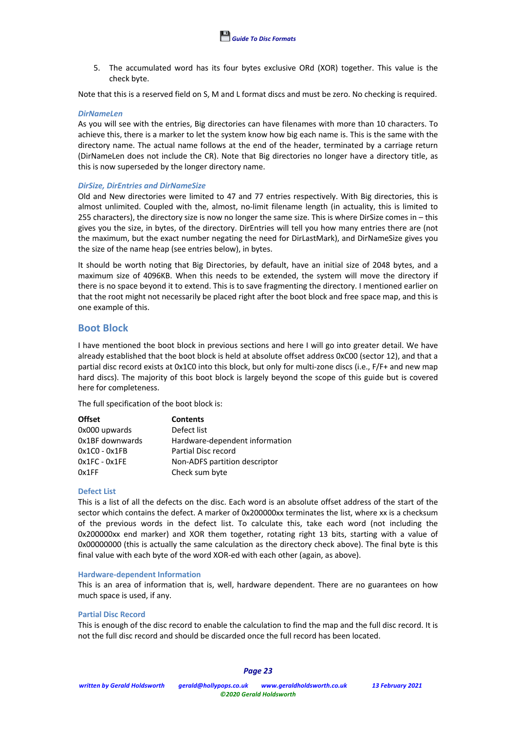5. The accumulated word has its four bytes exclusive ORd (XOR) together. This value is the check byte.

Note that this is a reserved field on S, M and L format discs and must be zero. No checking is required.

#### *DirNameLen*

As you will see with the entries, Big directories can have filenames with more than 10 characters. To achieve this, there is a marker to let the system know how big each name is. This is the same with the directory name. The actual name follows at the end of the header, terminated by a carriage return (DirNameLen does not include the CR). Note that Big directories no longer have a directory title, as this is now superseded by the longer directory name.

#### *DirSize, DirEntries and DirNameSize*

Old and New directories were limited to 47 and 77 entries respectively. With Big directories, this is almost unlimited. Coupled with the, almost, no-limit filename length (in actuality, this is limited to 255 characters), the directory size is now no longer the same size. This is where DirSize comes in – this gives you the size, in bytes, of the directory. DirEntries will tell you how many entries there are (not the maximum, but the exact number negating the need for DirLastMark), and DirNameSize gives you the size of the name heap (see entries below), in bytes.

It should be worth noting that Big Directories, by default, have an initial size of 2048 bytes, and a maximum size of 4096KB. When this needs to be extended, the system will move the directory if there is no space beyond it to extend. This is to save fragmenting the directory. I mentioned earlier on that the root might not necessarily be placed right after the boot block and free space map, and this is one example of this.

## Boot Block

I have mentioned the boot block in previous sections and here I will go into greater detail. We have already established that the boot block is held at absolute offset address 0xC00 (sector 12), and that a partial disc record exists at 0x1C0 into this block, but only for multi-zone discs (i.e., F/F+ and new map hard discs). The majority of this boot block is largely beyond the scope of this guide but is covered here for completeness.

The full specification of the boot block is:

| Offset | Contents |
|---|---|
| 0x000 upwards | Defect list |
| 0x1BF downwards | Hardware-dependent information |
| 0x1C0 - 0x1FB | Partial Disc record |
| 0x1FC - 0x1FE | Non-ADFS partition descriptor |
| 0x1FF | Check sum byte |

#### Defect List

This is a list of all the defects on the disc. Each word is an absolute offset address of the start of the sector which contains the defect. A marker of 0x200000xx terminates the list, where xx is a checksum of the previous words in the defect list. To calculate this, take each word (not including the 0x200000xx end marker) and XOR them together, rotating right 13 bits, starting with a value of 0x00000000 (this is actually the same calculation as the directory check above). The final byte is this final value with each byte of the word XOR-ed with each other (again, as above).

#### Hardware-dependent Information

This is an area of information that is, well, hardware dependent. There are no guarantees on how much space is used, if any.

#### Partial Disc Record

This is enough of the disc record to enable the calculation to find the map and the full disc record. It is not the full disc record and should be discarded once the full record has been located.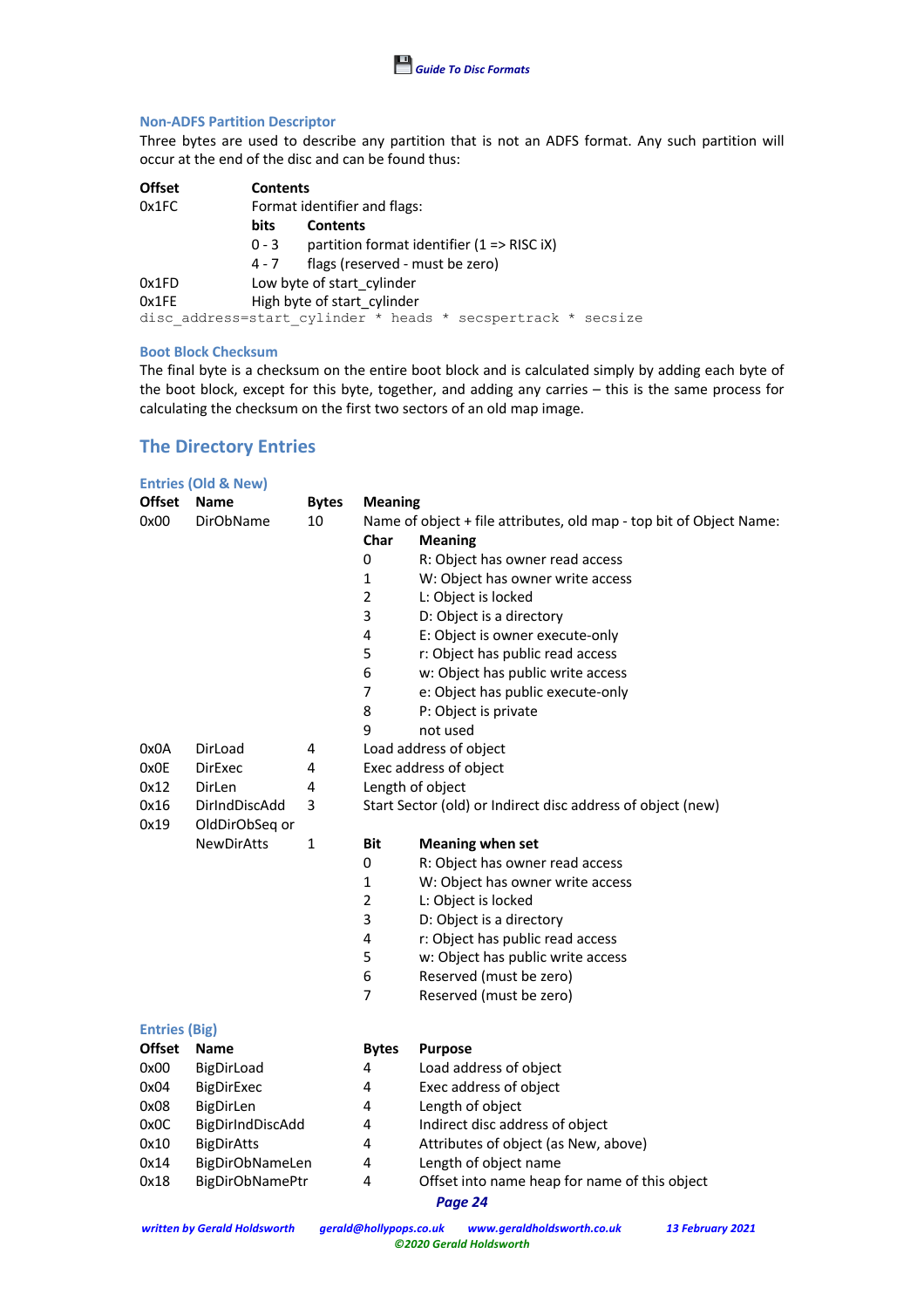### Non-ADFS Partition Descriptor

Three bytes are used to describe any partition that is not an ADFS format. Any such partition will occur at the end of the disc and can be found thus:

| Offset | Contents | |
|---|---|---|
| 0x1FC | Format identifier and flags: | |
| | **bits** | **Contents** |
| | 0 - 3 | partition format identifier (1 => RISC iX) |
| | 4 - 7 | flags (reserved - must be zero) |
| 0x1FD | Low byte of start_cylinder | |
| 0x1FE | High byte of start_cylinder | |

```
disc_address=start_cylinder * heads * secspertrack * secsize
```

### Boot Block Checksum

The final byte is a checksum on the entire boot block and is calculated simply by adding each byte of the boot block, except for this byte, together, and adding any carries – this is the same process for calculating the checksum on the first two sectors of an old map image.

## The Directory Entries

### Entries (Old & New)

| Offset | Name | Bytes | Meaning | |
|---|---|---|---|---|
| 0x00 | DirObName | 10 | Name of object + file attributes, old map - top bit of Object Name: | |
| | | | **Char** | **Meaning** |
| | | | 0 | R: Object has owner read access |
| | | | 1 | W: Object has owner write access |
| | | | 2 | L: Object is locked |
| | | | 3 | D: Object is a directory |
| | | | 4 | E: Object is owner execute-only |
| | | | 5 | r: Object has public read access |
| | | | 6 | w: Object has public write access |
| | | | 7 | e: Object has public execute-only |
| | | | 8 | P: Object is private |
| | | | 9 | not used |
| 0x0A | DirLoad | 4 | Load address of object | |
| 0x0E | DirExec | 4 | Exec address of object | |
| 0x12 | DirLen | 4 | Length of object | |
| 0x16 | DirIndDiscAdd | 3 | Start Sector (old) or Indirect disc address of object (new) | |
| 0x19 | OldDirObSeq or NewDirAtts | 1 | **Bit** | **Meaning when set** |
| | | | 0 | R: Object has owner read access |
| | | | 1 | W: Object has owner write access |
| | | | 2 | L: Object is locked |
| | | | 3 | D: Object is a directory |
| | | | 4 | r: Object has public read access |
| | | | 5 | w: Object has public write access |
| | | | 6 | Reserved (must be zero) |
| | | | 7 | Reserved (must be zero) |

### Entries (Big)

| Offset | Name | Bytes | Purpose |
|---|---|---|---|
| 0x00 | BigDirLoad | 4 | Load address of object |
| 0x04 | BigDirExec | 4 | Exec address of object |
| 0x08 | BigDirLen | 4 | Length of object |
| 0x0C | BigDirIndDiscAdd | 4 | Indirect disc address of object |
| 0x10 | BigDirAtts | 4 | Attributes of object (as New, above) |
| 0x14 | BigDirObNameLen | 4 | Length of object name |
| 0x18 | BigDirObNamePtr | 4 | Offset into name heap for name of this object |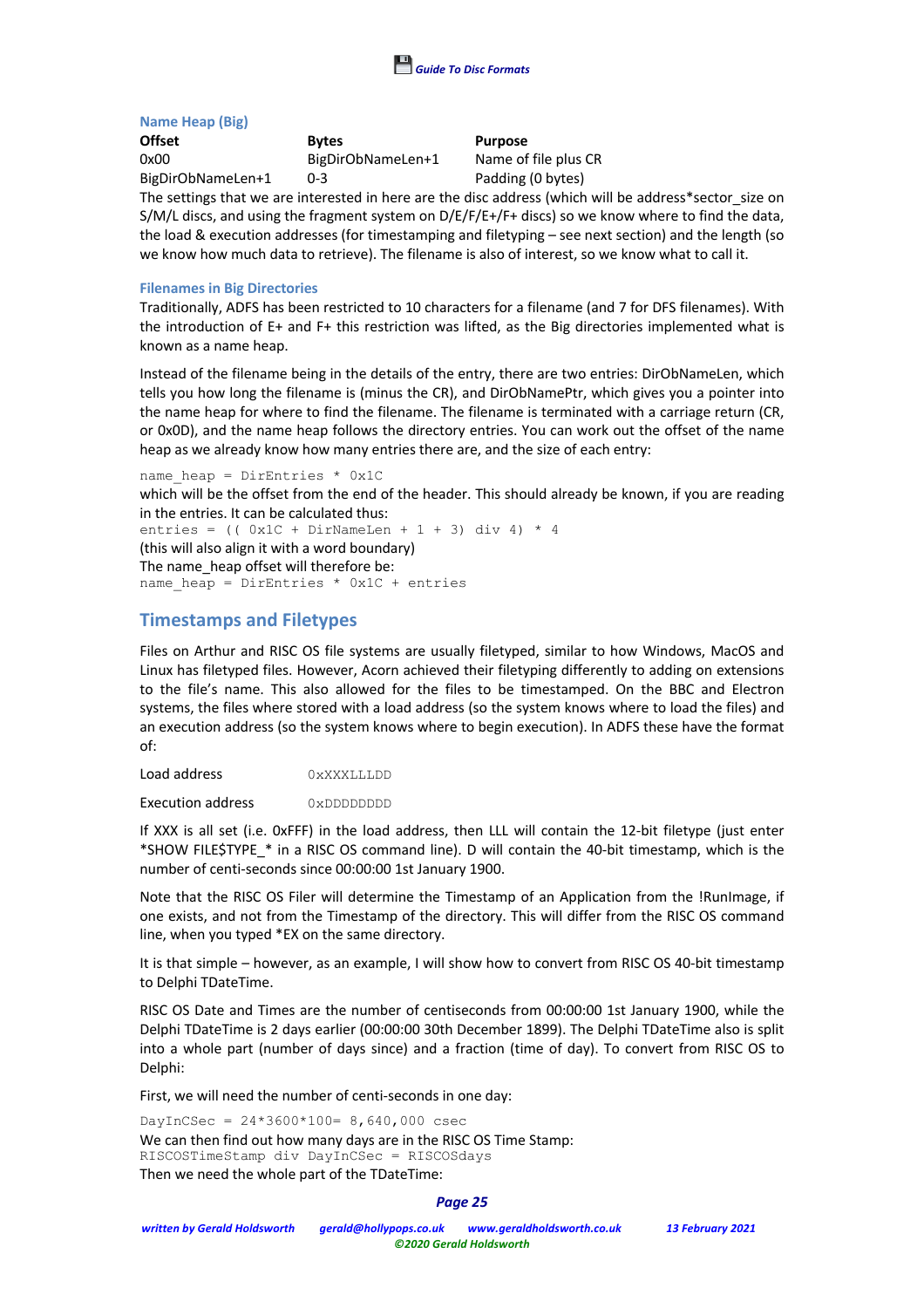### Name Heap (Big)

| Offset | Bytes | Purpose |
|---|---|---|
| 0x00 | BigDirObNameLen+1 | Name of file plus CR |
| BigDirObNameLen+1 | 0-3 | Padding (0 bytes) |

The settings that we are interested in here are the disc address (which will be address*sector_size on S/M/L discs, and using the fragment system on D/E/F/E+/F+ discs) so we know where to find the data, the load & execution addresses (for timestamping and filetyping – see next section) and the length (so we know how much data to retrieve). The filename is also of interest, so we know what to call it.

### Filenames in Big Directories

Traditionally, ADFS has been restricted to 10 characters for a filename (and 7 for DFS filenames). With the introduction of E+ and F+ this restriction was lifted, as the Big directories implemented what is known as a name heap.

Instead of the filename being in the details of the entry, there are two entries: DirObNameLen, which tells you how long the filename is (minus the CR), and DirObNamePtr, which gives you a pointer into the name heap for where to find the filename. The filename is terminated with a carriage return (CR, or 0x0D), and the name heap follows the directory entries. You can work out the offset of the name heap as we already know how many entries there are, and the size of each entry:

```
name_heap = DirEntries * 0x1C
```

which will be the offset from the end of the header. This should already be known, if you are reading in the entries. It can be calculated thus:

```
entries = (( 0x1C + DirNameLen + 1 + 3) div 4) * 4
```

(this will also align it with a word boundary)

The name_heap offset will therefore be:

```
name_heap = DirEntries * 0x1C + entries
```

## Timestamps and Filetypes

Files on Arthur and RISC OS file systems are usually filetyped, similar to how Windows, MacOS and Linux has filetyped files. However, Acorn achieved their filetyping differently to adding on extensions to the file's name. This also allowed for the files to be timestamped. On the BBC and Electron systems, the files where stored with a load address (so the system knows where to load the files) and an execution address (so the system knows where to begin execution). In ADFS these have the format of:

| | |
|---|---|
| Load address | `0xXXXLLLDD` |
| Execution address | `0xDDDDDDDD` |

If XXX is all set (i.e. 0xFFF) in the load address, then LLL will contain the 12-bit filetype (just enter *SHOW FILE$TYPE_* in a RISC OS command line). D will contain the 40-bit timestamp, which is the number of centi-seconds since 00:00:00 1st January 1900.

Note that the RISC OS Filer will determine the Timestamp of an Application from the !RunImage, if one exists, and not from the Timestamp of the directory. This will differ from the RISC OS command line, when you typed *EX on the same directory.

It is that simple – however, as an example, I will show how to convert from RISC OS 40-bit timestamp to Delphi TDateTime.

RISC OS Date and Times are the number of centiseconds from 00:00:00 1st January 1900, while the Delphi TDateTime is 2 days earlier (00:00:00 30th December 1899). The Delphi TDateTime also is split into a whole part (number of days since) and a fraction (time of day). To convert from RISC OS to Delphi:

First, we will need the number of centi-seconds in one day:

```
DayInCSec = 24*3600*100= 8,640,000 csec
```

We can then find out how many days are in the RISC OS Time Stamp:

```
RISCOSTimeStamp div DayInCSec = RISCOSdays
```

Then we need the whole part of the TDateTime: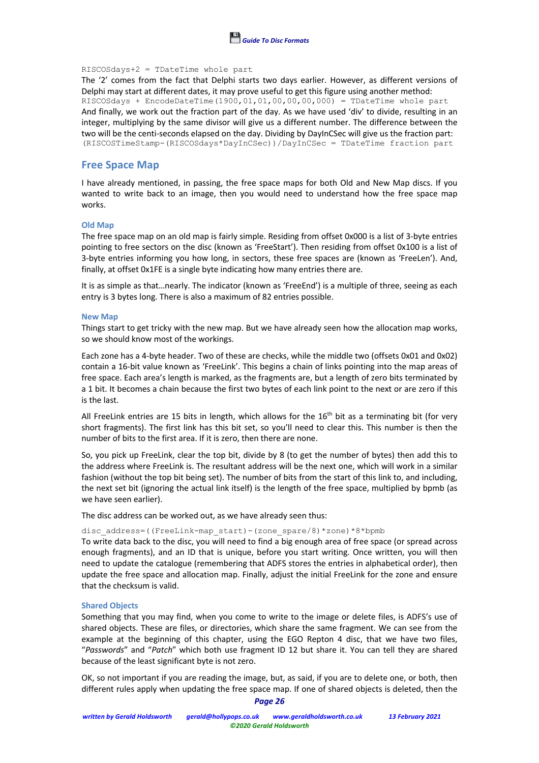```
RISCOSdays+2 = TDateTime whole part
```

The '2' comes from the fact that Delphi starts two days earlier. However, as different versions of Delphi may start at different dates, it may prove useful to get this figure using another method:

```
RISCOSdays + EncodeDateTime(1900,01,01,00,00,00,000) = TDateTime whole part
```

And finally, we work out the fraction part of the day. As we have used 'div' to divide, resulting in an integer, multiplying by the same divisor will give us a different number. The difference between the two will be the centi-seconds elapsed on the day. Dividing by DayInCSec will give us the fraction part:

```
(RISCOSTimeStamp-(RISCOSdays*DayInCSec))/DayInCSec = TDateTime fraction part
```

## Free Space Map

I have already mentioned, in passing, the free space maps for both Old and New Map discs. If you wanted to write back to an image, then you would need to understand how the free space map works.

### Old Map

The free space map on an old map is fairly simple. Residing from offset 0x000 is a list of 3-byte entries pointing to free sectors on the disc (known as 'FreeStart'). Then residing from offset 0x100 is a list of 3-byte entries informing you how long, in sectors, these free spaces are (known as 'FreeLen'). And, finally, at offset 0x1FE is a single byte indicating how many entries there are.

It is as simple as that…nearly. The indicator (known as 'FreeEnd') is a multiple of three, seeing as each entry is 3 bytes long. There is also a maximum of 82 entries possible.

### New Map

Things start to get tricky with the new map. But we have already seen how the allocation map works, so we should know most of the workings.

Each zone has a 4-byte header. Two of these are checks, while the middle two (offsets 0x01 and 0x02) contain a 16-bit value known as 'FreeLink'. This begins a chain of links pointing into the map areas of free space. Each area's length is marked, as the fragments are, but a length of zero bits terminated by a 1 bit. It becomes a chain because the first two bytes of each link point to the next or are zero if this is the last.

All FreeLink entries are 15 bits in length, which allows for the 16th bit as a terminating bit (for very short fragments). The first link has this bit set, so you'll need to clear this. This number is then the number of bits to the first area. If it is zero, then there are none.

So, you pick up FreeLink, clear the top bit, divide by 8 (to get the number of bytes) then add this to the address where FreeLink is. The resultant address will be the next one, which will work in a similar fashion (without the top bit being set). The number of bits from the start of this link to, and including, the next set bit (ignoring the actual link itself) is the length of the free space, multiplied by bpmb (as we have seen earlier).

The disc address can be worked out, as we have already seen thus:

```
disc_address=((FreeLink-map_start)-(zone_spare/8)*zone)*8*bpmb
```

To write data back to the disc, you will need to find a big enough area of free space (or spread across enough fragments), and an ID that is unique, before you start writing. Once written, you will then need to update the catalogue (remembering that ADFS stores the entries in alphabetical order), then update the free space and allocation map. Finally, adjust the initial FreeLink for the zone and ensure that the checksum is valid.

### Shared Objects

Something that you may find, when you come to write to the image or delete files, is ADFS's use of shared objects. These are files, or directories, which share the same fragment. We can see from the example at the beginning of this chapter, using the EGO Repton 4 disc, that we have two files, "*Passwords*" and "*Patch*" which both use fragment ID 12 but share it. You can tell they are shared because of the least significant byte is not zero.

OK, so not important if you are reading the image, but, as said, if you are to delete one, or both, then different rules apply when updating the free space map. If one of shared objects is deleted, then the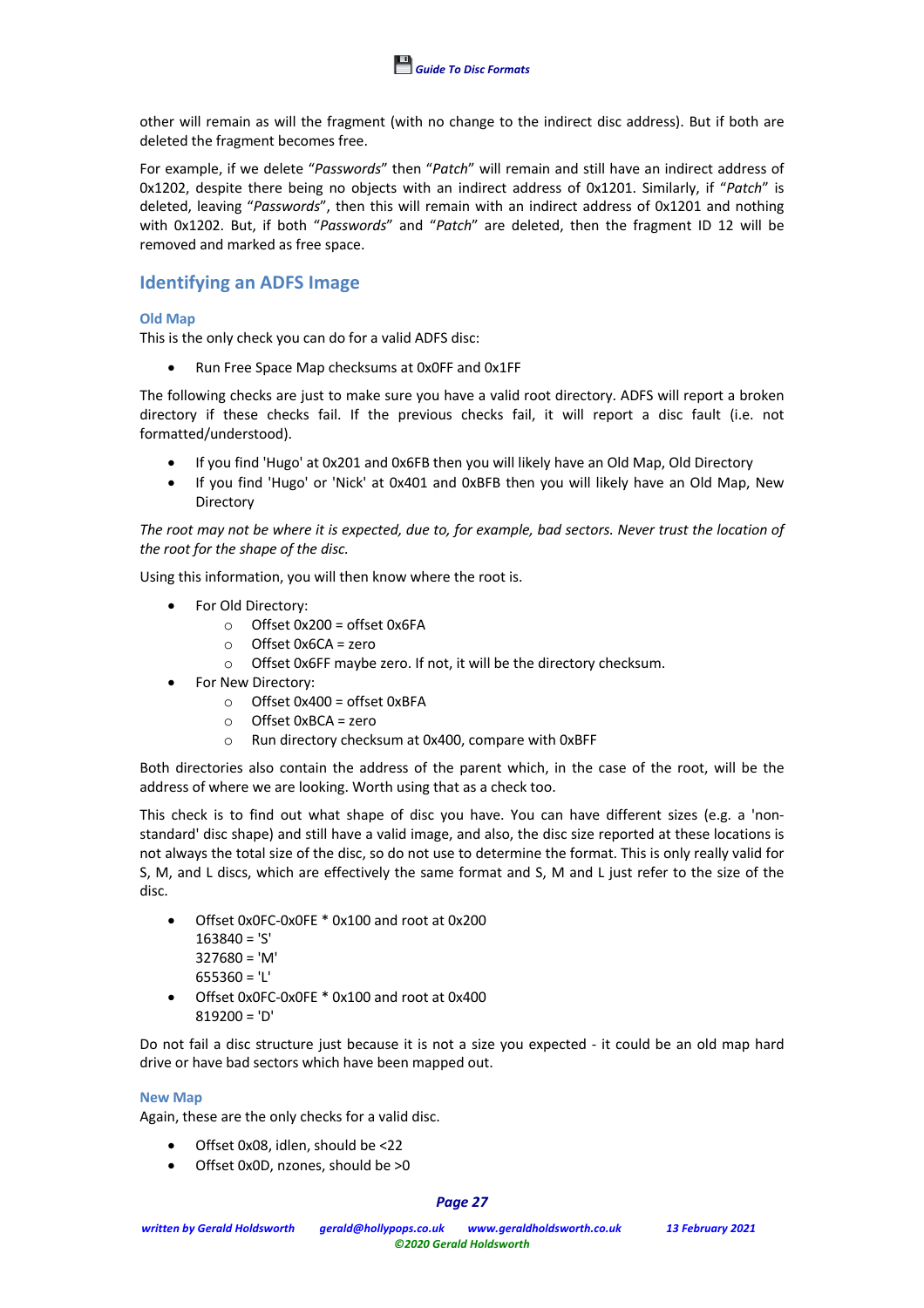other will remain as will the fragment (with no change to the indirect disc address). But if both are deleted the fragment becomes free.

For example, if we delete "*Passwords*" then "*Patch*" will remain and still have an indirect address of 0x1202, despite there being no objects with an indirect address of 0x1201. Similarly, if "*Patch*" is deleted, leaving "*Passwords*", then this will remain with an indirect address of 0x1201 and nothing with 0x1202. But, if both "*Passwords*" and "*Patch*" are deleted, then the fragment ID 12 will be removed and marked as free space.

## Identifying an ADFS Image

### Old Map

This is the only check you can do for a valid ADFS disc:

- Run Free Space Map checksums at 0x0FF and 0x1FF

The following checks are just to make sure you have a valid root directory. ADFS will report a broken directory if these checks fail. If the previous checks fail, it will report a disc fault (i.e. not formatted/understood).

- If you find 'Hugo' at 0x201 and 0x6FB then you will likely have an Old Map, Old Directory
- If you find 'Hugo' or 'Nick' at 0x401 and 0xBFB then you will likely have an Old Map, New Directory

*The root may not be where it is expected, due to, for example, bad sectors. Never trust the location of the root for the shape of the disc.*

Using this information, you will then know where the root is.

- For Old Directory:
    - Offset 0x200 = offset 0x6FA
    - Offset 0x6CA = zero
    - Offset 0x6FF maybe zero. If not, it will be the directory checksum.
- For New Directory:
    - Offset 0x400 = offset 0xBFA
    - Offset 0xBCA = zero
    - Run directory checksum at 0x400, compare with 0xBFF

Both directories also contain the address of the parent which, in the case of the root, will be the address of where we are looking. Worth using that as a check too.

This check is to find out what shape of disc you have. You can have different sizes (e.g. a 'non-standard' disc shape) and still have a valid image, and also, the disc size reported at these locations is not always the total size of the disc, so do not use to determine the format. This is only really valid for S, M, and L discs, which are effectively the same format and S, M and L just refer to the size of the disc.

- Offset 0x0FC-0x0FE * 0x100 and root at 0x200  
  163840 = 'S'  
  327680 = 'M'  
  655360 = 'L'
- Offset 0x0FC-0x0FE * 0x100 and root at 0x400  
  819200 = 'D'

Do not fail a disc structure just because it is not a size you expected - it could be an old map hard drive or have bad sectors which have been mapped out.

### New Map

Again, these are the only checks for a valid disc.

- Offset 0x08, idlen, should be <22
- Offset 0x0D, nzones, should be >0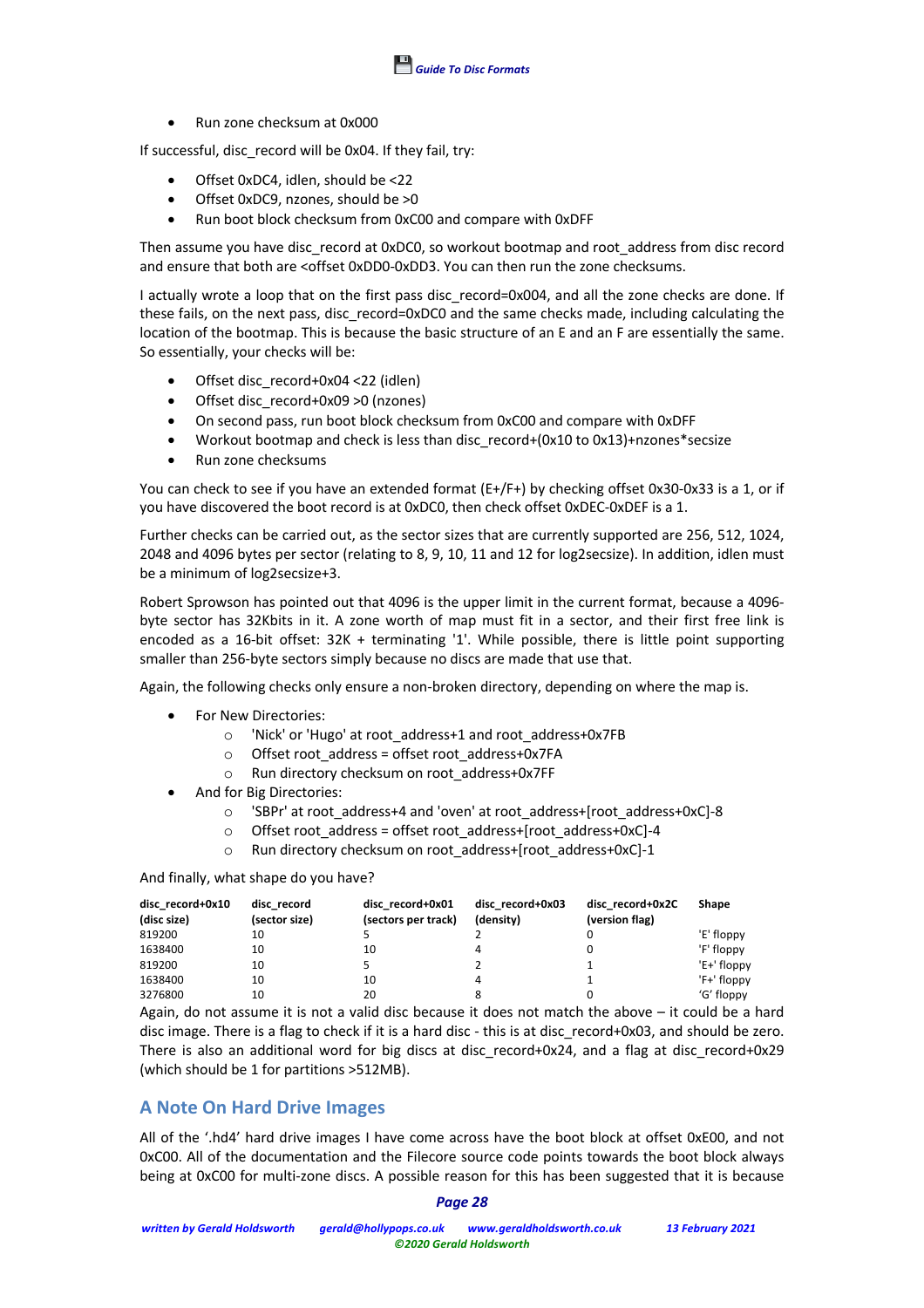- Run zone checksum at 0x000

If successful, disc_record will be 0x04. If they fail, try:

- Offset 0xDC4, idlen, should be <22
- Offset 0xDC9, nzones, should be >0
- Run boot block checksum from 0xC00 and compare with 0xDFF

Then assume you have disc_record at 0xDC0, so workout bootmap and root_address from disc record and ensure that both are <offset 0xDD0-0xDD3. You can then run the zone checksums.

I actually wrote a loop that on the first pass disc_record=0x004, and all the zone checks are done. If these fails, on the next pass, disc_record=0xDC0 and the same checks made, including calculating the location of the bootmap. This is because the basic structure of an E and an F are essentially the same. So essentially, your checks will be:

- Offset disc_record+0x04 <22 (idlen)
- Offset disc_record+0x09 >0 (nzones)
- On second pass, run boot block checksum from 0xC00 and compare with 0xDFF
- Workout bootmap and check is less than disc_record+(0x10 to 0x13)+nzones*secsize
- Run zone checksums

You can check to see if you have an extended format (E+/F+) by checking offset 0x30-0x33 is a 1, or if you have discovered the boot record is at 0xDC0, then check offset 0xDEC-0xDEF is a 1.

Further checks can be carried out, as the sector sizes that are currently supported are 256, 512, 1024, 2048 and 4096 bytes per sector (relating to 8, 9, 10, 11 and 12 for log2secsize). In addition, idlen must be a minimum of log2secsize+3.

Robert Sprowson has pointed out that 4096 is the upper limit in the current format, because a 4096-byte sector has 32Kbits in it. A zone worth of map must fit in a sector, and their first free link is encoded as a 16-bit offset: 32K + terminating '1'. While possible, there is little point supporting smaller than 256-byte sectors simply because no discs are made that use that.

Again, the following checks only ensure a non-broken directory, depending on where the map is.

- For New Directories:
  - 'Nick' or 'Hugo' at root_address+1 and root_address+0x7FB
  - Offset root_address = offset root_address+0x7FA
  - Run directory checksum on root_address+0x7FF
- And for Big Directories:
  - 'SBPr' at root_address+4 and 'oven' at root_address+[root_address+0xC]-8
  - Offset root_address = offset root_address+[root_address+0xC]-4
  - Run directory checksum on root_address+[root_address+0xC]-1

And finally, what shape do you have?

| disc_record+0x10 (disc size) | disc_record (sector size) | disc_record+0x01 (sectors per track) | disc_record+0x03 (density) | disc_record+0x2C (version flag) | Shape |
|---|---|---|---|---|---|
| 819200 | 10 | 5 | 2 | 0 | 'E' floppy |
| 1638400 | 10 | 10 | 4 | 0 | 'F' floppy |
| 819200 | 10 | 5 | 2 | 1 | 'E+' floppy |
| 1638400 | 10 | 10 | 4 | 1 | 'F+' floppy |
| 3276800 | 10 | 20 | 8 | 0 | 'G' floppy |

Again, do not assume it is not a valid disc because it does not match the above – it could be a hard disc image. There is a flag to check if it is a hard disc - this is at disc_record+0x03, and should be zero. There is also an additional word for big discs at disc_record+0x24, and a flag at disc_record+0x29 (which should be 1 for partitions >512MB).

## A Note On Hard Drive Images

All of the '.hd4' hard drive images I have come across have the boot block at offset 0xE00, and not 0xC00. All of the documentation and the Filecore source code points towards the boot block always being at 0xC00 for multi-zone discs. A possible reason for this has been suggested that it is because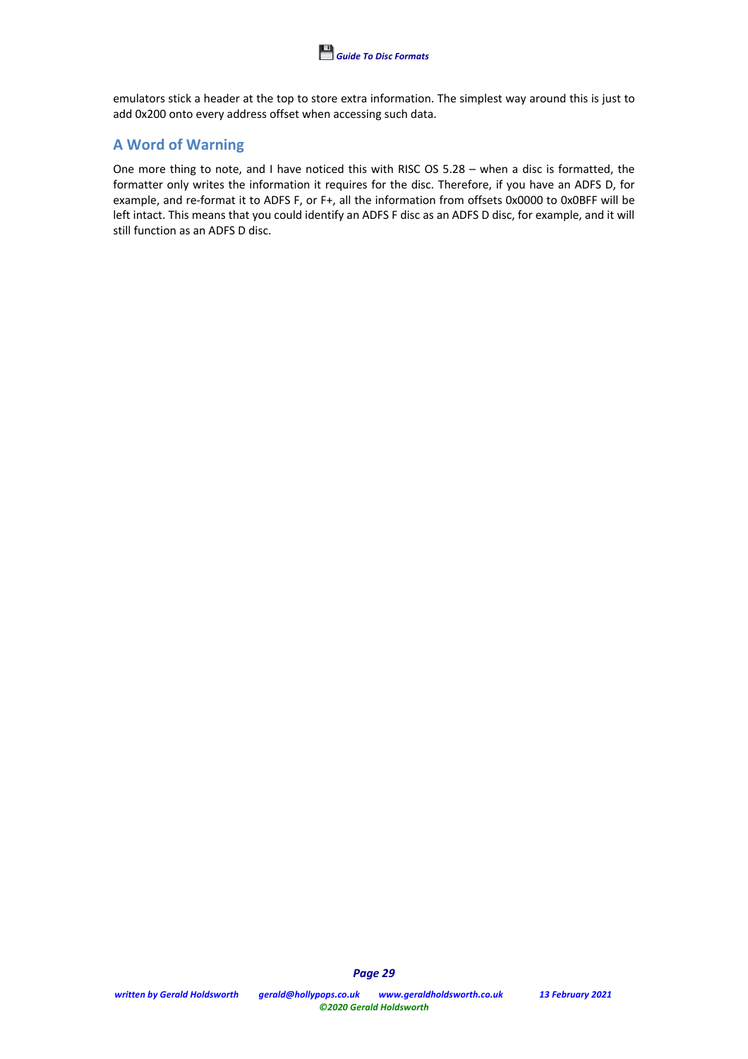emulators stick a header at the top to store extra information. The simplest way around this is just to add 0x200 onto every address offset when accessing such data.

## A Word of Warning

One more thing to note, and I have noticed this with RISC OS 5.28 – when a disc is formatted, the formatter only writes the information it requires for the disc. Therefore, if you have an ADFS D, for example, and re-format it to ADFS F, or F+, all the information from offsets 0x0000 to 0x0BFF will be left intact. This means that you could identify an ADFS F disc as an ADFS D disc, for example, and it will still function as an ADFS D disc.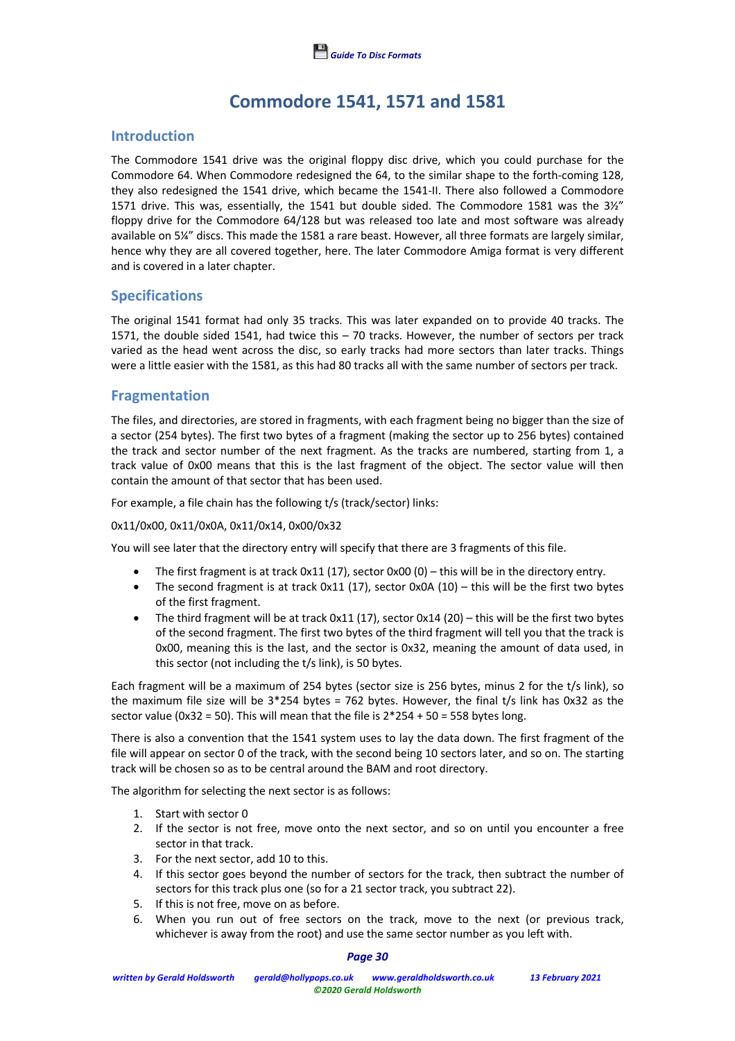# Commodore 1541, 1571 and 1581

## Introduction

The Commodore 1541 drive was the original floppy disc drive, which you could purchase for the Commodore 64. When Commodore redesigned the 64, to the similar shape to the forth-coming 128, they also redesigned the 1541 drive, which became the 1541-II. There also followed a Commodore 1571 drive. This was, essentially, the 1541 but double sided. The Commodore 1581 was the 3½" floppy drive for the Commodore 64/128 but was released too late and most software was already available on 5¼" discs. This made the 1581 a rare beast. However, all three formats are largely similar, hence why they are all covered together, here. The later Commodore Amiga format is very different and is covered in a later chapter.

## Specifications

The original 1541 format had only 35 tracks. This was later expanded on to provide 40 tracks. The 1571, the double sided 1541, had twice this – 70 tracks. However, the number of sectors per track varied as the head went across the disc, so early tracks had more sectors than later tracks. Things were a little easier with the 1581, as this had 80 tracks all with the same number of sectors per track.

## Fragmentation

The files, and directories, are stored in fragments, with each fragment being no bigger than the size of a sector (254 bytes). The first two bytes of a fragment (making the sector up to 256 bytes) contained the track and sector number of the next fragment. As the tracks are numbered, starting from 1, a track value of 0x00 means that this is the last fragment of the object. The sector value will then contain the amount of that sector that has been used.

For example, a file chain has the following t/s (track/sector) links:

0x11/0x00, 0x11/0x0A, 0x11/0x14, 0x00/0x32

You will see later that the directory entry will specify that there are 3 fragments of this file.

- The first fragment is at track 0x11 (17), sector 0x00 (0) – this will be in the directory entry.
- The second fragment is at track 0x11 (17), sector 0x0A (10) – this will be the first two bytes of the first fragment.
- The third fragment will be at track 0x11 (17), sector 0x14 (20) – this will be the first two bytes of the second fragment. The first two bytes of the third fragment will tell you that the track is 0x00, meaning this is the last, and the sector is 0x32, meaning the amount of data used, in this sector (not including the t/s link), is 50 bytes.

Each fragment will be a maximum of 254 bytes (sector size is 256 bytes, minus 2 for the t/s link), so the maximum file size will be 3*254 bytes = 762 bytes. However, the final t/s link has 0x32 as the sector value (0x32 = 50). This will mean that the file is 2*254 + 50 = 558 bytes long.

There is also a convention that the 1541 system uses to lay the data down. The first fragment of the file will appear on sector 0 of the track, with the second being 10 sectors later, and so on. The starting track will be chosen so as to be central around the BAM and root directory.

The algorithm for selecting the next sector is as follows:

1. Start with sector 0
2. If the sector is not free, move onto the next sector, and so on until you encounter a free sector in that track.
3. For the next sector, add 10 to this.
4. If this sector goes beyond the number of sectors for the track, then subtract the number of sectors for this track plus one (so for a 21 sector track, you subtract 22).
5. If this is not free, move on as before.
6. When you run out of free sectors on the track, move to the next (or previous track, whichever is away from the root) and use the same sector number as you left with.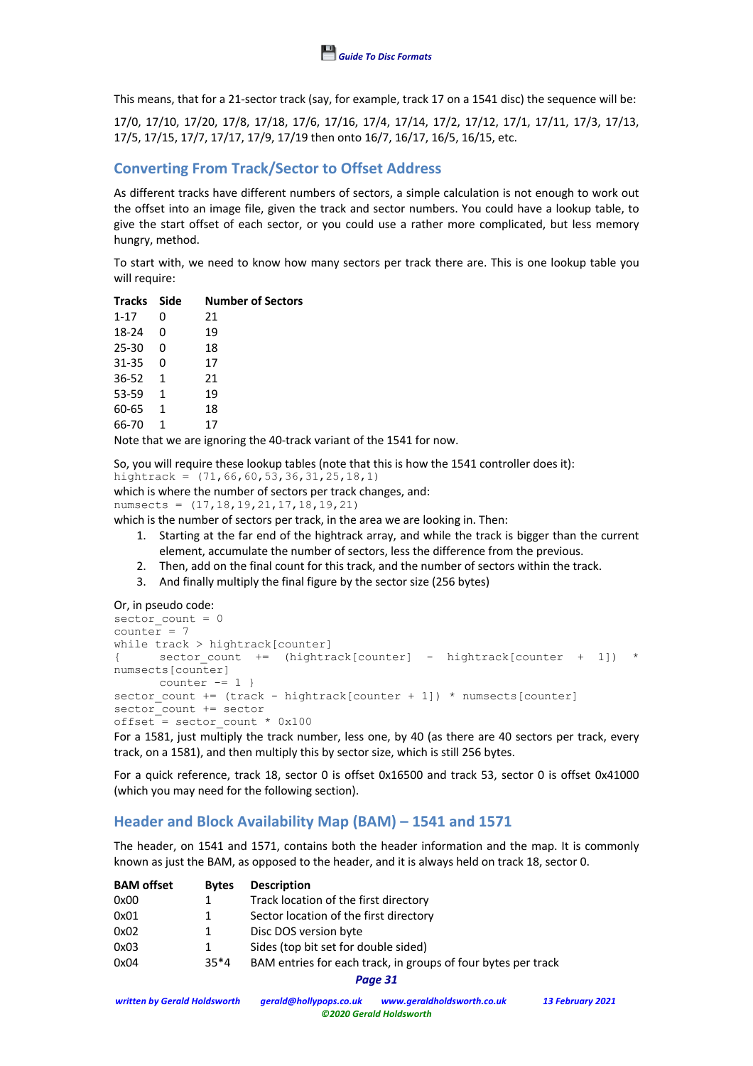This means, that for a 21-sector track (say, for example, track 17 on a 1541 disc) the sequence will be:

17/0, 17/10, 17/20, 17/8, 17/18, 17/6, 17/16, 17/4, 17/14, 17/2, 17/12, 17/1, 17/11, 17/3, 17/13, 17/5, 17/15, 17/7, 17/17, 17/9, 17/19 then onto 16/7, 16/17, 16/5, 16/15, etc.

## Converting From Track/Sector to Offset Address

As different tracks have different numbers of sectors, a simple calculation is not enough to work out the offset into an image file, given the track and sector numbers. You could have a lookup table, to give the start offset of each sector, or you could use a rather more complicated, but less memory hungry, method.

To start with, we need to know how many sectors per track there are. This is one lookup table you will require:

| Tracks | Side | Number of Sectors |
|---|---|---|
| 1-17 | 0 | 21 |
| 18-24 | 0 | 19 |
| 25-30 | 0 | 18 |
| 31-35 | 0 | 17 |
| 36-52 | 1 | 21 |
| 53-59 | 1 | 19 |
| 60-65 | 1 | 18 |
| 66-70 | 1 | 17 |

Note that we are ignoring the 40-track variant of the 1541 for now.

So, you will require these lookup tables (note that this is how the 1541 controller does it):

```
hightrack = (71,66,60,53,36,31,25,18,1)
```

which is where the number of sectors per track changes, and:

```
numsects = (17,18,19,21,17,18,19,21)
```

which is the number of sectors per track, in the area we are looking in. Then:

1. Starting at the far end of the hightrack array, and while the track is bigger than the current element, accumulate the number of sectors, less the difference from the previous.
2. Then, add on the final count for this track, and the number of sectors within the track.
3. And finally multiply the final figure by the sector size (256 bytes)

Or, in pseudo code:

```
sector_count = 0
counter = 7
while track > hightrack[counter]
{       sector_count += (hightrack[counter] - hightrack[counter + 1]) * numsects[counter]
        counter -= 1 }
sector_count += (track - hightrack[counter + 1]) * numsects[counter]
sector_count += sector
offset = sector_count * 0x100
```

For a 1581, just multiply the track number, less one, by 40 (as there are 40 sectors per track, every track, on a 1581), and then multiply this by sector size, which is still 256 bytes.

For a quick reference, track 18, sector 0 is offset 0x16500 and track 53, sector 0 is offset 0x41000 (which you may need for the following section).

## Header and Block Availability Map (BAM) – 1541 and 1571

The header, on 1541 and 1571, contains both the header information and the map. It is commonly known as just the BAM, as opposed to the header, and it is always held on track 18, sector 0.

| BAM offset | Bytes | Description |
|---|---|---|
| 0x00 | 1 | Track location of the first directory |
| 0x01 | 1 | Sector location of the first directory |
| 0x02 | 1 | Disc DOS version byte |
| 0x03 | 1 | Sides (top bit set for double sided) |
| 0x04 | 35*4 | BAM entries for each track, in groups of four bytes per track |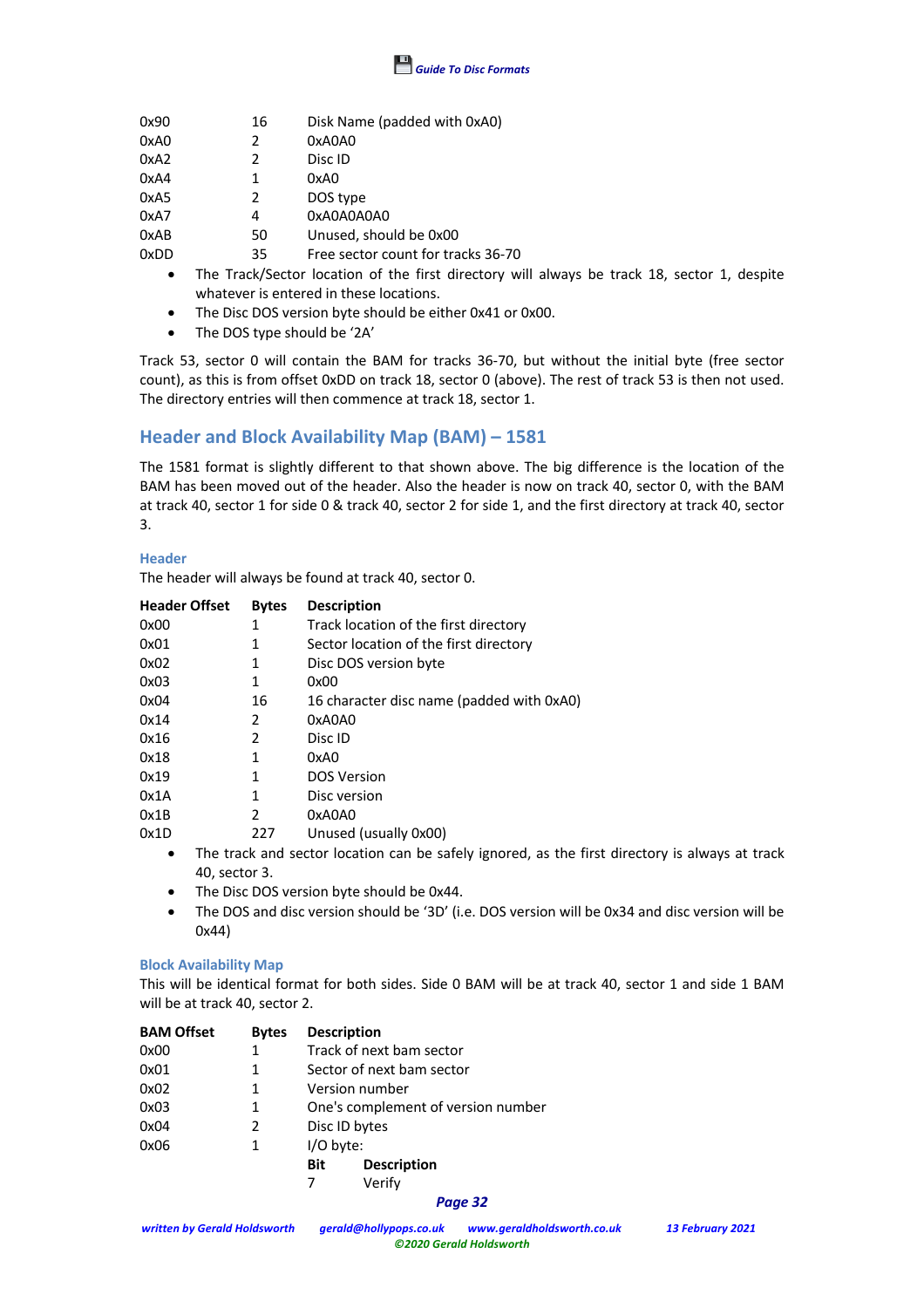| | | |
|---|---|---|
| 0x90 | 16 | Disk Name (padded with 0xA0) |
| 0xA0 | 2 | 0xA0A0 |
| 0xA2 | 2 | Disc ID |
| 0xA4 | 1 | 0xA0 |
| 0xA5 | 2 | DOS type |
| 0xA7 | 4 | 0xA0A0A0A0 |
| 0xAB | 50 | Unused, should be 0x00 |
| 0xDD | 35 | Free sector count for tracks 36-70 |

- The Track/Sector location of the first directory will always be track 18, sector 1, despite whatever is entered in these locations.
- The Disc DOS version byte should be either 0x41 or 0x00.
- The DOS type should be '2A'

Track 53, sector 0 will contain the BAM for tracks 36-70, but without the initial byte (free sector count), as this is from offset 0xDD on track 18, sector 0 (above). The rest of track 53 is then not used. The directory entries will then commence at track 18, sector 1.

## Header and Block Availability Map (BAM) – 1581

The 1581 format is slightly different to that shown above. The big difference is the location of the BAM has been moved out of the header. Also the header is now on track 40, sector 0, with the BAM at track 40, sector 1 for side 0 & track 40, sector 2 for side 1, and the first directory at track 40, sector 3.

### Header

The header will always be found at track 40, sector 0.

| Header Offset | Bytes | Description |
|---|---|---|
| 0x00 | 1 | Track location of the first directory |
| 0x01 | 1 | Sector location of the first directory |
| 0x02 | 1 | Disc DOS version byte |
| 0x03 | 1 | 0x00 |
| 0x04 | 16 | 16 character disc name (padded with 0xA0) |
| 0x14 | 2 | 0xA0A0 |
| 0x16 | 2 | Disc ID |
| 0x18 | 1 | 0xA0 |
| 0x19 | 1 | DOS Version |
| 0x1A | 1 | Disc version |
| 0x1B | 2 | 0xA0A0 |
| 0x1D | 227 | Unused (usually 0x00) |

- The track and sector location can be safely ignored, as the first directory is always at track 40, sector 3.
- The Disc DOS version byte should be 0x44.
- The DOS and disc version should be '3D' (i.e. DOS version will be 0x34 and disc version will be 0x44)

### Block Availability Map

This will be identical format for both sides. Side 0 BAM will be at track 40, sector 1 and side 1 BAM will be at track 40, sector 2.

| BAM Offset | Bytes | Description |
|---|---|---|
| 0x00 | 1 | Track of next bam sector |
| 0x01 | 1 | Sector of next bam sector |
| 0x02 | 1 | Version number |
| 0x03 | 1 | One's complement of version number |
| 0x04 | 2 | Disc ID bytes |
| 0x06 | 1 | I/O byte: |

| Bit | Description |
|---|---|
| 7 | Verify |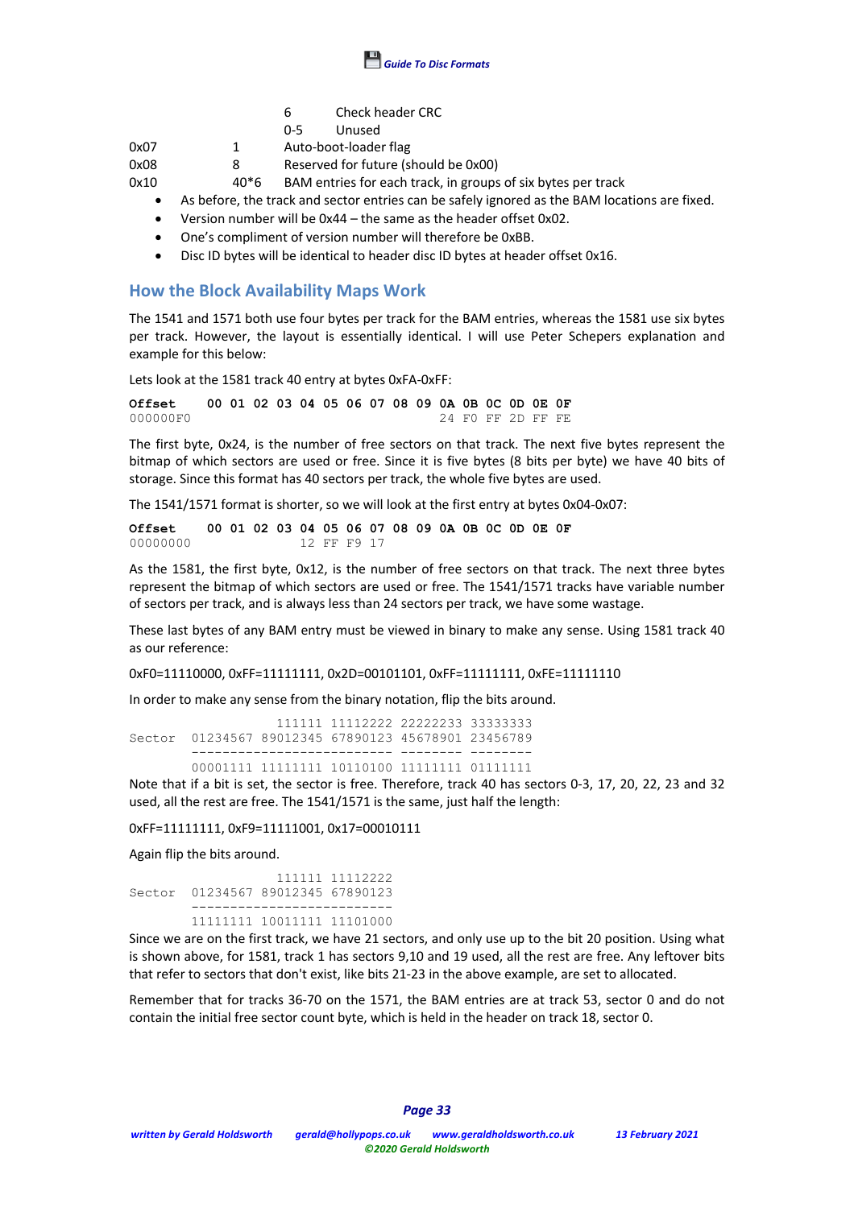| | | | |
|---|---|---|---|
| | | 6 | Check header CRC |
| | | 0-5 | Unused |
| 0x07 | 1 | Auto-boot-loader flag | |
| 0x08 | 8 | Reserved for future (should be 0x00) | |
| 0x10 | 40*6 | BAM entries for each track, in groups of six bytes per track | |

- As before, the track and sector entries can be safely ignored as the BAM locations are fixed.
- Version number will be 0x44 – the same as the header offset 0x02.
- One's compliment of version number will therefore be 0xBB.
- Disc ID bytes will be identical to header disc ID bytes at header offset 0x16.

## How the Block Availability Maps Work

The 1541 and 1571 both use four bytes per track for the BAM entries, whereas the 1581 use six bytes per track. However, the layout is essentially identical. I will use Peter Schepers explanation and example for this below:

Lets look at the 1581 track 40 entry at bytes 0xFA-0xFF:

```
Offset    00 01 02 03 04 05 06 07 08 09 0A 0B 0C 0D 0E 0F
000000F0                                24 F0 FF 2D FF FE
```

The first byte, 0x24, is the number of free sectors on that track. The next five bytes represent the bitmap of which sectors are used or free. Since it is five bytes (8 bits per byte) we have 40 bits of storage. Since this format has 40 sectors per track, the whole five bytes are used.

The 1541/1571 format is shorter, so we will look at the first entry at bytes 0x04-0x07:

```
Offset    00 01 02 03 04 05 06 07 08 09 0A 0B 0C 0D 0E 0F
00000000              12 FF F9 17
```

As the 1581, the first byte, 0x12, is the number of free sectors on that track. The next three bytes represent the bitmap of which sectors are used or free. The 1541/1571 tracks have variable number of sectors per track, and is always less than 24 sectors per track, we have some wastage.

These last bytes of any BAM entry must be viewed in binary to make any sense. Using 1581 track 40 as our reference:

0xF0=11110000, 0xFF=11111111, 0x2D=00101101, 0xFF=11111111, 0xFE=11111110

In order to make any sense from the binary notation, flip the bits around.

```
                 111111 11112222 22222233 33333333
Sector  01234567 89012345 67890123 45678901 23456789
        -------------------------- -------- --------
        00001111 11111111 10110100 11111111 01111111
```

Note that if a bit is set, the sector is free. Therefore, track 40 has sectors 0-3, 17, 20, 22, 23 and 32 used, all the rest are free. The 1541/1571 is the same, just half the length:

0xFF=11111111, 0xF9=11111001, 0x17=00010111

Again flip the bits around.

```
                 111111 11112222
Sector  01234567 89012345 67890123
        --------------------------
        11111111 10011111 11101000
```

Since we are on the first track, we have 21 sectors, and only use up to the bit 20 position. Using what is shown above, for 1581, track 1 has sectors 9,10 and 19 used, all the rest are free. Any leftover bits that refer to sectors that don't exist, like bits 21-23 in the above example, are set to allocated.

Remember that for tracks 36-70 on the 1571, the BAM entries are at track 53, sector 0 and do not contain the initial free sector count byte, which is held in the header on track 18, sector 0.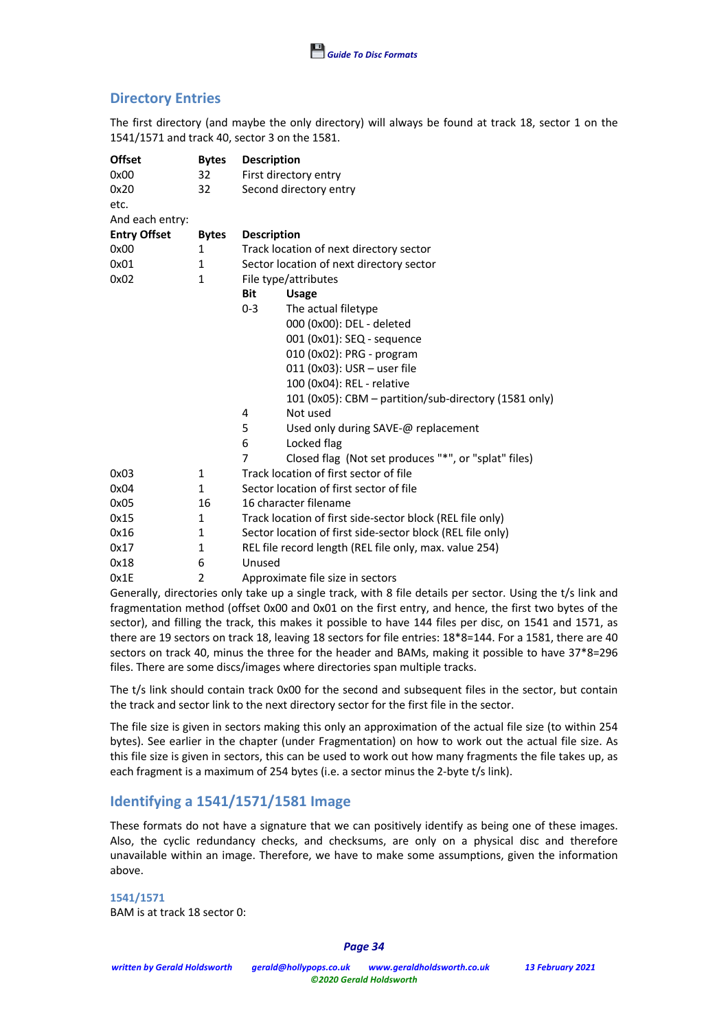## Directory Entries

The first directory (and maybe the only directory) will always be found at track 18, sector 1 on the 1541/1571 and track 40, sector 3 on the 1581.

| Offset | Bytes | Description |
|---|---|---|
| 0x00 | 32 | First directory entry |
| 0x20 | 32 | Second directory entry |
| etc. | | |

And each entry:

| Entry Offset | Bytes | Description | |
|---|---|---|---|
| 0x00 | 1 | Track location of next directory sector | |
| 0x01 | 1 | Sector location of next directory sector | |
| 0x02 | 1 | File type/attributes | |
| | | **Bit** | **Usage** |
| | | 0-3 | The actual filetype |
| | | | 000 (0x00): DEL - deleted |
| | | | 001 (0x01): SEQ - sequence |
| | | | 010 (0x02): PRG - program |
| | | | 011 (0x03): USR – user file |
| | | | 100 (0x04): REL - relative |
| | | | 101 (0x05): CBM – partition/sub-directory (1581 only) |
| | | 4 | Not used |
| | | 5 | Used only during SAVE-@ replacement |
| | | 6 | Locked flag |
| | | 7 | Closed flag (Not set produces "*", or "splat" files) |
| 0x03 | 1 | Track location of first sector of file | |
| 0x04 | 1 | Sector location of first sector of file | |
| 0x05 | 16 | 16 character filename | |
| 0x15 | 1 | Track location of first side-sector block (REL file only) | |
| 0x16 | 1 | Sector location of first side-sector block (REL file only) | |
| 0x17 | 1 | REL file record length (REL file only, max. value 254) | |
| 0x18 | 6 | Unused | |
| 0x1E | 2 | Approximate file size in sectors | |

Generally, directories only take up a single track, with 8 file details per sector. Using the t/s link and fragmentation method (offset 0x00 and 0x01 on the first entry, and hence, the first two bytes of the sector), and filling the track, this makes it possible to have 144 files per disc, on 1541 and 1571, as there are 19 sectors on track 18, leaving 18 sectors for file entries: 18*8=144. For a 1581, there are 40 sectors on track 40, minus the three for the header and BAMs, making it possible to have 37*8=296 files. There are some discs/images where directories span multiple tracks.

The t/s link should contain track 0x00 for the second and subsequent files in the sector, but contain the track and sector link to the next directory sector for the first file in the sector.

The file size is given in sectors making this only an approximation of the actual file size (to within 254 bytes). See earlier in the chapter (under Fragmentation) on how to work out the actual file size. As this file size is given in sectors, this can be used to work out how many fragments the file takes up, as each fragment is a maximum of 254 bytes (i.e. a sector minus the 2-byte t/s link).

## Identifying a 1541/1571/1581 Image

These formats do not have a signature that we can positively identify as being one of these images. Also, the cyclic redundancy checks, and checksums, are only on a physical disc and therefore unavailable within an image. Therefore, we have to make some assumptions, given the information above.

### 1541/1571

BAM is at track 18 sector 0: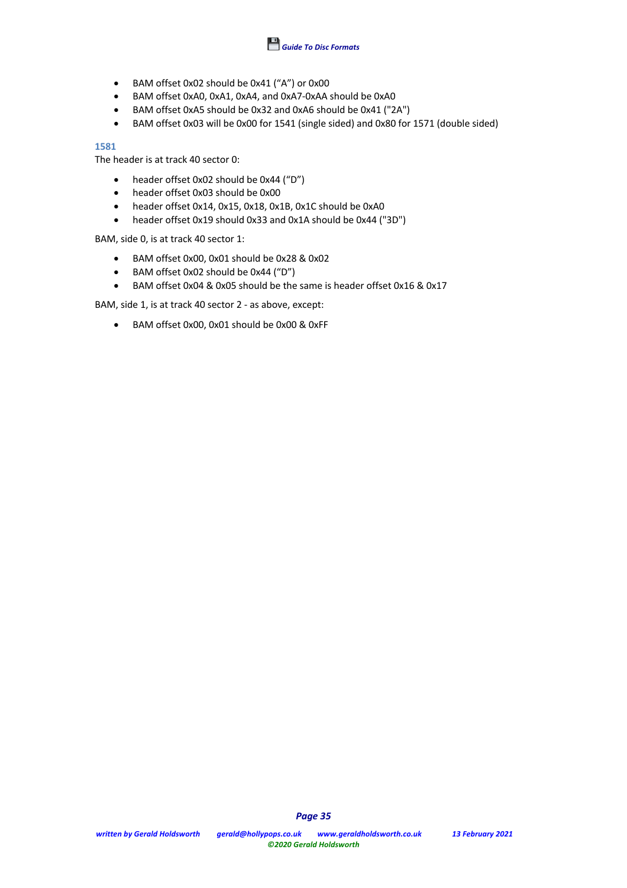- BAM offset 0x02 should be 0x41 (“A”) or 0x00
- BAM offset 0xA0, 0xA1, 0xA4, and 0xA7-0xAA should be 0xA0
- BAM offset 0xA5 should be 0x32 and 0xA6 should be 0x41 ("2A")
- BAM offset 0x03 will be 0x00 for 1541 (single sided) and 0x80 for 1571 (double sided)

### 1581

The header is at track 40 sector 0:

- header offset 0x02 should be 0x44 (“D”)
- header offset 0x03 should be 0x00
- header offset 0x14, 0x15, 0x18, 0x1B, 0x1C should be 0xA0
- header offset 0x19 should 0x33 and 0x1A should be 0x44 ("3D")

BAM, side 0, is at track 40 sector 1:

- BAM offset 0x00, 0x01 should be 0x28 & 0x02
- BAM offset 0x02 should be 0x44 (“D”)
- BAM offset 0x04 & 0x05 should be the same is header offset 0x16 & 0x17

BAM, side 1, is at track 40 sector 2 - as above, except:

- BAM offset 0x00, 0x01 should be 0x00 & 0xFF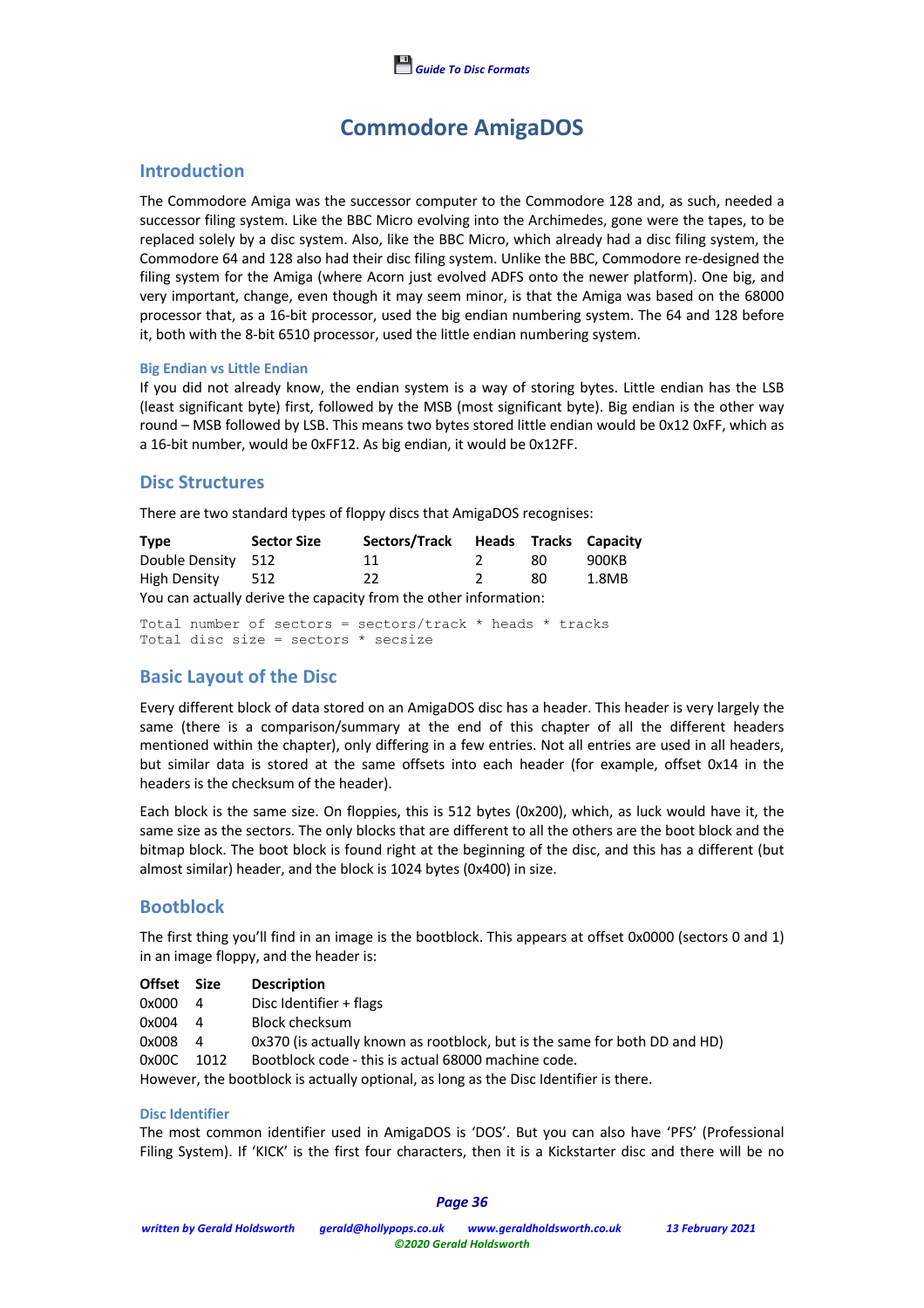# Commodore AmigaDOS

## Introduction

The Commodore Amiga was the successor computer to the Commodore 128 and, as such, needed a successor filing system. Like the BBC Micro evolving into the Archimedes, gone were the tapes, to be replaced solely by a disc system. Also, like the BBC Micro, which already had a disc filing system, the Commodore 64 and 128 also had their disc filing system. Unlike the BBC, Commodore re-designed the filing system for the Amiga (where Acorn just evolved ADFS onto the newer platform). One big, and very important, change, even though it may seem minor, is that the Amiga was based on the 68000 processor that, as a 16-bit processor, used the big endian numbering system. The 64 and 128 before it, both with the 8-bit 6510 processor, used the little endian numbering system.

### Big Endian vs Little Endian

If you did not already know, the endian system is a way of storing bytes. Little endian has the LSB (least significant byte) first, followed by the MSB (most significant byte). Big endian is the other way round – MSB followed by LSB. This means two bytes stored little endian would be 0x12 0xFF, which as a 16-bit number, would be 0xFF12. As big endian, it would be 0x12FF.

## Disc Structures

There are two standard types of floppy discs that AmigaDOS recognises:

| Type | Sector Size | Sectors/Track | Heads | Tracks | Capacity |
|---|---|---|---|---|---|
| Double Density | 512 | 11 | 2 | 80 | 900KB |
| High Density | 512 | 22 | 2 | 80 | 1.8MB |

You can actually derive the capacity from the other information:

```
Total number of sectors = sectors/track * heads * tracks
Total disc size = sectors * secsize
```

## Basic Layout of the Disc

Every different block of data stored on an AmigaDOS disc has a header. This header is very largely the same (there is a comparison/summary at the end of this chapter of all the different headers mentioned within the chapter), only differing in a few entries. Not all entries are used in all headers, but similar data is stored at the same offsets into each header (for example, offset 0x14 in the headers is the checksum of the header).

Each block is the same size. On floppies, this is 512 bytes (0x200), which, as luck would have it, the same size as the sectors. The only blocks that are different to all the others are the boot block and the bitmap block. The boot block is found right at the beginning of the disc, and this has a different (but almost similar) header, and the block is 1024 bytes (0x400) in size.

## Bootblock

The first thing you'll find in an image is the bootblock. This appears at offset 0x0000 (sectors 0 and 1) in an image floppy, and the header is:

| Offset | Size | Description |
|---|---|---|
| 0x000 | 4 | Disc Identifier + flags |
| 0x004 | 4 | Block checksum |
| 0x008 | 4 | 0x370 (is actually known as rootblock, but is the same for both DD and HD) |
| 0x00C | 1012 | Bootblock code - this is actual 68000 machine code. |

However, the bootblock is actually optional, as long as the Disc Identifier is there.

### Disc Identifier

The most common identifier used in AmigaDOS is 'DOS'. But you can also have 'PFS' (Professional Filing System). If 'KICK' is the first four characters, then it is a Kickstarter disc and there will be no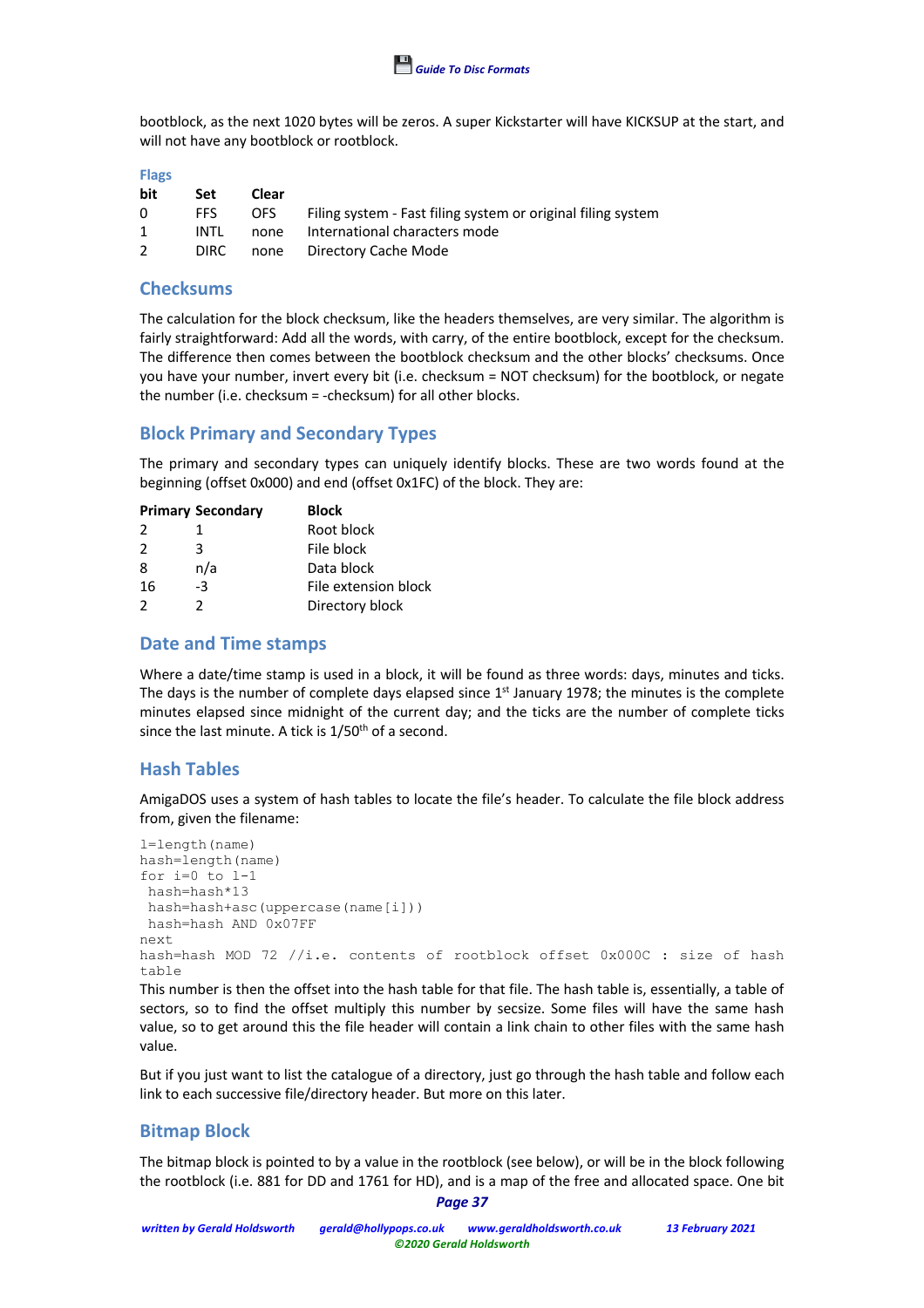bootblock, as the next 1020 bytes will be zeros. A super Kickstarter will have KICKSUP at the start, and will not have any bootblock or rootblock.

### Flags

| bit | Set | Clear | |
|---|---|---|---|
| 0 | FFS | OFS | Filing system - Fast filing system or original filing system |
| 1 | INTL | none | International characters mode |
| 2 | DIRC | none | Directory Cache Mode |

## Checksums

The calculation for the block checksum, like the headers themselves, are very similar. The algorithm is fairly straightforward: Add all the words, with carry, of the entire bootblock, except for the checksum. The difference then comes between the bootblock checksum and the other blocks' checksums. Once you have your number, invert every bit (i.e. checksum = NOT checksum) for the bootblock, or negate the number (i.e. checksum = -checksum) for all other blocks.

## Block Primary and Secondary Types

The primary and secondary types can uniquely identify blocks. These are two words found at the beginning (offset 0x000) and end (offset 0x1FC) of the block. They are:

| Primary | Secondary | Block |
|---|---|---|
| 2 | 1 | Root block |
| 2 | 3 | File block |
| 8 | n/a | Data block |
| 16 | -3 | File extension block |
| 2 | 2 | Directory block |

## Date and Time stamps

Where a date/time stamp is used in a block, it will be found as three words: days, minutes and ticks. The days is the number of complete days elapsed since 1st January 1978; the minutes is the complete minutes elapsed since midnight of the current day; and the ticks are the number of complete ticks since the last minute. A tick is 1/50th of a second.

## Hash Tables

AmigaDOS uses a system of hash tables to locate the file's header. To calculate the file block address from, given the filename:

```
l=length(name)
hash=length(name)
for i=0 to l-1
 hash=hash*13
 hash=hash+asc(uppercase(name[i]))
 hash=hash AND 0x07FF
next
hash=hash MOD 72 //i.e. contents of rootblock offset 0x000C : size of hash table
```

This number is then the offset into the hash table for that file. The hash table is, essentially, a table of sectors, so to find the offset multiply this number by secsize. Some files will have the same hash value, so to get around this the file header will contain a link chain to other files with the same hash value.

But if you just want to list the catalogue of a directory, just go through the hash table and follow each link to each successive file/directory header. But more on this later.

## Bitmap Block

The bitmap block is pointed to by a value in the rootblock (see below), or will be in the block following the rootblock (i.e. 881 for DD and 1761 for HD), and is a map of the free and allocated space. One bit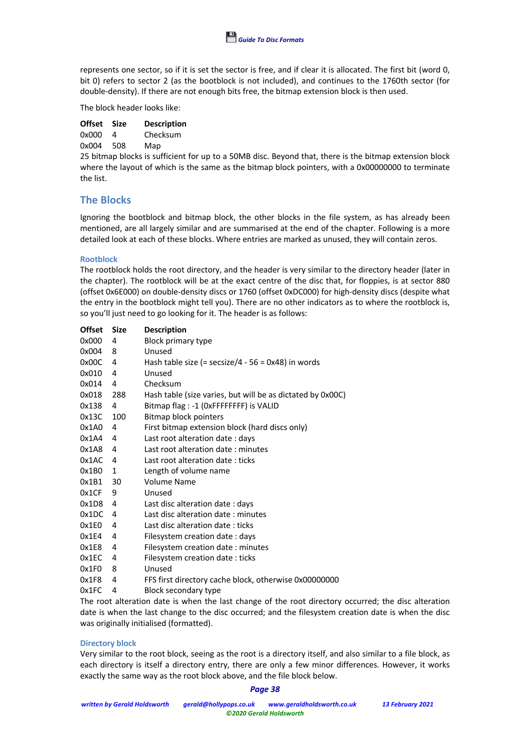represents one sector, so if it is set the sector is free, and if clear it is allocated. The first bit (word 0, bit 0) refers to sector 2 (as the bootblock is not included), and continues to the 1760th sector (for double-density). If there are not enough bits free, the bitmap extension block is then used.

The block header looks like:

| Offset | Size | Description |
|---|---|---|
| 0x000 | 4 | Checksum |
| 0x004 | 508 | Map |

25 bitmap blocks is sufficient for up to a 50MB disc. Beyond that, there is the bitmap extension block where the layout of which is the same as the bitmap block pointers, with a 0x00000000 to terminate the list.

## The Blocks

Ignoring the bootblock and bitmap block, the other blocks in the file system, as has already been mentioned, are all largely similar and are summarised at the end of the chapter. Following is a more detailed look at each of these blocks. Where entries are marked as unused, they will contain zeros.

### Rootblock

The rootblock holds the root directory, and the header is very similar to the directory header (later in the chapter). The rootblock will be at the exact centre of the disc that, for floppies, is at sector 880 (offset 0x6E000) on double-density discs or 1760 (offset 0xDC000) for high-density discs (despite what the entry in the bootblock might tell you). There are no other indicators as to where the rootblock is, so you'll just need to go looking for it. The header is as follows:

| Offset | Size | Description |
|---|---|---|
| 0x000 | 4 | Block primary type |
| 0x004 | 8 | Unused |
| 0x00C | 4 | Hash table size (= secsize/4 - 56 = 0x48) in words |
| 0x010 | 4 | Unused |
| 0x014 | 4 | Checksum |
| 0x018 | 288 | Hash table (size varies, but will be as dictated by 0x00C) |
| 0x138 | 4 | Bitmap flag : -1 (0xFFFFFFFF) is VALID |
| 0x13C | 100 | Bitmap block pointers |
| 0x1A0 | 4 | First bitmap extension block (hard discs only) |
| 0x1A4 | 4 | Last root alteration date : days |
| 0x1A8 | 4 | Last root alteration date : minutes |
| 0x1AC | 4 | Last root alteration date : ticks |
| 0x1B0 | 1 | Length of volume name |
| 0x1B1 | 30 | Volume Name |
| 0x1CF | 9 | Unused |
| 0x1D8 | 4 | Last disc alteration date : days |
| 0x1DC | 4 | Last disc alteration date : minutes |
| 0x1E0 | 4 | Last disc alteration date : ticks |
| 0x1E4 | 4 | Filesystem creation date : days |
| 0x1E8 | 4 | Filesystem creation date : minutes |
| 0x1EC | 4 | Filesystem creation date : ticks |
| 0x1F0 | 8 | Unused |
| 0x1F8 | 4 | FFS first directory cache block, otherwise 0x00000000 |
| 0x1FC | 4 | Block secondary type |

The root alteration date is when the last change of the root directory occurred; the disc alteration date is when the last change to the disc occurred; and the filesystem creation date is when the disc was originally initialised (formatted).

### Directory block

Very similar to the root block, seeing as the root is a directory itself, and also similar to a file block, as each directory is itself a directory entry, there are only a few minor differences. However, it works exactly the same way as the root block above, and the file block below.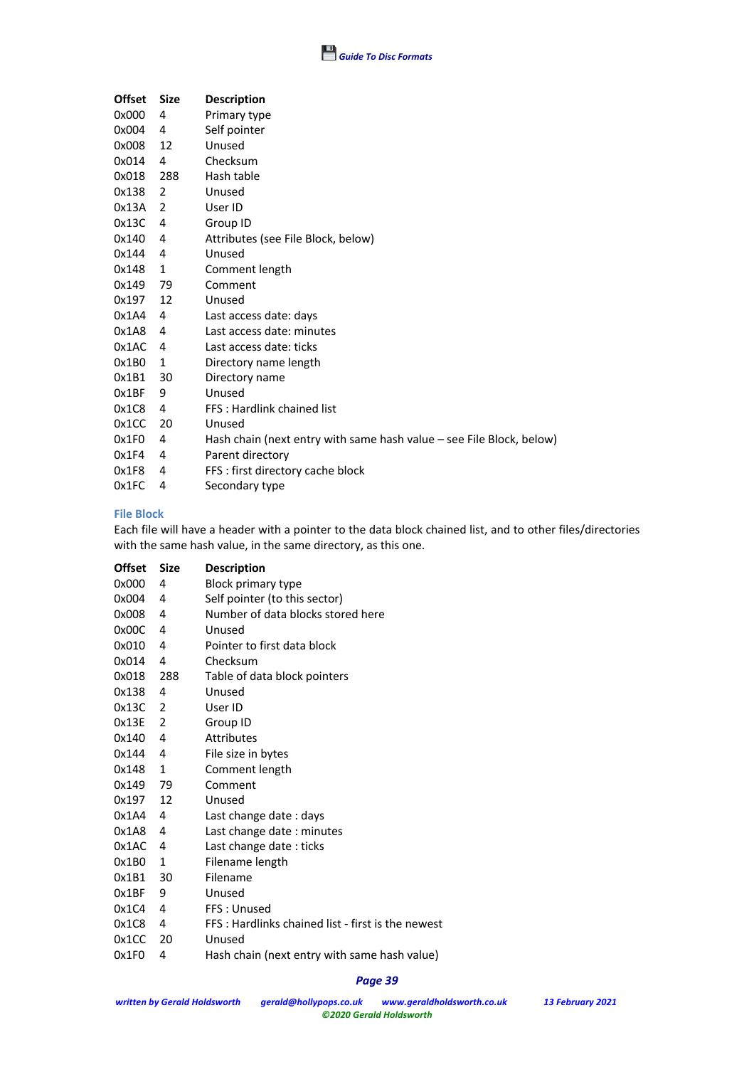| Offset | Size | Description |
|---|---|---|
| 0x000 | 4 | Primary type |
| 0x004 | 4 | Self pointer |
| 0x008 | 12 | Unused |
| 0x014 | 4 | Checksum |
| 0x018 | 288 | Hash table |
| 0x138 | 2 | Unused |
| 0x13A | 2 | User ID |
| 0x13C | 4 | Group ID |
| 0x140 | 4 | Attributes (see File Block, below) |
| 0x144 | 4 | Unused |
| 0x148 | 1 | Comment length |
| 0x149 | 79 | Comment |
| 0x197 | 12 | Unused |
| 0x1A4 | 4 | Last access date: days |
| 0x1A8 | 4 | Last access date: minutes |
| 0x1AC | 4 | Last access date: ticks |
| 0x1B0 | 1 | Directory name length |
| 0x1B1 | 30 | Directory name |
| 0x1BF | 9 | Unused |
| 0x1C8 | 4 | FFS : Hardlink chained list |
| 0x1CC | 20 | Unused |
| 0x1F0 | 4 | Hash chain (next entry with same hash value – see File Block, below) |
| 0x1F4 | 4 | Parent directory |
| 0x1F8 | 4 | FFS : first directory cache block |
| 0x1FC | 4 | Secondary type |

### File Block

Each file will have a header with a pointer to the data block chained list, and to other files/directories with the same hash value, in the same directory, as this one.

| Offset | Size | Description |
|---|---|---|
| 0x000 | 4 | Block primary type |
| 0x004 | 4 | Self pointer (to this sector) |
| 0x008 | 4 | Number of data blocks stored here |
| 0x00C | 4 | Unused |
| 0x010 | 4 | Pointer to first data block |
| 0x014 | 4 | Checksum |
| 0x018 | 288 | Table of data block pointers |
| 0x138 | 4 | Unused |
| 0x13C | 2 | User ID |
| 0x13E | 2 | Group ID |
| 0x140 | 4 | Attributes |
| 0x144 | 4 | File size in bytes |
| 0x148 | 1 | Comment length |
| 0x149 | 79 | Comment |
| 0x197 | 12 | Unused |
| 0x1A4 | 4 | Last change date : days |
| 0x1A8 | 4 | Last change date : minutes |
| 0x1AC | 4 | Last change date : ticks |
| 0x1B0 | 1 | Filename length |
| 0x1B1 | 30 | Filename |
| 0x1BF | 9 | Unused |
| 0x1C4 | 4 | FFS : Unused |
| 0x1C8 | 4 | FFS : Hardlinks chained list - first is the newest |
| 0x1CC | 20 | Unused |
| 0x1F0 | 4 | Hash chain (next entry with same hash value) |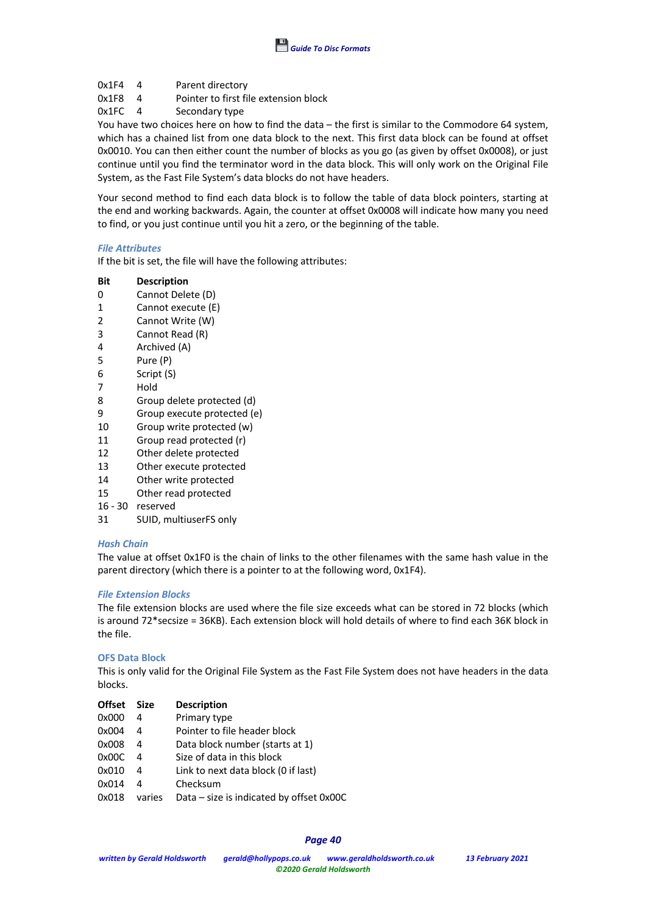| Offset | Size | Description |
|---|---|---|
| 0x1F4 | 4 | Parent directory |
| 0x1F8 | 4 | Pointer to first file extension block |
| 0x1FC | 4 | Secondary type |

You have two choices here on how to find the data – the first is similar to the Commodore 64 system, which has a chained list from one data block to the next. This first data block can be found at offset 0x0010. You can then either count the number of blocks as you go (as given by offset 0x0008), or just continue until you find the terminator word in the data block. This will only work on the Original File System, as the Fast File System's data blocks do not have headers.

Your second method to find each data block is to follow the table of data block pointers, starting at the end and working backwards. Again, the counter at offset 0x0008 will indicate how many you need to find, or you just continue until you hit a zero, or the beginning of the table.

### *File Attributes*

If the bit is set, the file will have the following attributes:

| Bit | Description |
|---|---|
| 0 | Cannot Delete (D) |
| 1 | Cannot execute (E) |
| 2 | Cannot Write (W) |
| 3 | Cannot Read (R) |
| 4 | Archived (A) |
| 5 | Pure (P) |
| 6 | Script (S) |
| 7 | Hold |
| 8 | Group delete protected (d) |
| 9 | Group execute protected (e) |
| 10 | Group write protected (w) |
| 11 | Group read protected (r) |
| 12 | Other delete protected |
| 13 | Other execute protected |
| 14 | Other write protected |
| 15 | Other read protected |
| 16 - 30 | reserved |
| 31 | SUID, multiuserFS only |

### *Hash Chain*

The value at offset 0x1F0 is the chain of links to the other filenames with the same hash value in the parent directory (which there is a pointer to at the following word, 0x1F4).

### *File Extension Blocks*

The file extension blocks are used where the file size exceeds what can be stored in 72 blocks (which is around 72*secsize = 36KB). Each extension block will hold details of where to find each 36K block in the file.

## OFS Data Block

This is only valid for the Original File System as the Fast File System does not have headers in the data blocks.

| Offset | Size | Description |
|---|---|---|
| 0x000 | 4 | Primary type |
| 0x004 | 4 | Pointer to file header block |
| 0x008 | 4 | Data block number (starts at 1) |
| 0x00C | 4 | Size of data in this block |
| 0x010 | 4 | Link to next data block (0 if last) |
| 0x014 | 4 | Checksum |
| 0x018 | varies | Data – size is indicated by offset 0x00C |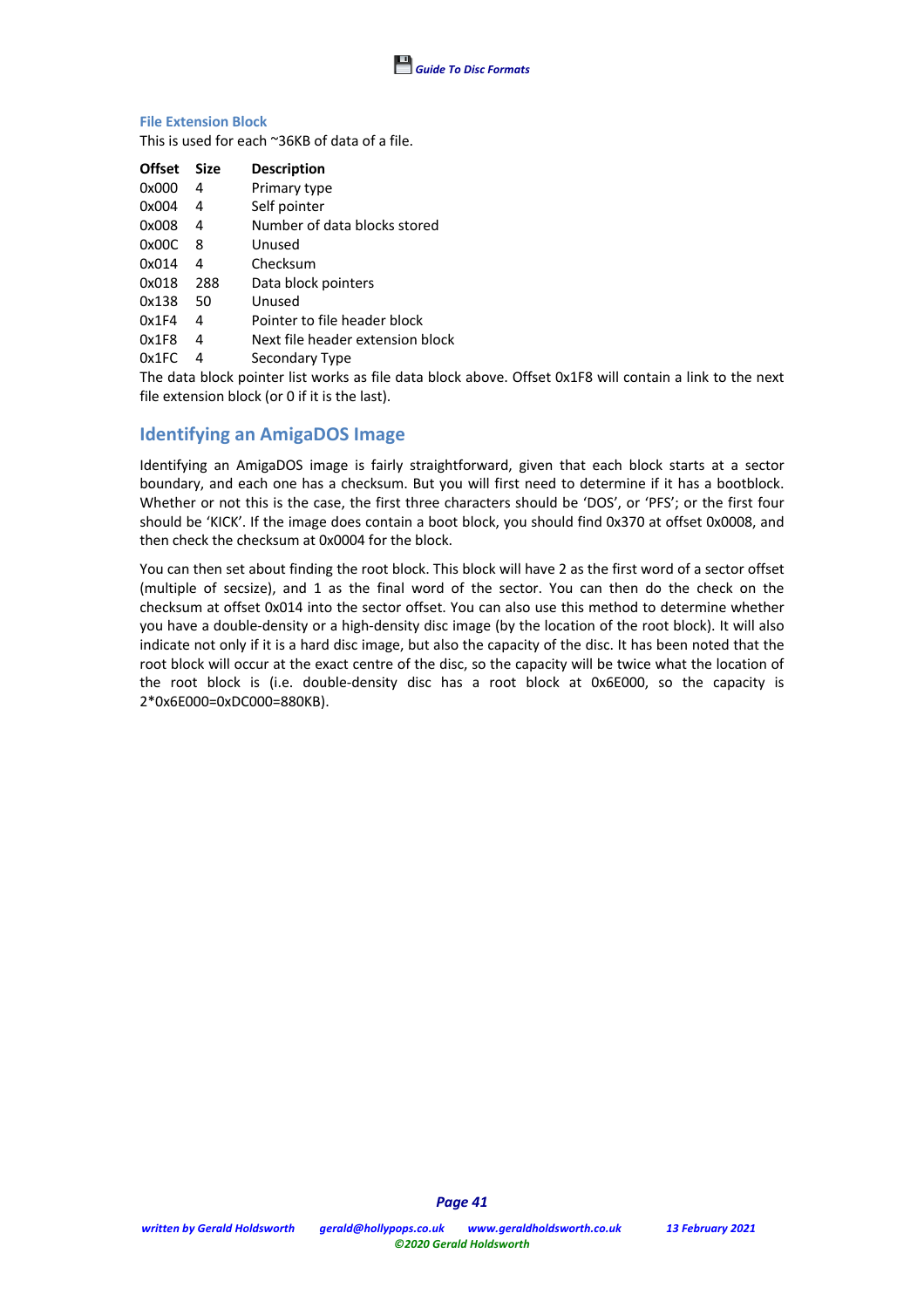### File Extension Block

This is used for each ~36KB of data of a file.

| Offset | Size | Description |
|---|---|---|
| 0x000 | 4 | Primary type |
| 0x004 | 4 | Self pointer |
| 0x008 | 4 | Number of data blocks stored |
| 0x00C | 8 | Unused |
| 0x014 | 4 | Checksum |
| 0x018 | 288 | Data block pointers |
| 0x138 | 50 | Unused |
| 0x1F4 | 4 | Pointer to file header block |
| 0x1F8 | 4 | Next file header extension block |
| 0x1FC | 4 | Secondary Type |

The data block pointer list works as file data block above. Offset 0x1F8 will contain a link to the next file extension block (or 0 if it is the last).

## Identifying an AmigaDOS Image

Identifying an AmigaDOS image is fairly straightforward, given that each block starts at a sector boundary, and each one has a checksum. But you will first need to determine if it has a bootblock. Whether or not this is the case, the first three characters should be 'DOS', or 'PFS'; or the first four should be 'KICK'. If the image does contain a boot block, you should find 0x370 at offset 0x0008, and then check the checksum at 0x0004 for the block.

You can then set about finding the root block. This block will have 2 as the first word of a sector offset (multiple of secsize), and 1 as the final word of the sector. You can then do the check on the checksum at offset 0x014 into the sector offset. You can also use this method to determine whether you have a double-density or a high-density disc image (by the location of the root block). It will also indicate not only if it is a hard disc image, but also the capacity of the disc. It has been noted that the root block will occur at the exact centre of the disc, so the capacity will be twice what the location of the root block is (i.e. double-density disc has a root block at 0x6E000, so the capacity is 2*0x6E000=0xDC000=880KB).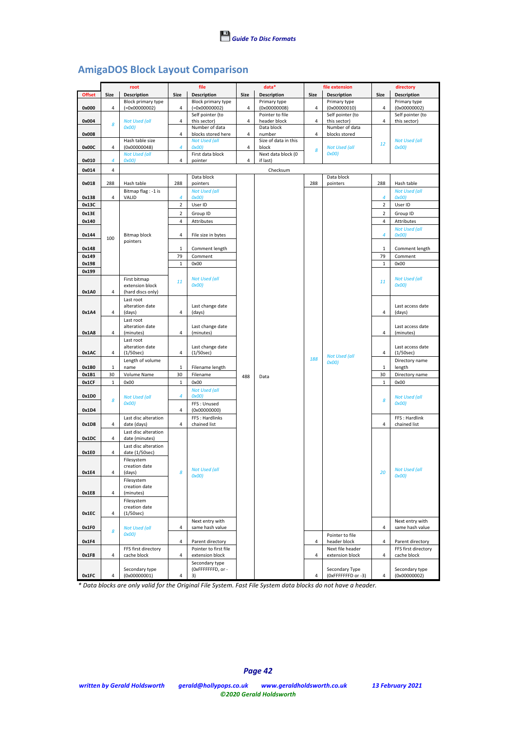## AmigaDOS Block Layout Comparison

| | root | | file | | data* | | file extension | | directory | |
|---|---|---|---|---|---|---|---|---|---|---|
| **Offset** | **Size** | **Description** | **Size** | **Description** | **Size** | **Description** | **Size** | **Description** | **Size** | **Description** |
| 0x000 | 4 | Block primary type (=0x00000002) | 4 | Block primary type (=0x00000002) | 4 | Primary type (0x00000008) | 4 | Primary type (0x00000010) | 4 | Primary type (0x00000002) |
| 0x004 | 8 | Not Used (all 0x00) | 4 | Self pointer (to this sector) | 4 | Pointer to file header block | 4 | Self pointer (to this sector) | 4 | Self pointer (to this sector) |
| 0x008 | | | 4 | Number of data blocks stored here | 4 | Data block number | 4 | Number of data blocks stored | 12 | Not Used (all 0x00) |
| 0x00C | 4 | Hash table size (0x00000048) | 4 | Not Used (all 0x00) | 4 | Size of data in this block | 8 | Not Used (all 0x00) | | |
| 0x010 | 4 | Not Used (all 0x00) | 4 | First data block pointer | 4 | Next data block (0 if last) | | | | |
| 0x014 | 4 | Checksum | | | | | | | | |
| 0x018 | 288 | Hash table | 288 | Data block pointers | 488 | Data | 288 | Data block pointers | 288 | Hash table |
| 0x138 | 4 | Bitmap flag : -1 is VALID | 4 | Not Used (all 0x00) | | | 188 | Not Used (all 0x00) | 4 | Not Used (all 0x00) |
| 0x13C | 100 | Bitmap block pointers | 2 | User ID | | | | | 2 | User ID |
| 0x13E | | | 2 | Group ID | | | | | 2 | Group ID |
| 0x140 | | | 4 | Attributes | | | | | 4 | Attributes |
| 0x144 | | | 4 | File size in bytes | | | | | 4 | Not Used (all 0x00) |
| 0x148 | | | 1 | Comment length | | | | | 1 | Comment length |
| 0x149 | | | 79 | Comment | | | | | 79 | Comment |
| 0x198 | | | 1 | 0x00 | | | | | 1 | 0x00 |
| 0x199 | | | 11 | Not Used (all 0x00) | | | | | 11 | Not Used (all 0x00) |
| 0x1A0 | 4 | First bitmap extension block (hard discs only) | | | | | | | | |
| 0x1A4 | 4 | Last root alteration date (days) | 4 | Last change date (days) | | | | | 4 | Last access date (days) |
| 0x1A8 | 4 | Last root alteration date (minutes) | 4 | Last change date (minutes) | | | | | 4 | Last access date (minutes) |
| 0x1AC | 4 | Last root alteration date (1/50sec) | 4 | Last change date (1/50sec) | | | | | 4 | Last access date (1/50sec) |
| 0x1B0 | 1 | Length of volume name | 1 | Filename length | | | | | 1 | Directory name length |
| 0x1B1 | 30 | Volume Name | 30 | Filename | | | | | 30 | Directory name |
| 0x1CF | 1 | 0x00 | 1 | 0x00 | | | | | 1 | 0x00 |
| 0x1D0 | 8 | Not Used (all 0x00) | 4 | Not Used (all 0x00) | | | | | 8 | Not Used (all 0x00) |
| 0x1D4 | | | 4 | FFS : Unused (0x00000000) | | | | | | |
| 0x1D8 | 4 | Last disc alteration date (days) | 4 | FFS : Hardlinks chained list | | | | | 4 | FFS : Hardlink chained list |
| 0x1DC | 4 | Last disc alteration date (minutes) | 8 | Not Used (all 0x00) | | | | | 20 | Not Used (all 0x00) |
| 0x1E0 | 4 | Last disc alteration date (1/50sec) | | | | | | | | |
| 0x1E4 | 4 | Filesystem creation date (days) | | | | | | | | |
| 0x1E8 | 4 | Filesystem creation date (minutes) | | | | | | | | |
| 0x1EC | 4 | Filesystem creation date (1/50sec) | | | | | | | | |
| 0x1F0 | 8 | Not Used (all 0x00) | 4 | Next entry with same hash value | | | | | 4 | Next entry with same hash value |
| 0x1F4 | | | 4 | Parent directory | | | 4 | Pointer to file header block | 4 | Parent directory |
| 0x1F8 | 4 | FFS first directory cache block | 4 | Pointer to first file extension block | | | 4 | Next file header extension block | 4 | FFS first directory cache block |
| 0x1FC | 4 | Secondary type (0x00000001) | 4 | Secondary type (0xFFFFFFFD, or -3) | | | 4 | Secondary Type (0xFFFFFFFD or -3) | 4 | Secondary type (0x00000002) |

*\* Data blocks are only valid for the Original File System. Fast File System data blocks do not have a header.*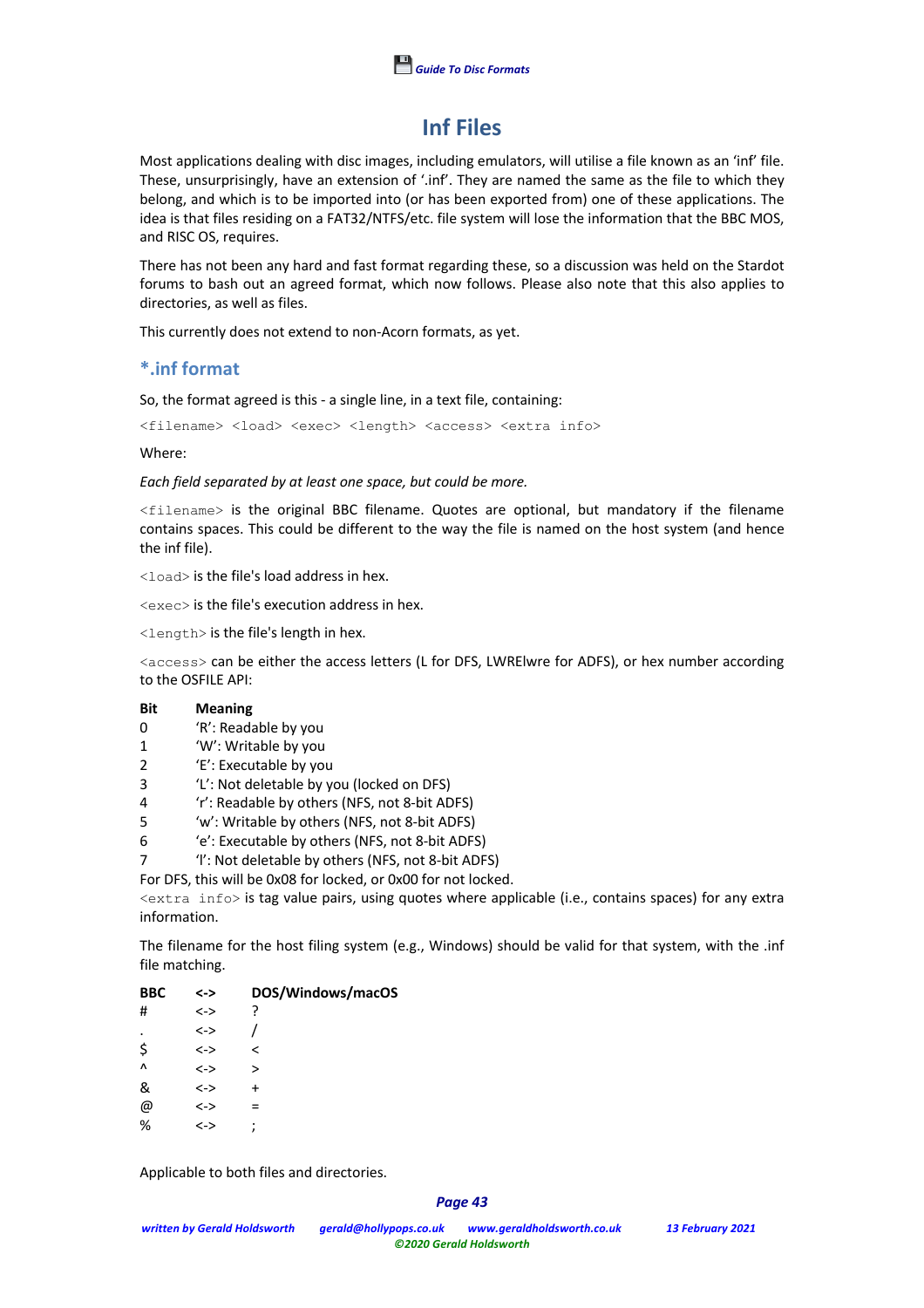# Inf Files

Most applications dealing with disc images, including emulators, will utilise a file known as an 'inf' file. These, unsurprisingly, have an extension of '.inf'. They are named the same as the file to which they belong, and which is to be imported into (or has been exported from) one of these applications. The idea is that files residing on a FAT32/NTFS/etc. file system will lose the information that the BBC MOS, and RISC OS, requires.

There has not been any hard and fast format regarding these, so a discussion was held on the Stardot forums to bash out an agreed format, which now follows. Please also note that this also applies to directories, as well as files.

This currently does not extend to non-Acorn formats, as yet.

## *.inf format

So, the format agreed is this - a single line, in a text file, containing:

```
<filename> <load> <exec> <length> <access> <extra info>
```

Where:

*Each field separated by at least one space, but could be more.*

`<filename>` is the original BBC filename. Quotes are optional, but mandatory if the filename contains spaces. This could be different to the way the file is named on the host system (and hence the inf file).

`<load>` is the file's load address in hex.

`<exec>` is the file's execution address in hex.

`<length>` is the file's length in hex.

`<access>` can be either the access letters (L for DFS, LWRElwre for ADFS), or hex number according to the OSFILE API:

| Bit | Meaning |
|---|---|
| 0 | 'R': Readable by you |
| 1 | 'W': Writable by you |
| 2 | 'E': Executable by you |
| 3 | 'L': Not deletable by you (locked on DFS) |
| 4 | 'r': Readable by others (NFS, not 8-bit ADFS) |
| 5 | 'w': Writable by others (NFS, not 8-bit ADFS) |
| 6 | 'e': Executable by others (NFS, not 8-bit ADFS) |
| 7 | 'l': Not deletable by others (NFS, not 8-bit ADFS) |

For DFS, this will be 0x08 for locked, or 0x00 for not locked.

`<extra info>` is tag value pairs, using quotes where applicable (i.e., contains spaces) for any extra information.

The filename for the host filing system (e.g., Windows) should be valid for that system, with the .inf file matching.

| BBC | <-> | DOS/Windows/macOS |
|---|---|---|
| # | <-> | ? |
| . | <-> | / |
| $ | <-> | < |
| ^ | <-> | > |
| & | <-> | + |
| @ | <-> | = |
| % | <-> | ; |

Applicable to both files and directories.